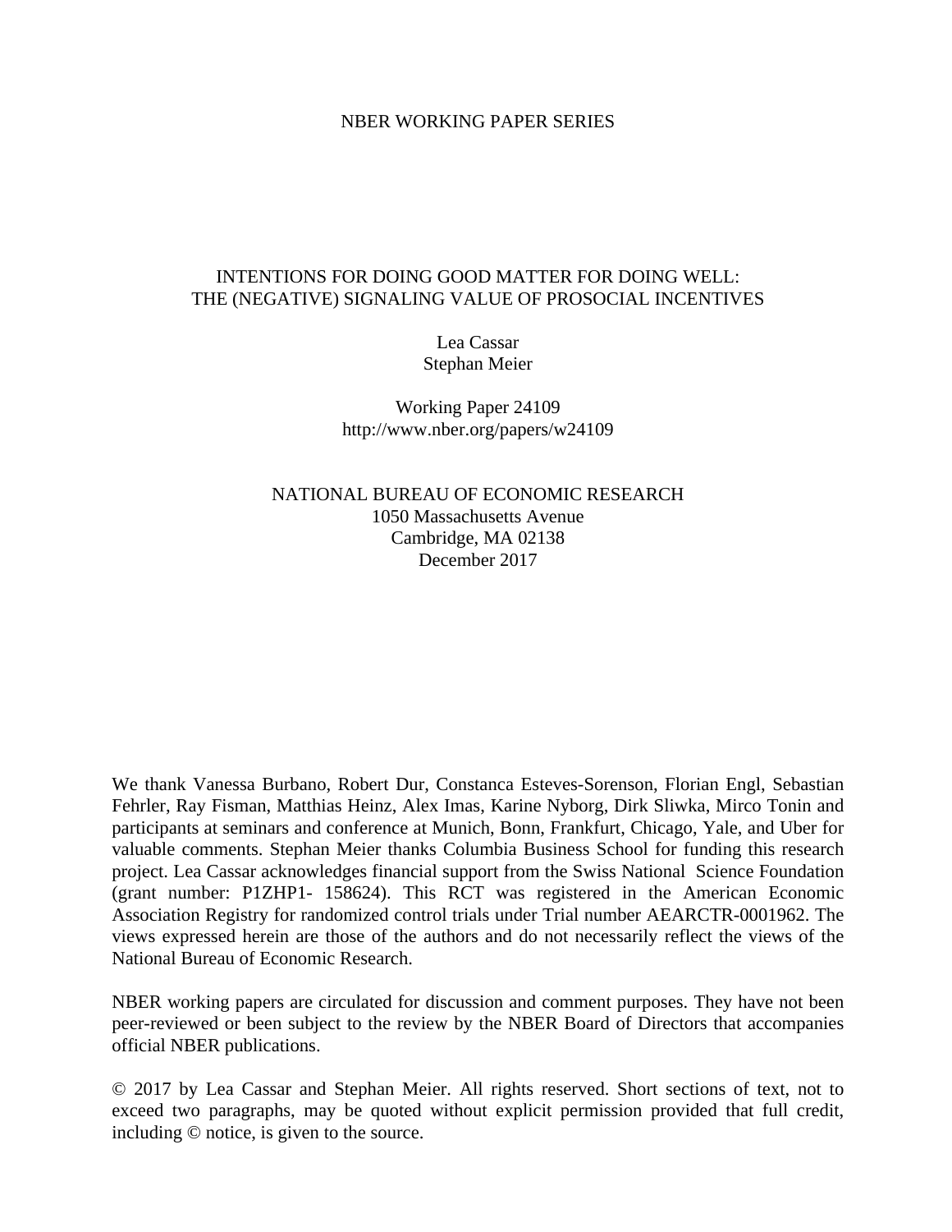NBER WORKING PAPER SERIES

# INTENTIONS FOR DOING GOOD MATTER FOR DOING WELL: THE (NEGATIVE) SIGNALING VALUE OF PROSOCIAL INCENTIVES

Lea Cassar
Stephan Meier

Working Paper 24109
http://www.nber.org/papers/w24109

NATIONAL BUREAU OF ECONOMIC RESEARCH
1050 Massachusetts Avenue
Cambridge, MA 02138
December 2017

We thank Vanessa Burbano, Robert Dur, Constanca Esteves-Sorenson, Florian Engl, Sebastian Fehrler, Ray Fisman, Matthias Heinz, Alex Imas, Karine Nyborg, Dirk Sliwka, Mirco Tonin and participants at seminars and conference at Munich, Bonn, Frankfurt, Chicago, Yale, and Uber for valuable comments. Stephan Meier thanks Columbia Business School for funding this research project. Lea Cassar acknowledges financial support from the Swiss National Science Foundation (grant number: P1ZHP1- 158624). This RCT was registered in the American Economic Association Registry for randomized control trials under Trial number AEARCTR-0001962. The views expressed herein are those of the authors and do not necessarily reflect the views of the National Bureau of Economic Research.

NBER working papers are circulated for discussion and comment purposes. They have not been peer-reviewed or been subject to the review by the NBER Board of Directors that accompanies official NBER publications.

© 2017 by Lea Cassar and Stephan Meier. All rights reserved. Short sections of text, not to exceed two paragraphs, may be quoted without explicit permission provided that full credit, including © notice, is given to the source.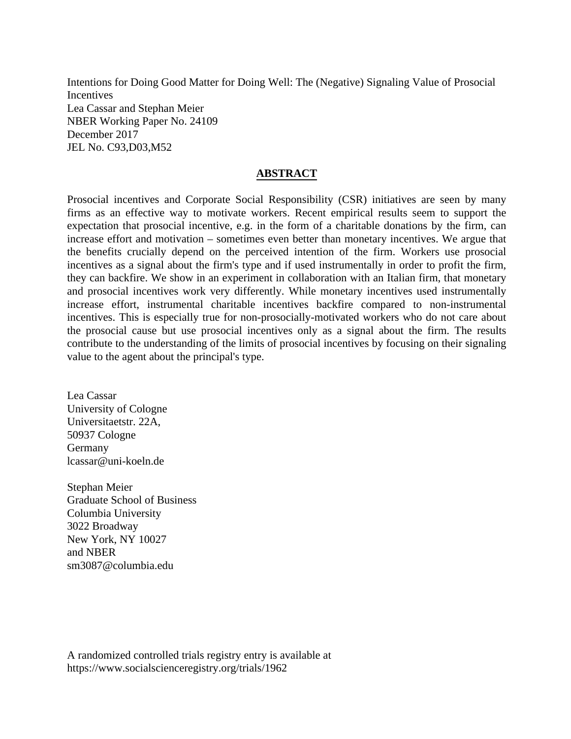Intentions for Doing Good Matter for Doing Well: The (Negative) Signaling Value of Prosocial Incentives
Lea Cassar and Stephan Meier
NBER Working Paper No. 24109
December 2017
JEL No. C93,D03,M52

## ABSTRACT

Prosocial incentives and Corporate Social Responsibility (CSR) initiatives are seen by many firms as an effective way to motivate workers. Recent empirical results seem to support the expectation that prosocial incentive, e.g. in the form of a charitable donations by the firm, can increase effort and motivation – sometimes even better than monetary incentives. We argue that the benefits crucially depend on the perceived intention of the firm. Workers use prosocial incentives as a signal about the firm's type and if used instrumentally in order to profit the firm, they can backfire. We show in an experiment in collaboration with an Italian firm, that monetary and prosocial incentives work very differently. While monetary incentives used instrumentally increase effort, instrumental charitable incentives backfire compared to non-instrumental incentives. This is especially true for non-prosocially-motivated workers who do not care about the prosocial cause but use prosocial incentives only as a signal about the firm. The results contribute to the understanding of the limits of prosocial incentives by focusing on their signaling value to the agent about the principal's type.

Lea Cassar
University of Cologne
Universitaetstr. 22A,
50937 Cologne
Germany
lcassar@uni-koeln.de

Stephan Meier
Graduate School of Business
Columbia University
3022 Broadway
New York, NY 10027
and NBER
sm3087@columbia.edu

A randomized controlled trials registry entry is available at
https://www.socialscienceregistry.org/trials/1962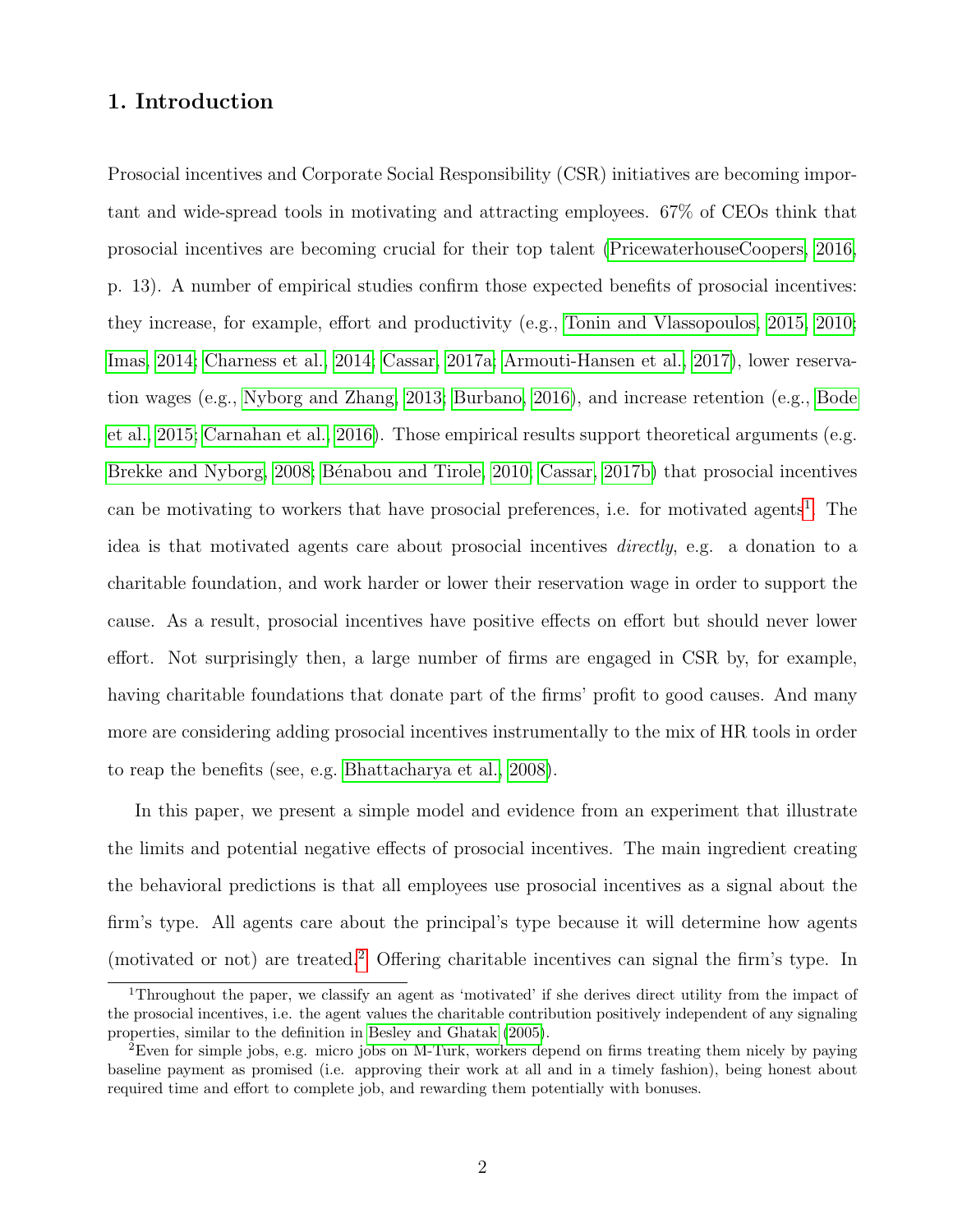## 1. Introduction

Prosocial incentives and Corporate Social Responsibility (CSR) initiatives are becoming important and wide-spread tools in motivating and attracting employees. 67% of CEOs think that prosocial incentives are becoming crucial for their top talent (PricewaterhouseCoopers, 2016, p. 13). A number of empirical studies confirm those expected benefits of prosocial incentives: they increase, for example, effort and productivity (e.g., Tonin and Vlassopoulos, 2015, 2010; Imas, 2014; Charness et al., 2014; Cassar, 2017a; Armouti-Hansen et al., 2017), lower reservation wages (e.g., Nyborg and Zhang, 2013; Burbano, 2016), and increase retention (e.g., Bode et al., 2015; Carnahan et al., 2016). Those empirical results support theoretical arguments (e.g. Brekke and Nyborg, 2008; Bénabou and Tirole, 2010; Cassar, 2017b) that prosocial incentives can be motivating to workers that have prosocial preferences, i.e. for motivated agents[1]. The idea is that motivated agents care about prosocial incentives *directly*, e.g. a donation to a charitable foundation, and work harder or lower their reservation wage in order to support the cause. As a result, prosocial incentives have positive effects on effort but should never lower effort. Not surprisingly then, a large number of firms are engaged in CSR by, for example, having charitable foundations that donate part of the firms' profit to good causes. And many more are considering adding prosocial incentives instrumentally to the mix of HR tools in order to reap the benefits (see, e.g. Bhattacharya et al., 2008).

In this paper, we present a simple model and evidence from an experiment that illustrate the limits and potential negative effects of prosocial incentives. The main ingredient creating the behavioral predictions is that all employees use prosocial incentives as a signal about the firm's type. All agents care about the principal's type because it will determine how agents (motivated or not) are treated.[2] Offering charitable incentives can signal the firm's type. In

[1] Throughout the paper, we classify an agent as 'motivated' if she derives direct utility from the impact of the prosocial incentives, i.e. the agent values the charitable contribution positively independent of any signaling properties, similar to the definition in Besley and Ghatak (2005).

[2] Even for simple jobs, e.g. micro jobs on M-Turk, workers depend on firms treating them nicely by paying baseline payment as promised (i.e. approving their work at all and in a timely fashion), being honest about required time and effort to complete job, and rewarding them potentially with bonuses.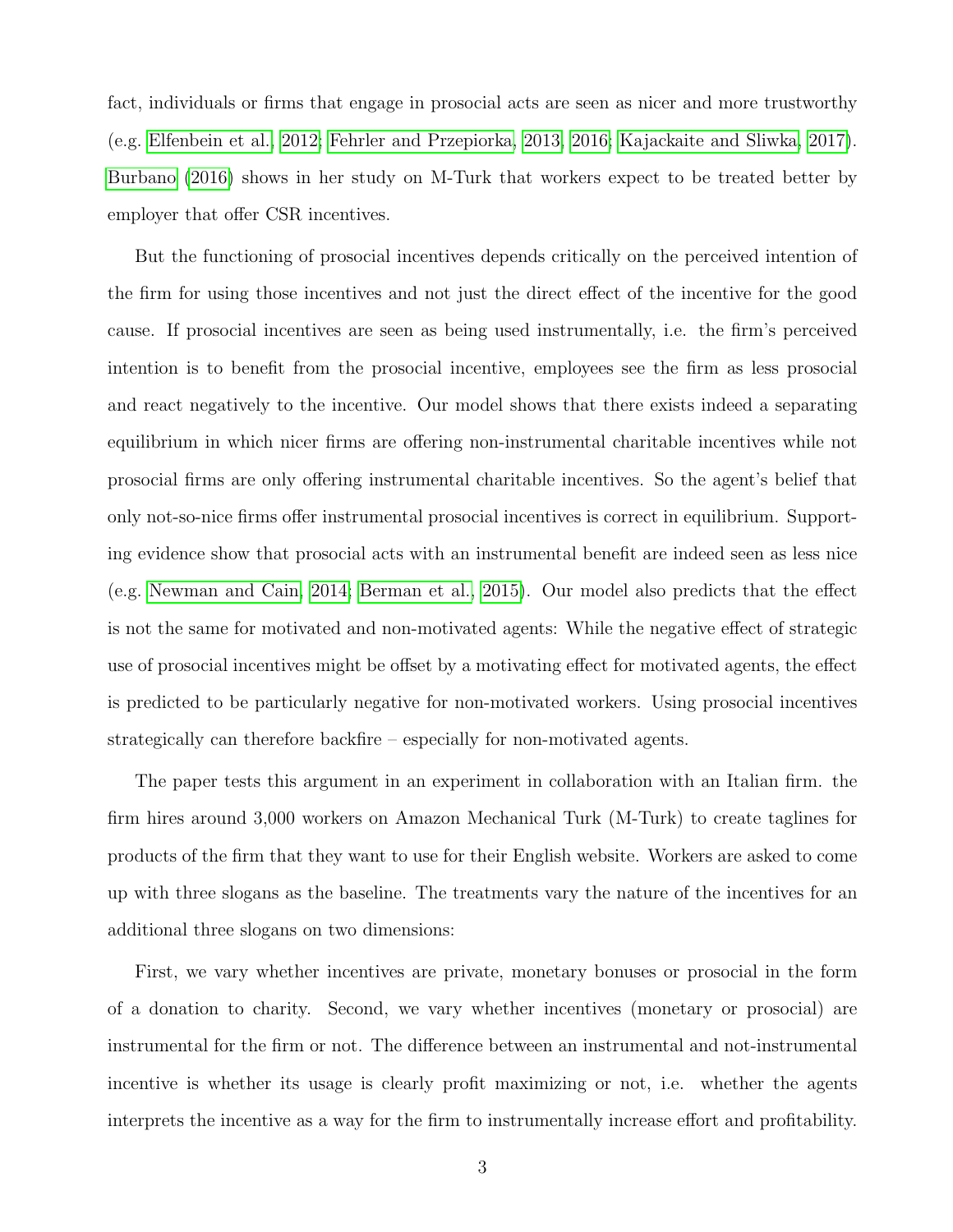fact, individuals or firms that engage in prosocial acts are seen as nicer and more trustworthy (e.g. Elfenbein et al., 2012; Fehrler and Przepiorka, 2013, 2016; Kajackaite and Sliwka, 2017). Burbano (2016) shows in her study on M-Turk that workers expect to be treated better by employer that offer CSR incentives.

But the functioning of prosocial incentives depends critically on the perceived intention of the firm for using those incentives and not just the direct effect of the incentive for the good cause. If prosocial incentives are seen as being used instrumentally, i.e. the firm's perceived intention is to benefit from the prosocial incentive, employees see the firm as less prosocial and react negatively to the incentive. Our model shows that there exists indeed a separating equilibrium in which nicer firms are offering non-instrumental charitable incentives while not prosocial firms are only offering instrumental charitable incentives. So the agent's belief that only not-so-nice firms offer instrumental prosocial incentives is correct in equilibrium. Supporting evidence show that prosocial acts with an instrumental benefit are indeed seen as less nice (e.g. Newman and Cain, 2014; Berman et al., 2015). Our model also predicts that the effect is not the same for motivated and non-motivated agents: While the negative effect of strategic use of prosocial incentives might be offset by a motivating effect for motivated agents, the effect is predicted to be particularly negative for non-motivated workers. Using prosocial incentives strategically can therefore backfire – especially for non-motivated agents.

The paper tests this argument in an experiment in collaboration with an Italian firm. the firm hires around 3,000 workers on Amazon Mechanical Turk (M-Turk) to create taglines for products of the firm that they want to use for their English website. Workers are asked to come up with three slogans as the baseline. The treatments vary the nature of the incentives for an additional three slogans on two dimensions:

First, we vary whether incentives are private, monetary bonuses or prosocial in the form of a donation to charity. Second, we vary whether incentives (monetary or prosocial) are instrumental for the firm or not. The difference between an instrumental and not-instrumental incentive is whether its usage is clearly profit maximizing or not, i.e. whether the agents interprets the incentive as a way for the firm to instrumentally increase effort and profitability.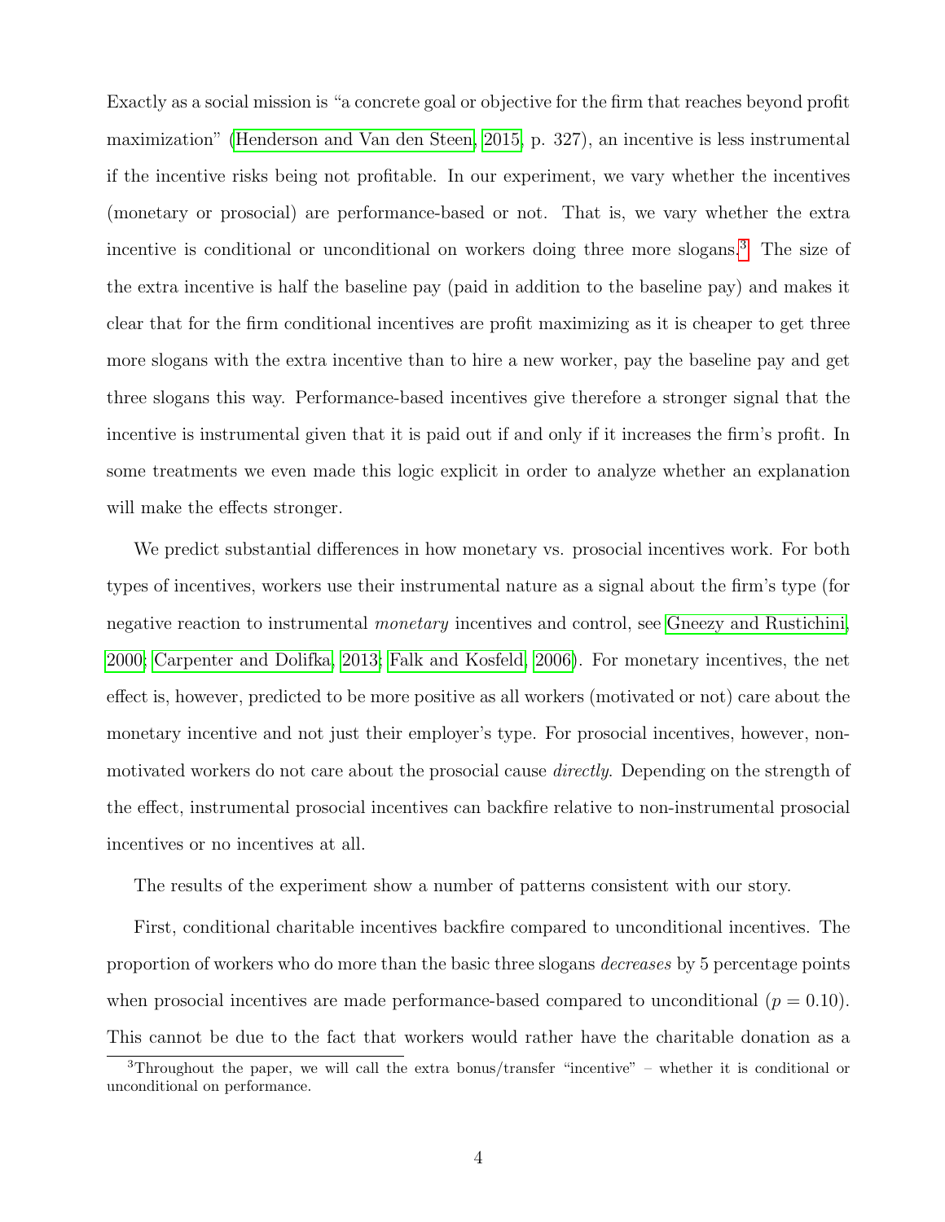Exactly as a social mission is "a concrete goal or objective for the firm that reaches beyond profit maximization" (Henderson and Van den Steen, 2015, p. 327), an incentive is less instrumental if the incentive risks being not profitable. In our experiment, we vary whether the incentives (monetary or prosocial) are performance-based or not. That is, we vary whether the extra incentive is conditional or unconditional on workers doing three more slogans.[3] The size of the extra incentive is half the baseline pay (paid in addition to the baseline pay) and makes it clear that for the firm conditional incentives are profit maximizing as it is cheaper to get three more slogans with the extra incentive than to hire a new worker, pay the baseline pay and get three slogans this way. Performance-based incentives give therefore a stronger signal that the incentive is instrumental given that it is paid out if and only if it increases the firm's profit. In some treatments we even made this logic explicit in order to analyze whether an explanation will make the effects stronger.

We predict substantial differences in how monetary vs. prosocial incentives work. For both types of incentives, workers use their instrumental nature as a signal about the firm's type (for negative reaction to instrumental *monetary* incentives and control, see Gneezy and Rustichini, 2000; Carpenter and Dolifka, 2013; Falk and Kosfeld, 2006). For monetary incentives, the net effect is, however, predicted to be more positive as all workers (motivated or not) care about the monetary incentive and not just their employer's type. For prosocial incentives, however, non-motivated workers do not care about the prosocial cause *directly*. Depending on the strength of the effect, instrumental prosocial incentives can backfire relative to non-instrumental prosocial incentives or no incentives at all.

The results of the experiment show a number of patterns consistent with our story.

First, conditional charitable incentives backfire compared to unconditional incentives. The proportion of workers who do more than the basic three slogans *decreases* by 5 percentage points when prosocial incentives are made performance-based compared to unconditional ($p = 0.10$). This cannot be due to the fact that workers would rather have the charitable donation as a

[3] Throughout the paper, we will call the extra bonus/transfer "incentive" – whether it is conditional or unconditional on performance.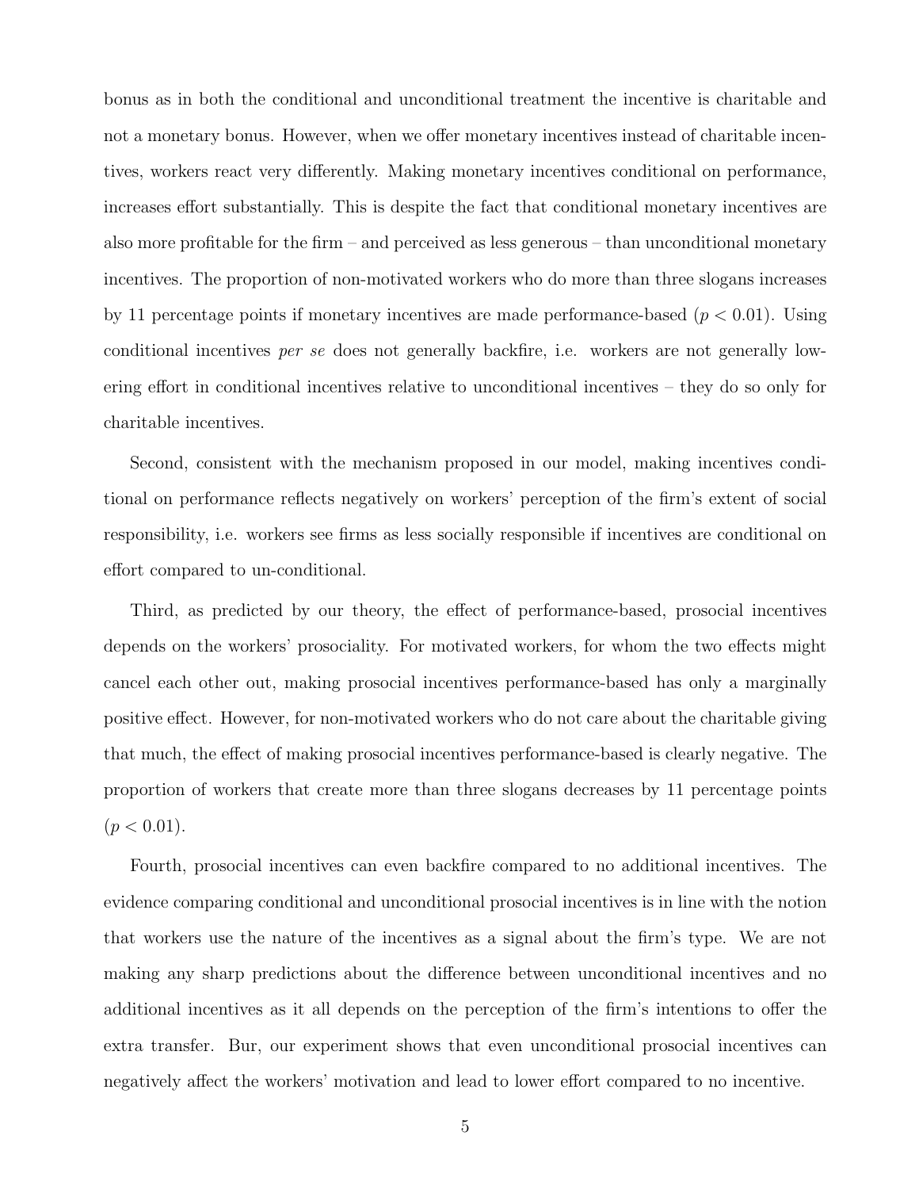bonus as in both the conditional and unconditional treatment the incentive is charitable and not a monetary bonus. However, when we offer monetary incentives instead of charitable incentives, workers react very differently. Making monetary incentives conditional on performance, increases effort substantially. This is despite the fact that conditional monetary incentives are also more profitable for the firm – and perceived as less generous – than unconditional monetary incentives. The proportion of non-motivated workers who do more than three slogans increases by 11 percentage points if monetary incentives are made performance-based ($p < 0.01$). Using conditional incentives *per se* does not generally backfire, i.e. workers are not generally lowering effort in conditional incentives relative to unconditional incentives – they do so only for charitable incentives.

Second, consistent with the mechanism proposed in our model, making incentives conditional on performance reflects negatively on workers' perception of the firm's extent of social responsibility, i.e. workers see firms as less socially responsible if incentives are conditional on effort compared to un-conditional.

Third, as predicted by our theory, the effect of performance-based, prosocial incentives depends on the workers' prosociality. For motivated workers, for whom the two effects might cancel each other out, making prosocial incentives performance-based has only a marginally positive effect. However, for non-motivated workers who do not care about the charitable giving that much, the effect of making prosocial incentives performance-based is clearly negative. The proportion of workers that create more than three slogans decreases by 11 percentage points ($p < 0.01$).

Fourth, prosocial incentives can even backfire compared to no additional incentives. The evidence comparing conditional and unconditional prosocial incentives is in line with the notion that workers use the nature of the incentives as a signal about the firm's type. We are not making any sharp predictions about the difference between unconditional incentives and no additional incentives as it all depends on the perception of the firm's intentions to offer the extra transfer. Bur, our experiment shows that even unconditional prosocial incentives can negatively affect the workers' motivation and lead to lower effort compared to no incentive.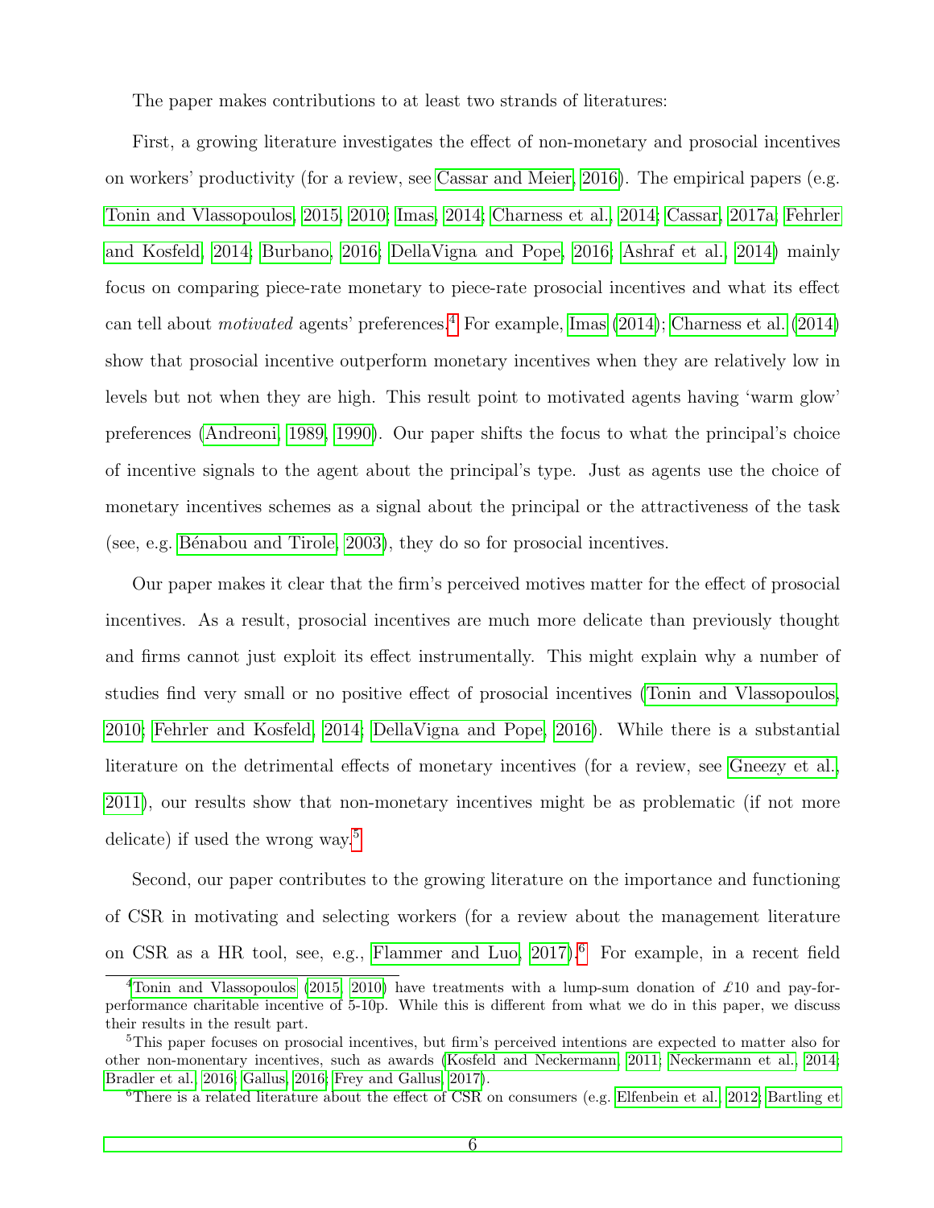The paper makes contributions to at least two strands of literatures:

First, a growing literature investigates the effect of non-monetary and prosocial incentives on workers' productivity (for a review, see Cassar and Meier, 2016). The empirical papers (e.g. Tonin and Vlassopoulos, 2015, 2010; Imas, 2014; Charness et al., 2014; Cassar, 2017a; Fehrler and Kosfeld, 2014; Burbano, 2016; DellaVigna and Pope, 2016; Ashraf et al., 2014) mainly focus on comparing piece-rate monetary to piece-rate prosocial incentives and what its effect can tell about *motivated* agents' preferences.[4] For example, Imas (2014); Charness et al. (2014) show that prosocial incentive outperform monetary incentives when they are relatively low in levels but not when they are high. This result point to motivated agents having 'warm glow' preferences (Andreoni, 1989, 1990). Our paper shifts the focus to what the principal's choice of incentive signals to the agent about the principal's type. Just as agents use the choice of monetary incentives schemes as a signal about the principal or the attractiveness of the task (see, e.g. Bénabou and Tirole, 2003), they do so for prosocial incentives.

Our paper makes it clear that the firm's perceived motives matter for the effect of prosocial incentives. As a result, prosocial incentives are much more delicate than previously thought and firms cannot just exploit its effect instrumentally. This might explain why a number of studies find very small or no positive effect of prosocial incentives (Tonin and Vlassopoulos, 2010; Fehrler and Kosfeld, 2014; DellaVigna and Pope, 2016). While there is a substantial literature on the detrimental effects of monetary incentives (for a review, see Gneezy et al., 2011), our results show that non-monetary incentives might be as problematic (if not more delicate) if used the wrong way.[5]

Second, our paper contributes to the growing literature on the importance and functioning of CSR in motivating and selecting workers (for a review about the management literature on CSR as a HR tool, see, e.g., Flammer and Luo, 2017).[6] For example, in a recent field

[4] Tonin and Vlassopoulos (2015, 2010) have treatments with a lump-sum donation of £10 and pay-for-performance charitable incentive of 5-10p. While this is different from what we do in this paper, we discuss their results in the result part.

[5] This paper focuses on prosocial incentives, but firm's perceived intentions are expected to matter also for other non-monentary incentives, such as awards (Kosfeld and Neckermann, 2011; Neckermann et al., 2014; Bradler et al., 2016; Gallus, 2016; Frey and Gallus, 2017).

[6] There is a related literature about the effect of CSR on consumers (e.g. Elfenbein et al., 2012; Bartling et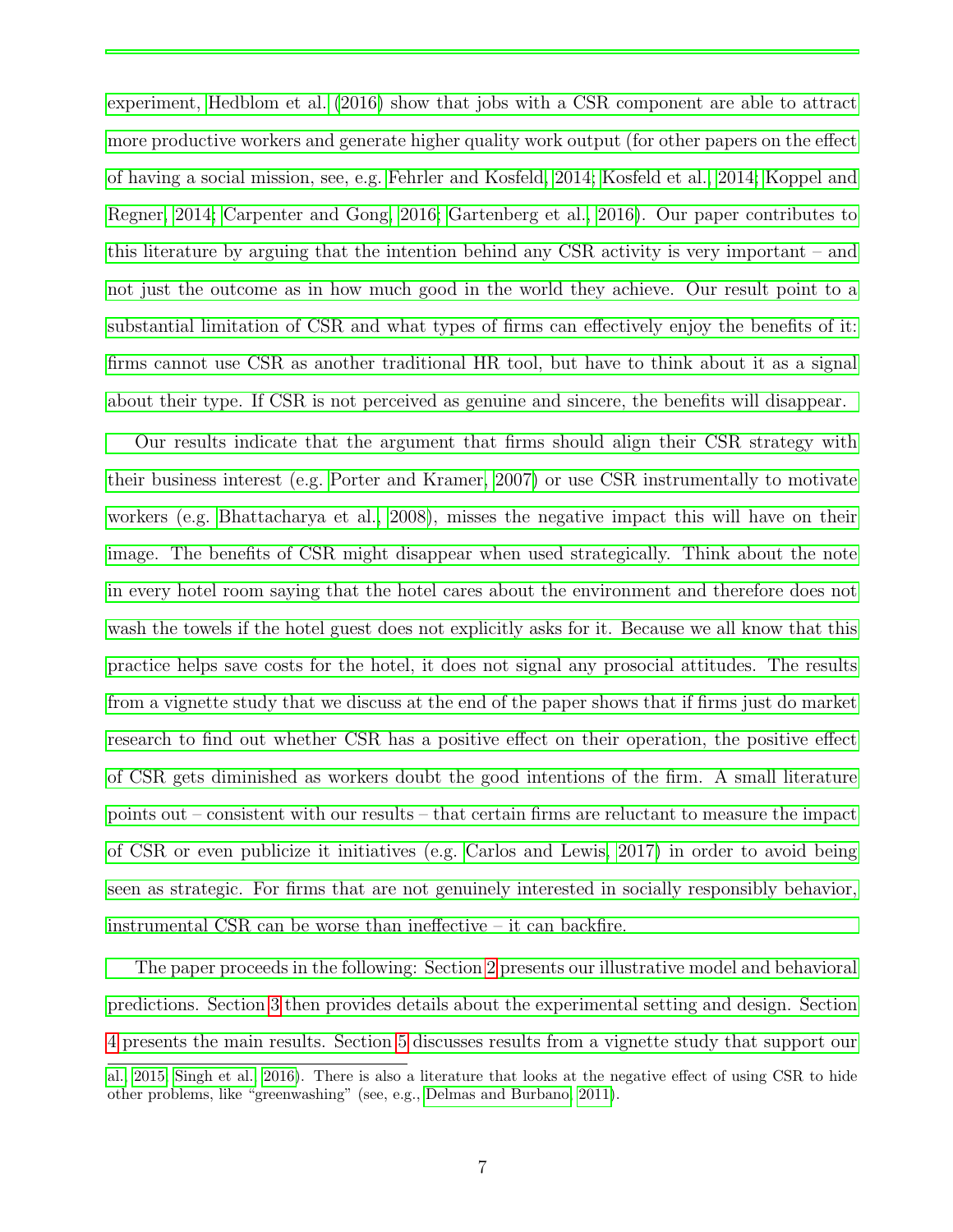experiment, Hedblom et al. (2016) show that jobs with a CSR component are able to attract more productive workers and generate higher quality work output (for other papers on the effect of having a social mission, see, e.g. Fehrler and Kosfeld, 2014; Kosfeld et al., 2014; Koppel and Regner, 2014; Carpenter and Gong, 2016; Gartenberg et al., 2016). Our paper contributes to this literature by arguing that the intention behind any CSR activity is very important – and not just the outcome as in how much good in the world they achieve. Our result point to a substantial limitation of CSR and what types of firms can effectively enjoy the benefits of it: firms cannot use CSR as another traditional HR tool, but have to think about it as a signal about their type. If CSR is not perceived as genuine and sincere, the benefits will disappear.

Our results indicate that the argument that firms should align their CSR strategy with their business interest (e.g. Porter and Kramer, 2007) or use CSR instrumentally to motivate workers (e.g. Bhattacharya et al., 2008), misses the negative impact this will have on their image. The benefits of CSR might disappear when used strategically. Think about the note in every hotel room saying that the hotel cares about the environment and therefore does not wash the towels if the hotel guest does not explicitly asks for it. Because we all know that this practice helps save costs for the hotel, it does not signal any prosocial attitudes. The results from a vignette study that we discuss at the end of the paper shows that if firms just do market research to find out whether CSR has a positive effect on their operation, the positive effect of CSR gets diminished as workers doubt the good intentions of the firm. A small literature points out – consistent with our results – that certain firms are reluctant to measure the impact of CSR or even publicize it initiatives (e.g. Carlos and Lewis, 2017) in order to avoid being seen as strategic. For firms that are not genuinely interested in socially responsibly behavior, instrumental CSR can be worse than ineffective – it can backfire.

The paper proceeds in the following: Section 2 presents our illustrative model and behavioral predictions. Section 3 then provides details about the experimental setting and design. Section 4 presents the main results. Section 5 discusses results from a vignette study that support our

al., 2015; Singh et al., 2016). There is also a literature that looks at the negative effect of using CSR to hide other problems, like "greenwashing" (see, e.g., Delmas and Burbano, 2011).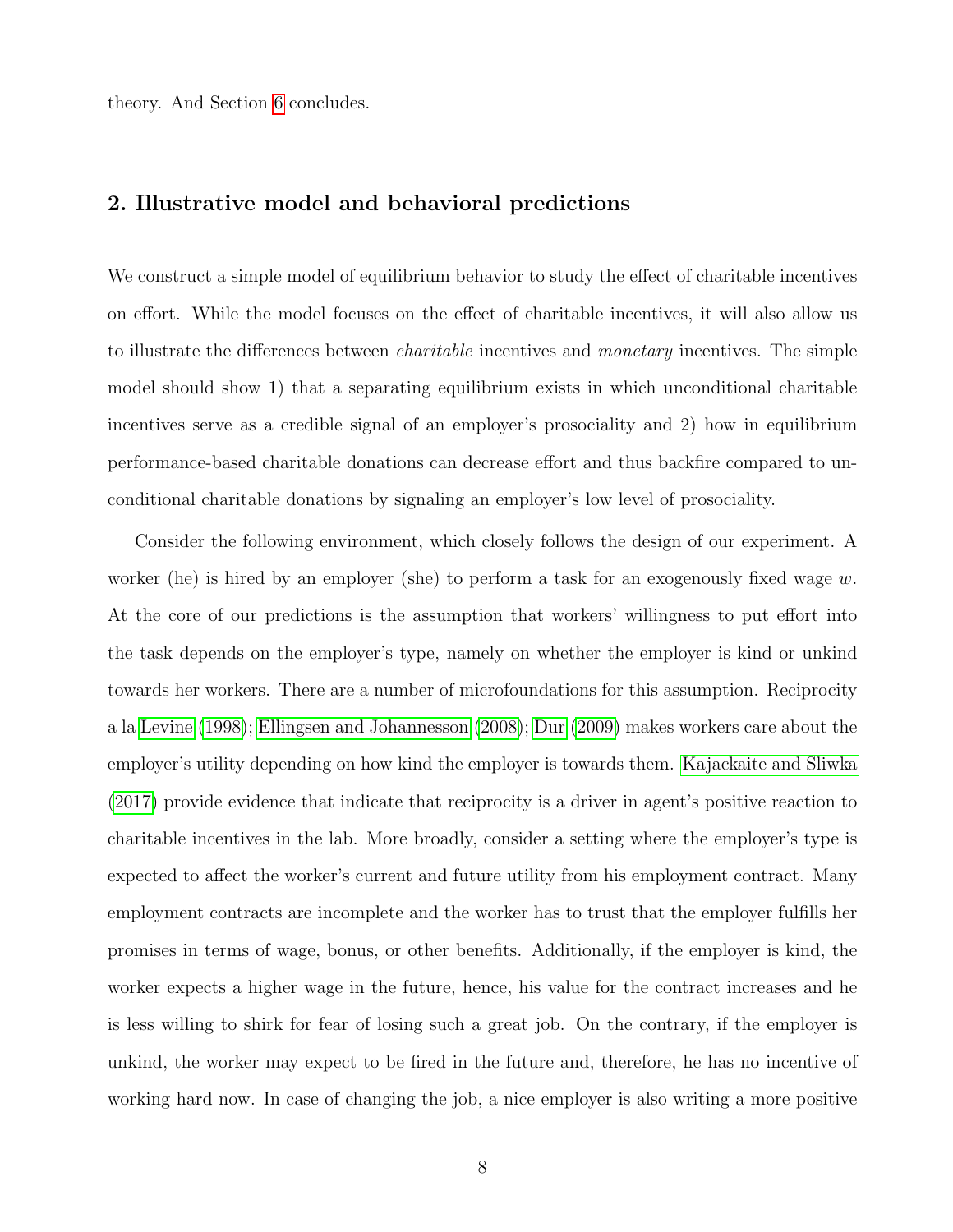theory. And Section 6 concludes.

## 2. Illustrative model and behavioral predictions

We construct a simple model of equilibrium behavior to study the effect of charitable incentives on effort. While the model focuses on the effect of charitable incentives, it will also allow us to illustrate the differences between *charitable* incentives and *monetary* incentives. The simple model should show 1) that a separating equilibrium exists in which unconditional charitable incentives serve as a credible signal of an employer's prosociality and 2) how in equilibrium performance-based charitable donations can decrease effort and thus backfire compared to unconditional charitable donations by signaling an employer's low level of prosociality.

Consider the following environment, which closely follows the design of our experiment. A worker (he) is hired by an employer (she) to perform a task for an exogenously fixed wage $w$. At the core of our predictions is the assumption that workers' willingness to put effort into the task depends on the employer's type, namely on whether the employer is kind or unkind towards her workers. There are a number of microfoundations for this assumption. Reciprocity a la Levine (1998); Ellingsen and Johannesson (2008); Dur (2009) makes workers care about the employer's utility depending on how kind the employer is towards them. Kajackaite and Sliwka (2017) provide evidence that indicate that reciprocity is a driver in agent's positive reaction to charitable incentives in the lab. More broadly, consider a setting where the employer's type is expected to affect the worker's current and future utility from his employment contract. Many employment contracts are incomplete and the worker has to trust that the employer fulfills her promises in terms of wage, bonus, or other benefits. Additionally, if the employer is kind, the worker expects a higher wage in the future, hence, his value for the contract increases and he is less willing to shirk for fear of losing such a great job. On the contrary, if the employer is unkind, the worker may expect to be fired in the future and, therefore, he has no incentive of working hard now. In case of changing the job, a nice employer is also writing a more positive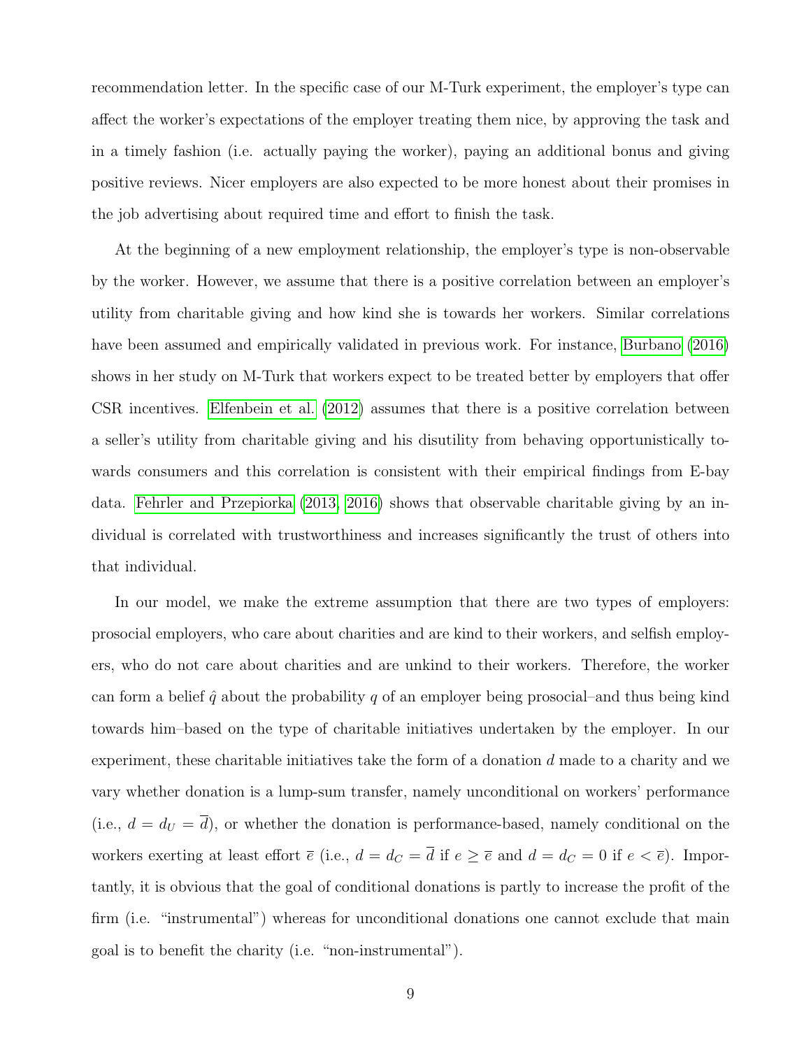recommendation letter. In the specific case of our M-Turk experiment, the employer's type can affect the worker's expectations of the employer treating them nice, by approving the task and in a timely fashion (i.e. actually paying the worker), paying an additional bonus and giving positive reviews. Nicer employers are also expected to be more honest about their promises in the job advertising about required time and effort to finish the task.

At the beginning of a new employment relationship, the employer's type is non-observable by the worker. However, we assume that there is a positive correlation between an employer's utility from charitable giving and how kind she is towards her workers. Similar correlations have been assumed and empirically validated in previous work. For instance, Burbano (2016) shows in her study on M-Turk that workers expect to be treated better by employers that offer CSR incentives. Elfenbein et al. (2012) assumes that there is a positive correlation between a seller's utility from charitable giving and his disutility from behaving opportunistically towards consumers and this correlation is consistent with their empirical findings from E-bay data. Fehrler and Przepiorka (2013, 2016) shows that observable charitable giving by an individual is correlated with trustworthiness and increases significantly the trust of others into that individual.

In our model, we make the extreme assumption that there are two types of employers: prosocial employers, who care about charities and are kind to their workers, and selfish employers, who do not care about charities and are unkind to their workers. Therefore, the worker can form a belief $\hat{q}$ about the probability $q$ of an employer being prosocial–and thus being kind towards him–based on the type of charitable initiatives undertaken by the employer. In our experiment, these charitable initiatives take the form of a donation $d$ made to a charity and we vary whether donation is a lump-sum transfer, namely unconditional on workers' performance (i.e., $d = d_U = \overline{d}$), or whether the donation is performance-based, namely conditional on the workers exerting at least effort $\overline{e}$ (i.e., $d = d_C = \overline{d}$ if $e \geq \overline{e}$ and $d = d_C = 0$ if $e < \overline{e}$). Importantly, it is obvious that the goal of conditional donations is partly to increase the profit of the firm (i.e. "instrumental") whereas for unconditional donations one cannot exclude that main goal is to benefit the charity (i.e. "non-instrumental").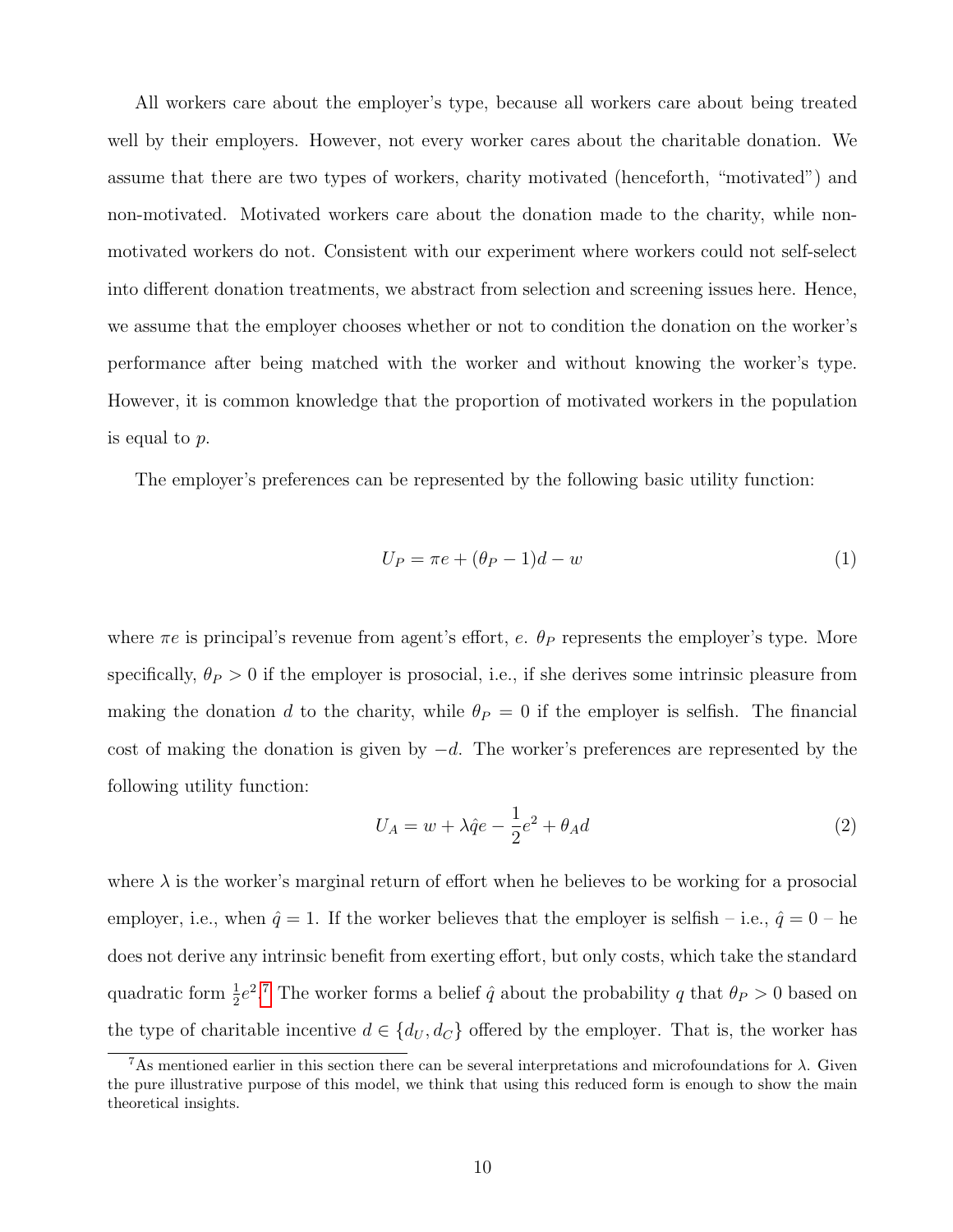All workers care about the employer's type, because all workers care about being treated well by their employers. However, not every worker cares about the charitable donation. We assume that there are two types of workers, charity motivated (henceforth, "motivated") and non-motivated. Motivated workers care about the donation made to the charity, while non-motivated workers do not. Consistent with our experiment where workers could not self-select into different donation treatments, we abstract from selection and screening issues here. Hence, we assume that the employer chooses whether or not to condition the donation on the worker's performance after being matched with the worker and without knowing the worker's type. However, it is common knowledge that the proportion of motivated workers in the population is equal to $p$.

The employer's preferences can be represented by the following basic utility function:

$$U_P = \pi e + (\theta_P - 1)d - w \tag{1}$$

where $\pi e$ is principal's revenue from agent's effort, $e$. $\theta_P$ represents the employer's type. More specifically, $\theta_P > 0$ if the employer is prosocial, i.e., if she derives some intrinsic pleasure from making the donation $d$ to the charity, while $\theta_P = 0$ if the employer is selfish. The financial cost of making the donation is given by $-d$. The worker's preferences are represented by the following utility function:

$$U_A = w + \lambda \hat{q} e - \frac{1}{2}e^2 + \theta_A d \tag{2}$$

where $\lambda$ is the worker's marginal return of effort when he believes to be working for a prosocial employer, i.e., when $\hat{q} = 1$. If the worker believes that the employer is selfish – i.e., $\hat{q} = 0$ – he does not derive any intrinsic benefit from exerting effort, but only costs, which take the standard quadratic form $\frac{1}{2}e^2$.[7] The worker forms a belief $\hat{q}$ about the probability $q$ that $\theta_P > 0$ based on the type of charitable incentive $d \in \{d_U, d_C\}$ offered by the employer. That is, the worker has

[7] As mentioned earlier in this section there can be several interpretations and microfoundations for $\lambda$. Given the pure illustrative purpose of this model, we think that using this reduced form is enough to show the main theoretical insights.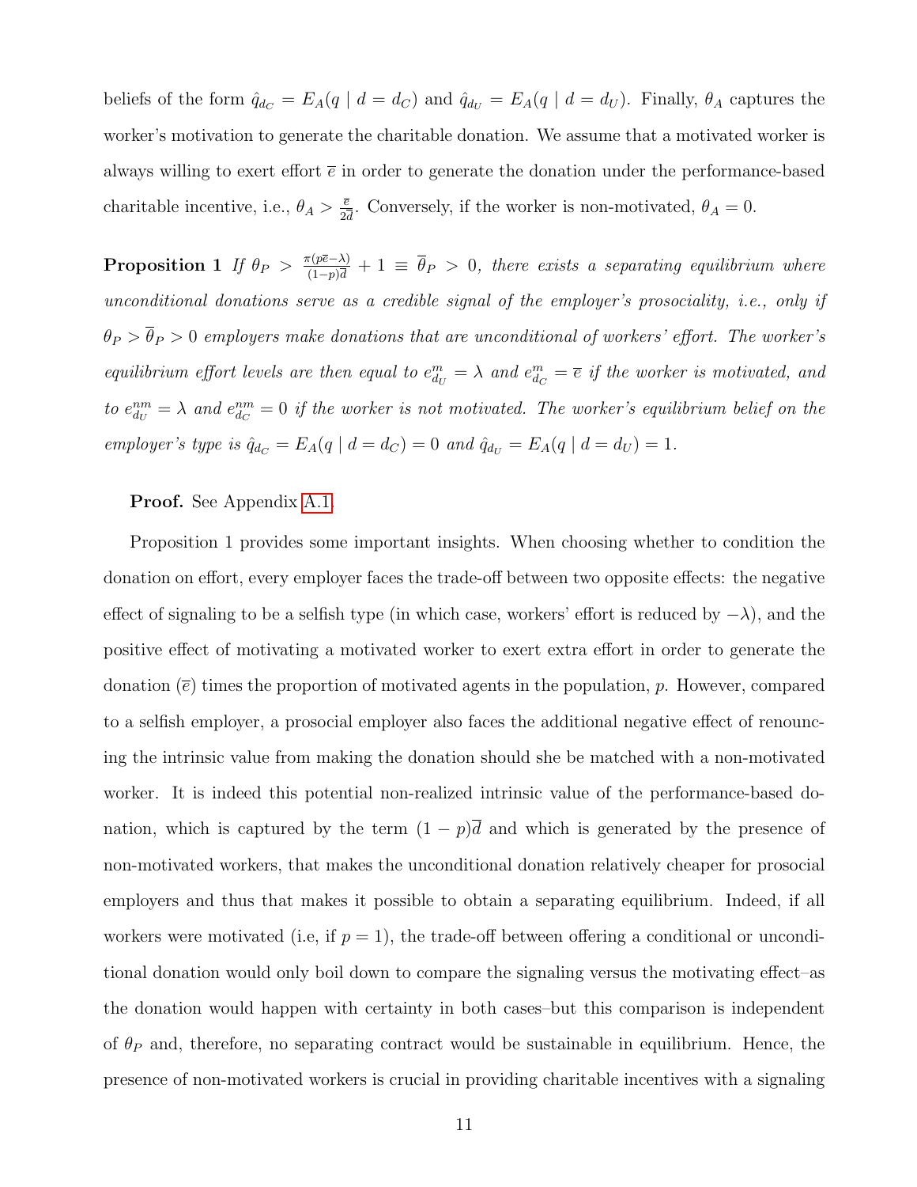beliefs of the form $\hat{q}_{d_C} = E_A(q \mid d = d_C)$ and $\hat{q}_{d_U} = E_A(q \mid d = d_U)$. Finally, $\theta_A$ captures the worker's motivation to generate the charitable donation. We assume that a motivated worker is always willing to exert effort $\overline{e}$ in order to generate the donation under the performance-based charitable incentive, i.e., $\theta_A > \frac{\overline{e}}{2\overline{d}}$. Conversely, if the worker is non-motivated, $\theta_A = 0$.

**Proposition 1** *If $\theta_P > \frac{\pi(p\overline{e}-\lambda)}{(1-p)\overline{d}} + 1 \equiv \overline{\theta}_P > 0$, there exists a separating equilibrium where unconditional donations serve as a credible signal of the employer's prosociality, i.e., only if $\theta_P > \overline{\theta}_P > 0$ employers make donations that are unconditional of workers' effort. The worker's equilibrium effort levels are then equal to $e^m_{d_U} = \lambda$ and $e^m_{d_C} = \overline{e}$ if the worker is motivated, and to $e^{nm}_{d_U} = \lambda$ and $e^{nm}_{d_C} = 0$ if the worker is not motivated. The worker's equilibrium belief on the employer's type is $\hat{q}_{d_C} = E_A(q \mid d = d_C) = 0$ and $\hat{q}_{d_U} = E_A(q \mid d = d_U) = 1$.*

**Proof.** See Appendix A.1.

Proposition 1 provides some important insights. When choosing whether to condition the donation on effort, every employer faces the trade-off between two opposite effects: the negative effect of signaling to be a selfish type (in which case, workers' effort is reduced by $-\lambda$), and the positive effect of motivating a motivated worker to exert extra effort in order to generate the donation ($\overline{e}$) times the proportion of motivated agents in the population, $p$. However, compared to a selfish employer, a prosocial employer also faces the additional negative effect of renouncing the intrinsic value from making the donation should she be matched with a non-motivated worker. It is indeed this potential non-realized intrinsic value of the performance-based donation, which is captured by the term $(1-p)\overline{d}$ and which is generated by the presence of non-motivated workers, that makes the unconditional donation relatively cheaper for prosocial employers and thus that makes it possible to obtain a separating equilibrium. Indeed, if all workers were motivated (i.e, if $p = 1$), the trade-off between offering a conditional or unconditional donation would only boil down to compare the signaling versus the motivating effect–as the donation would happen with certainty in both cases–but this comparison is independent of $\theta_P$ and, therefore, no separating contract would be sustainable in equilibrium. Hence, the presence of non-motivated workers is crucial in providing charitable incentives with a signaling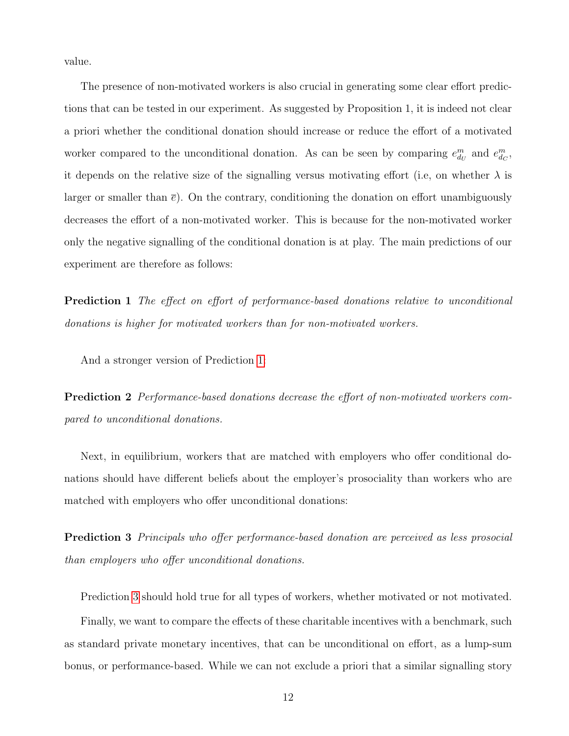value.

The presence of non-motivated workers is also crucial in generating some clear effort predictions that can be tested in our experiment. As suggested by Proposition 1, it is indeed not clear a priori whether the conditional donation should increase or reduce the effort of a motivated worker compared to the unconditional donation. As can be seen by comparing $e^m_{d_U}$ and $e^m_{d_C}$, it depends on the relative size of the signalling versus motivating effort (i.e, on whether $\lambda$ is larger or smaller than $\overline{e}$). On the contrary, conditioning the donation on effort unambiguously decreases the effort of a non-motivated worker. This is because for the non-motivated worker only the negative signalling of the conditional donation is at play. The main predictions of our experiment are therefore as follows:

**Prediction 1** *The effect on effort of performance-based donations relative to unconditional donations is higher for motivated workers than for non-motivated workers.*

And a stronger version of Prediction 1:

**Prediction 2** *Performance-based donations decrease the effort of non-motivated workers compared to unconditional donations.*

Next, in equilibrium, workers that are matched with employers who offer conditional donations should have different beliefs about the employer's prosociality than workers who are matched with employers who offer unconditional donations:

**Prediction 3** *Principals who offer performance-based donation are perceived as less prosocial than employers who offer unconditional donations.*

Prediction 3 should hold true for all types of workers, whether motivated or not motivated.

Finally, we want to compare the effects of these charitable incentives with a benchmark, such as standard private monetary incentives, that can be unconditional on effort, as a lump-sum bonus, or performance-based. While we can not exclude a priori that a similar signalling story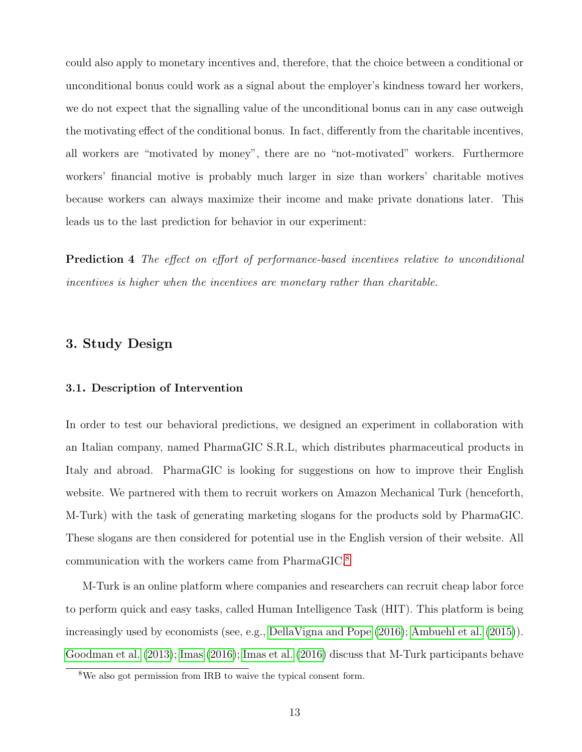could also apply to monetary incentives and, therefore, that the choice between a conditional or unconditional bonus could work as a signal about the employer's kindness toward her workers, we do not expect that the signalling value of the unconditional bonus can in any case outweigh the motivating effect of the conditional bonus. In fact, differently from the charitable incentives, all workers are "motivated by money", there are no "not-motivated" workers. Furthermore workers' financial motive is probably much larger in size than workers' charitable motives because workers can always maximize their income and make private donations later. This leads us to the last prediction for behavior in our experiment:

**Prediction 4** *The effect on effort of performance-based incentives relative to unconditional incentives is higher when the incentives are monetary rather than charitable.*

## 3. Study Design

### 3.1. Description of Intervention

In order to test our behavioral predictions, we designed an experiment in collaboration with an Italian company, named PharmaGIC S.R.L, which distributes pharmaceutical products in Italy and abroad. PharmaGIC is looking for suggestions on how to improve their English website. We partnered with them to recruit workers on Amazon Mechanical Turk (henceforth, M-Turk) with the task of generating marketing slogans for the products sold by PharmaGIC. These slogans are then considered for potential use in the English version of their website. All communication with the workers came from PharmaGIC.[8]

M-Turk is an online platform where companies and researchers can recruit cheap labor force to perform quick and easy tasks, called Human Intelligence Task (HIT). This platform is being increasingly used by economists (see, e.g., DellaVigna and Pope (2016); Ambuehl et al. (2015)). Goodman et al. (2013); Imas (2016); Imas et al. (2016) discuss that M-Turk participants behave

[8] We also got permission from IRB to waive the typical consent form.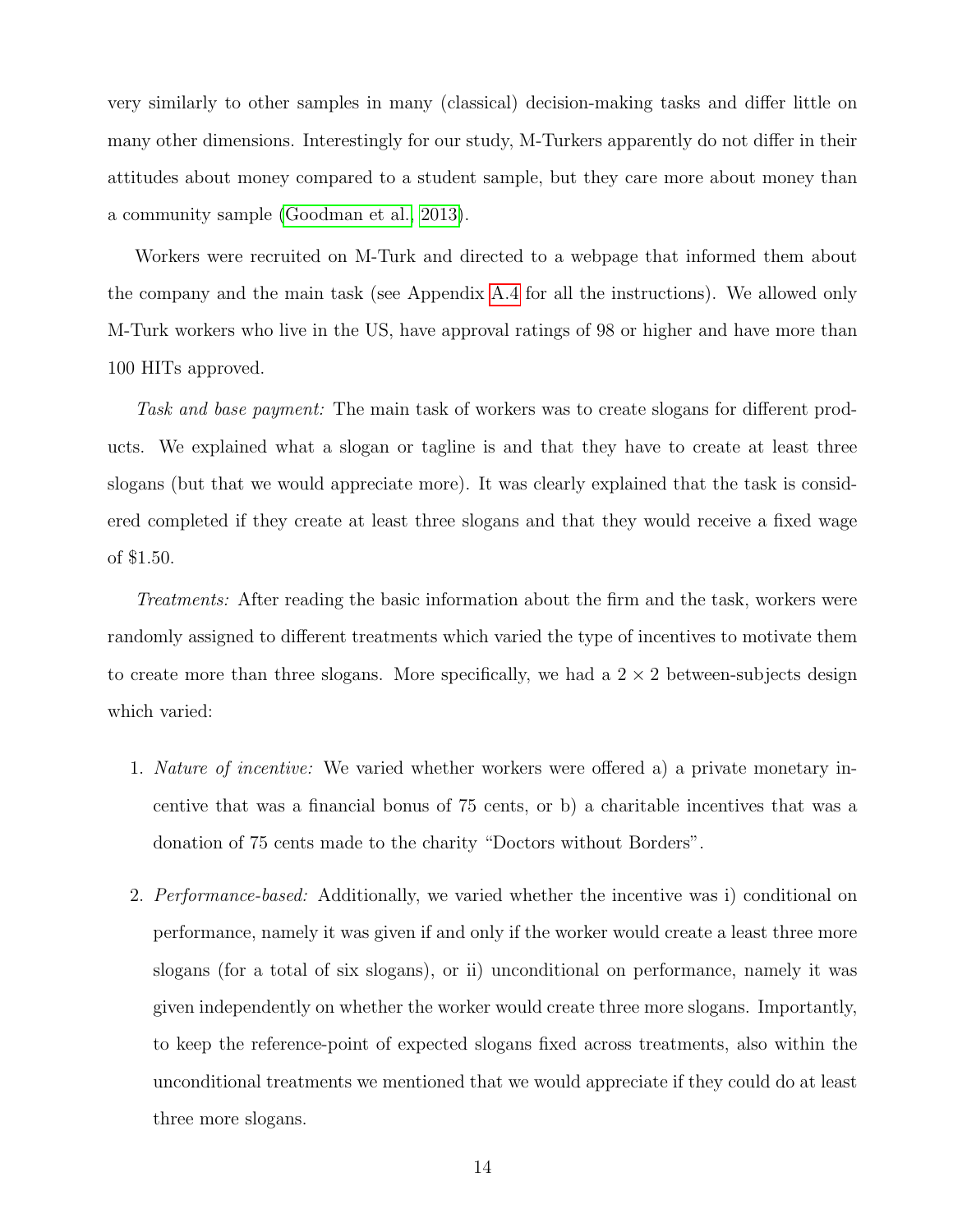very similarly to other samples in many (classical) decision-making tasks and differ little on many other dimensions. Interestingly for our study, M-Turkers apparently do not differ in their attitudes about money compared to a student sample, but they care more about money than a community sample (Goodman et al., 2013).

Workers were recruited on M-Turk and directed to a webpage that informed them about the company and the main task (see Appendix A.4 for all the instructions). We allowed only M-Turk workers who live in the US, have approval ratings of 98 or higher and have more than 100 HITs approved.

*Task and base payment:* The main task of workers was to create slogans for different products. We explained what a slogan or tagline is and that they have to create at least three slogans (but that we would appreciate more). It was clearly explained that the task is considered completed if they create at least three slogans and that they would receive a fixed wage of $1.50.

*Treatments:* After reading the basic information about the firm and the task, workers were randomly assigned to different treatments which varied the type of incentives to motivate them to create more than three slogans. More specifically, we had a $2 \times 2$ between-subjects design which varied:

1. *Nature of incentive:* We varied whether workers were offered a) a private monetary incentive that was a financial bonus of 75 cents, or b) a charitable incentives that was a donation of 75 cents made to the charity "Doctors without Borders".

2. *Performance-based:* Additionally, we varied whether the incentive was i) conditional on performance, namely it was given if and only if the worker would create a least three more slogans (for a total of six slogans), or ii) unconditional on performance, namely it was given independently on whether the worker would create three more slogans. Importantly, to keep the reference-point of expected slogans fixed across treatments, also within the unconditional treatments we mentioned that we would appreciate if they could do at least three more slogans.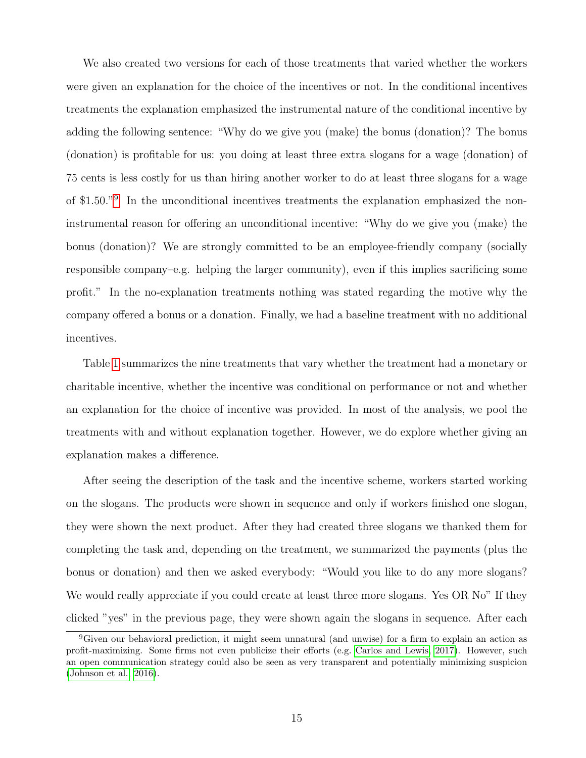We also created two versions for each of those treatments that varied whether the workers were given an explanation for the choice of the incentives or not. In the conditional incentives treatments the explanation emphasized the instrumental nature of the conditional incentive by adding the following sentence: "Why do we give you (make) the bonus (donation)? The bonus (donation) is profitable for us: you doing at least three extra slogans for a wage (donation) of 75 cents is less costly for us than hiring another worker to do at least three slogans for a wage of $1.50."[9] In the unconditional incentives treatments the explanation emphasized the non-instrumental reason for offering an unconditional incentive: "Why do we give you (make) the bonus (donation)? We are strongly committed to be an employee-friendly company (socially responsible company–e.g. helping the larger community), even if this implies sacrificing some profit." In the no-explanation treatments nothing was stated regarding the motive why the company offered a bonus or a donation. Finally, we had a baseline treatment with no additional incentives.

Table 1 summarizes the nine treatments that vary whether the treatment had a monetary or charitable incentive, whether the incentive was conditional on performance or not and whether an explanation for the choice of incentive was provided. In most of the analysis, we pool the treatments with and without explanation together. However, we do explore whether giving an explanation makes a difference.

After seeing the description of the task and the incentive scheme, workers started working on the slogans. The products were shown in sequence and only if workers finished one slogan, they were shown the next product. After they had created three slogans we thanked them for completing the task and, depending on the treatment, we summarized the payments (plus the bonus or donation) and then we asked everybody: "Would you like to do any more slogans? We would really appreciate if you could create at least three more slogans. Yes OR No" If they clicked "yes" in the previous page, they were shown again the slogans in sequence. After each

[9]Given our behavioral prediction, it might seem unnatural (and unwise) for a firm to explain an action as profit-maximizing. Some firms not even publicize their efforts (e.g. Carlos and Lewis, 2017). However, such an open communication strategy could also be seen as very transparent and potentially minimizing suspicion (Johnson et al., 2016).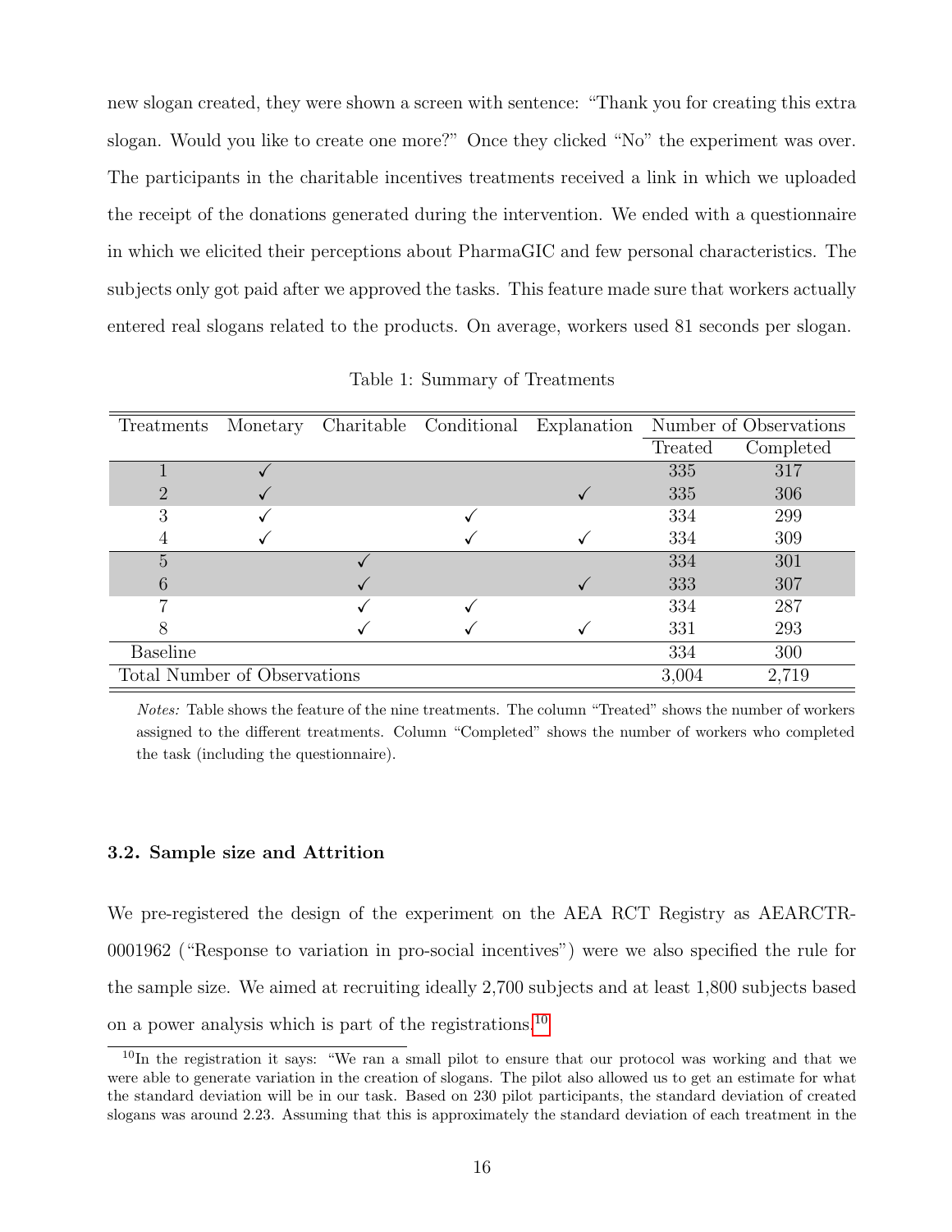new slogan created, they were shown a screen with sentence: "Thank you for creating this extra slogan. Would you like to create one more?" Once they clicked "No" the experiment was over. The participants in the charitable incentives treatments received a link in which we uploaded the receipt of the donations generated during the intervention. We ended with a questionnaire in which we elicited their perceptions about PharmaGIC and few personal characteristics. The subjects only got paid after we approved the tasks. This feature made sure that workers actually entered real slogans related to the products. On average, workers used 81 seconds per slogan.

Table 1: Summary of Treatments

| Treatments | Monetary | Charitable | Conditional | Explanation | Number of Observations | |
|---|---|---|---|---|---|---|
| | | | | | Treated | Completed |
| 1 | ✓ | | | | 335 | 317 |
| 2 | ✓ | | | ✓ | 335 | 306 |
| 3 | ✓ | | ✓ | | 334 | 299 |
| 4 | ✓ | | ✓ | ✓ | 334 | 309 |
| 5 | | ✓ | | | 334 | 301 |
| 6 | | ✓ | | ✓ | 333 | 307 |
| 7 | | ✓ | ✓ | | 334 | 287 |
| 8 | | ✓ | ✓ | ✓ | 331 | 293 |
| Baseline | | | | | 334 | 300 |
| Total Number of Observations | | | | | 3,004 | 2,719 |

*Notes:* Table shows the feature of the nine treatments. The column "Treated" shows the number of workers assigned to the different treatments. Column "Completed" shows the number of workers who completed the task (including the questionnaire).

### 3.2. Sample size and Attrition

We pre-registered the design of the experiment on the AEA RCT Registry as AEARCTR-0001962 ("Response to variation in pro-social incentives") were we also specified the rule for the sample size. We aimed at recruiting ideally 2,700 subjects and at least 1,800 subjects based on a power analysis which is part of the registrations.[10]

[10] In the registration it says: "We ran a small pilot to ensure that our protocol was working and that we were able to generate variation in the creation of slogans. The pilot also allowed us to get an estimate for what the standard deviation will be in our task. Based on 230 pilot participants, the standard deviation of created slogans was around 2.23. Assuming that this is approximately the standard deviation of each treatment in the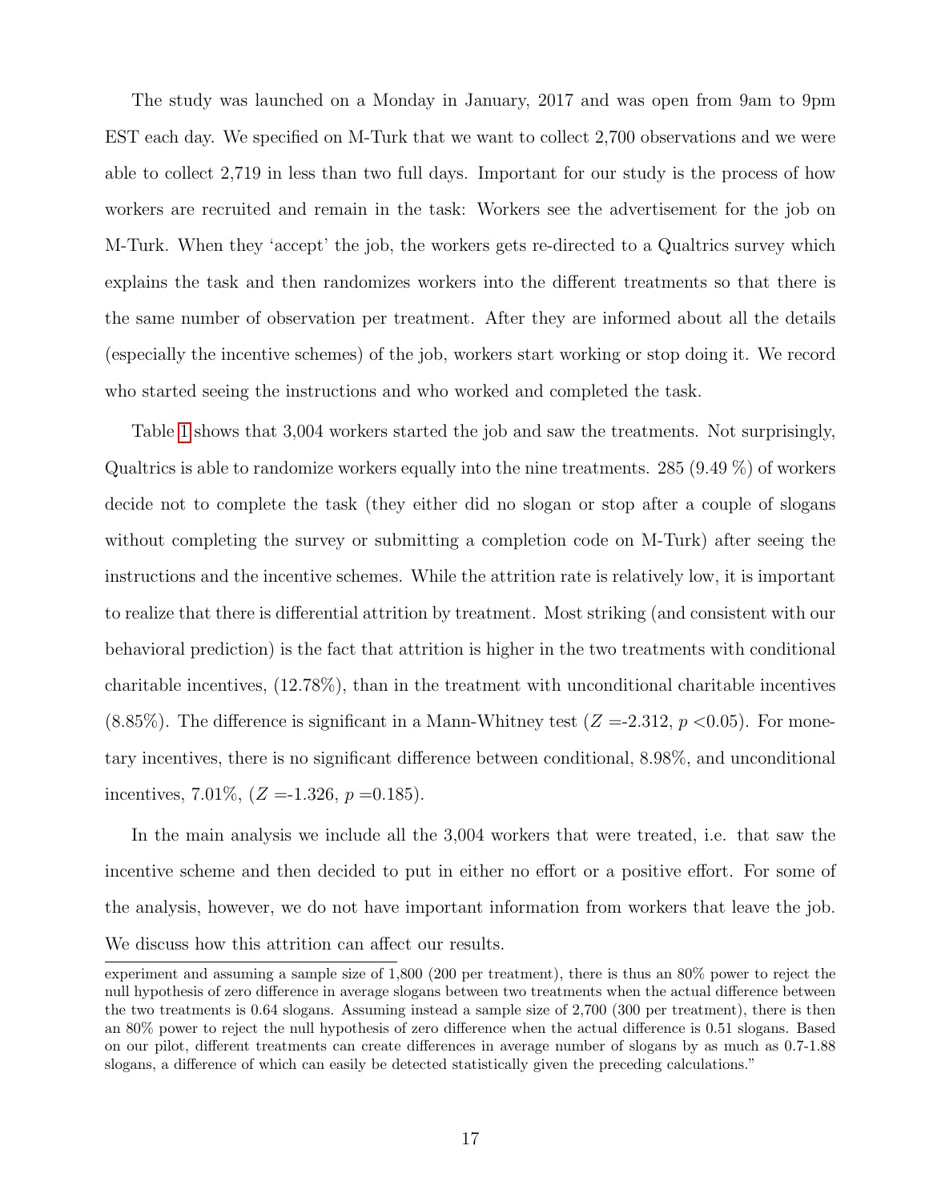The study was launched on a Monday in January, 2017 and was open from 9am to 9pm EST each day. We specified on M-Turk that we want to collect 2,700 observations and we were able to collect 2,719 in less than two full days. Important for our study is the process of how workers are recruited and remain in the task: Workers see the advertisement for the job on M-Turk. When they 'accept' the job, the workers gets re-directed to a Qualtrics survey which explains the task and then randomizes workers into the different treatments so that there is the same number of observation per treatment. After they are informed about all the details (especially the incentive schemes) of the job, workers start working or stop doing it. We record who started seeing the instructions and who worked and completed the task.

Table 1 shows that 3,004 workers started the job and saw the treatments. Not surprisingly, Qualtrics is able to randomize workers equally into the nine treatments. 285 (9.49 %) of workers decide not to complete the task (they either did no slogan or stop after a couple of slogans without completing the survey or submitting a completion code on M-Turk) after seeing the instructions and the incentive schemes. While the attrition rate is relatively low, it is important to realize that there is differential attrition by treatment. Most striking (and consistent with our behavioral prediction) is the fact that attrition is higher in the two treatments with conditional charitable incentives, (12.78%), than in the treatment with unconditional charitable incentives (8.85%). The difference is significant in a Mann-Whitney test ($Z$ =-2.312, $p$ <0.05). For monetary incentives, there is no significant difference between conditional, 8.98%, and unconditional incentives, 7.01%, ($Z$ =-1.326, $p$ =0.185).

In the main analysis we include all the 3,004 workers that were treated, i.e. that saw the incentive scheme and then decided to put in either no effort or a positive effort. For some of the analysis, however, we do not have important information from workers that leave the job. We discuss how this attrition can affect our results.

experiment and assuming a sample size of 1,800 (200 per treatment), there is thus an 80% power to reject the null hypothesis of zero difference in average slogans between two treatments when the actual difference between the two treatments is 0.64 slogans. Assuming instead a sample size of 2,700 (300 per treatment), there is then an 80% power to reject the null hypothesis of zero difference when the actual difference is 0.51 slogans. Based on our pilot, different treatments can create differences in average number of slogans by as much as 0.7-1.88 slogans, a difference of which can easily be detected statistically given the preceding calculations."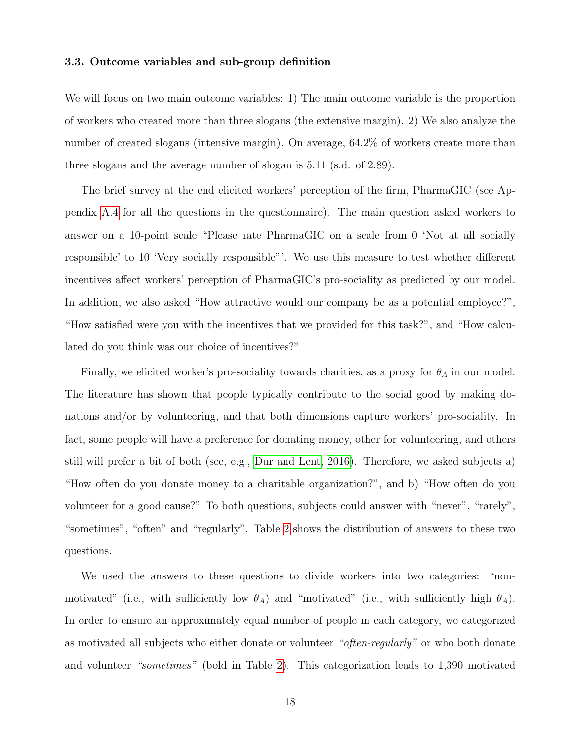### 3.3. Outcome variables and sub-group definition

We will focus on two main outcome variables: 1) The main outcome variable is the proportion of workers who created more than three slogans (the extensive margin). 2) We also analyze the number of created slogans (intensive margin). On average, 64.2% of workers create more than three slogans and the average number of slogan is 5.11 (s.d. of 2.89).

The brief survey at the end elicited workers' perception of the firm, PharmaGIC (see Appendix A.4 for all the questions in the questionnaire). The main question asked workers to answer on a 10-point scale "Please rate PharmaGIC on a scale from 0 'Not at all socially responsible' to 10 'Very socially responsible"'. We use this measure to test whether different incentives affect workers' perception of PharmaGIC's pro-sociality as predicted by our model. In addition, we also asked "How attractive would our company be as a potential employee?", "How satisfied were you with the incentives that we provided for this task?", and "How calculated do you think was our choice of incentives?"

Finally, we elicited worker's pro-sociality towards charities, as a proxy for $\theta_A$ in our model. The literature has shown that people typically contribute to the social good by making donations and/or by volunteering, and that both dimensions capture workers' pro-sociality. In fact, some people will have a preference for donating money, other for volunteering, and others still will prefer a bit of both (see, e.g., Dur and Lent, 2016). Therefore, we asked subjects a) "How often do you donate money to a charitable organization?", and b) "How often do you volunteer for a good cause?" To both questions, subjects could answer with "never", "rarely", "sometimes", "often" and "regularly". Table 2 shows the distribution of answers to these two questions.

We used the answers to these questions to divide workers into two categories: "non-motivated" (i.e., with sufficiently low $\theta_A$) and "motivated" (i.e., with sufficiently high $\theta_A$). In order to ensure an approximately equal number of people in each category, we categorized as motivated all subjects who either donate or volunteer *"often-regularly"* or who both donate and volunteer *"sometimes"* (bold in Table 2). This categorization leads to 1,390 motivated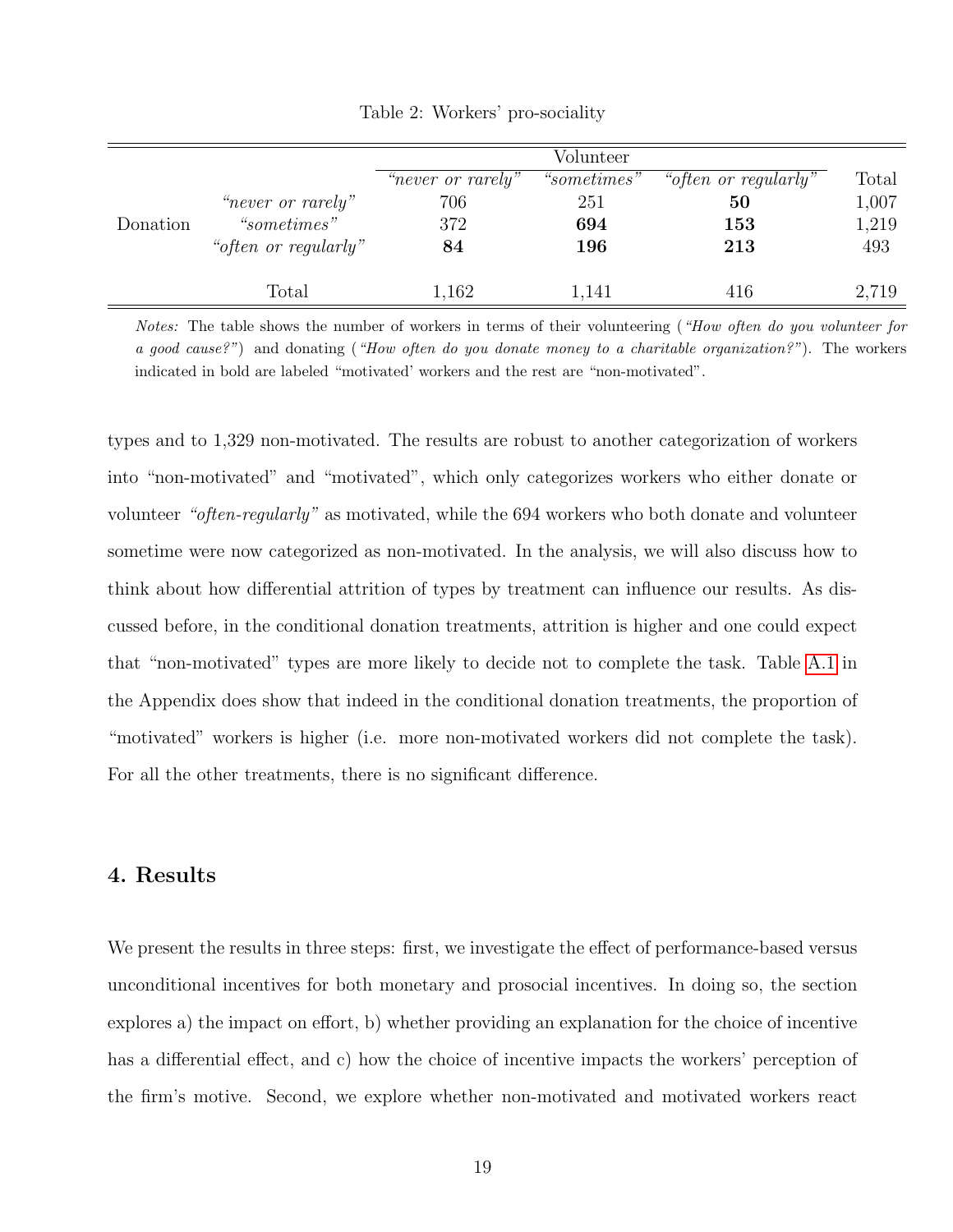Table 2: Workers' pro-sociality

| | | Volunteer | | | |
|---|---|---|---|---|---|
| | | *"never or rarely"* | *"sometimes"* | *"often or regularly"* | Total |
| Donation | *"never or rarely"* | 706 | 251 | **50** | 1,007 |
| | *"sometimes"* | 372 | **694** | **153** | 1,219 |
| | *"often or regularly"* | **84** | **196** | **213** | 493 |
| | Total | 1,162 | 1,141 | 416 | 2,719 |

*Notes:* The table shows the number of workers in terms of their volunteering (*"How often do you volunteer for a good cause?"*) and donating (*"How often do you donate money to a charitable organization?"*). The workers indicated in bold are labeled "motivated' workers and the rest are "non-motivated".

types and to 1,329 non-motivated. The results are robust to another categorization of workers into "non-motivated" and "motivated", which only categorizes workers who either donate or volunteer *"often-regularly"* as motivated, while the 694 workers who both donate and volunteer sometime were now categorized as non-motivated. In the analysis, we will also discuss how to think about how differential attrition of types by treatment can influence our results. As discussed before, in the conditional donation treatments, attrition is higher and one could expect that "non-motivated" types are more likely to decide not to complete the task. Table A.1 in the Appendix does show that indeed in the conditional donation treatments, the proportion of "motivated" workers is higher (i.e. more non-motivated workers did not complete the task). For all the other treatments, there is no significant difference.

## 4. Results

We present the results in three steps: first, we investigate the effect of performance-based versus unconditional incentives for both monetary and prosocial incentives. In doing so, the section explores a) the impact on effort, b) whether providing an explanation for the choice of incentive has a differential effect, and c) how the choice of incentive impacts the workers' perception of the firm's motive. Second, we explore whether non-motivated and motivated workers react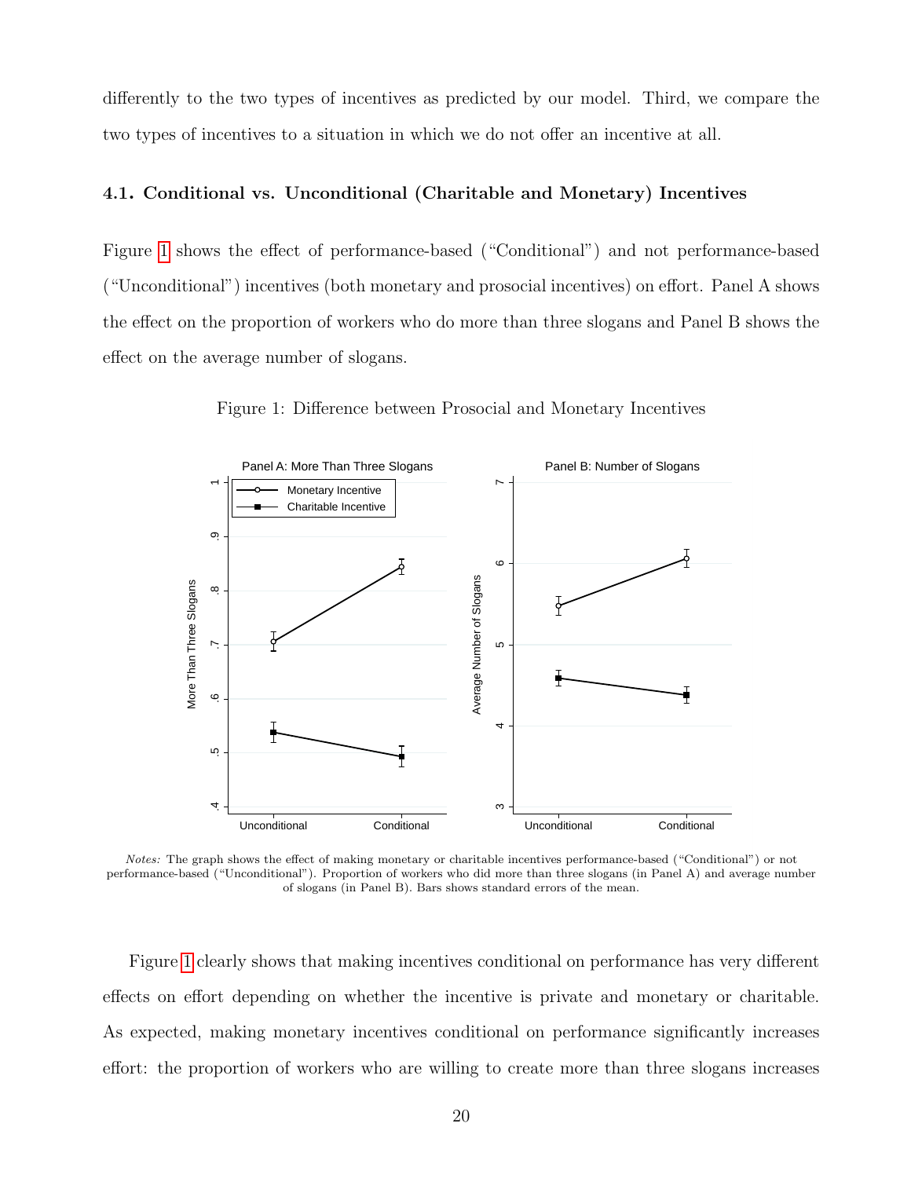differently to the two types of incentives as predicted by our model. Third, we compare the two types of incentives to a situation in which we do not offer an incentive at all.

### 4.1. Conditional vs. Unconditional (Charitable and Monetary) Incentives

Figure 1 shows the effect of performance-based ("Conditional") and not performance-based ("Unconditional") incentives (both monetary and prosocial incentives) on effort. Panel A shows the effect on the proportion of workers who do more than three slogans and Panel B shows the effect on the average number of slogans.

Figure 1: Difference between Prosocial and Monetary Incentives

*Notes:* The graph shows the effect of making monetary or charitable incentives performance-based ("Conditional") or not performance-based ("Unconditional"). Proportion of workers who did more than three slogans (in Panel A) and average number of slogans (in Panel B). Bars shows standard errors of the mean.

Figure 1 clearly shows that making incentives conditional on performance has very different effects on effort depending on whether the incentive is private and monetary or charitable. As expected, making monetary incentives conditional on performance significantly increases effort: the proportion of workers who are willing to create more than three slogans increases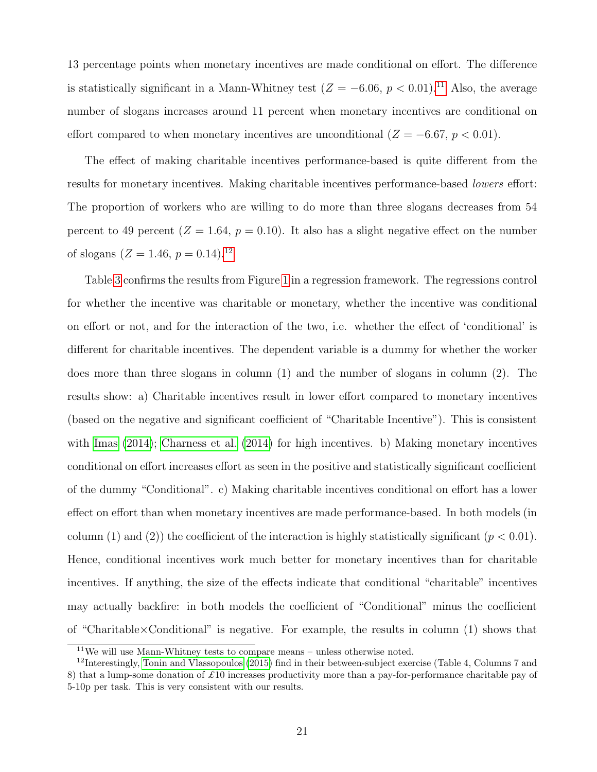13 percentage points when monetary incentives are made conditional on effort. The difference is statistically significant in a Mann-Whitney test ($Z = -6.06$, $p < 0.01$).[11] Also, the average number of slogans increases around 11 percent when monetary incentives are conditional on effort compared to when monetary incentives are unconditional ($Z = -6.67$, $p < 0.01$).

The effect of making charitable incentives performance-based is quite different from the results for monetary incentives. Making charitable incentives performance-based *lowers* effort: The proportion of workers who are willing to do more than three slogans decreases from 54 percent to 49 percent ($Z = 1.64$, $p = 0.10$). It also has a slight negative effect on the number of slogans ($Z = 1.46$, $p = 0.14$).[12]

Table 3 confirms the results from Figure 1 in a regression framework. The regressions control for whether the incentive was charitable or monetary, whether the incentive was conditional on effort or not, and for the interaction of the two, i.e. whether the effect of 'conditional' is different for charitable incentives. The dependent variable is a dummy for whether the worker does more than three slogans in column (1) and the number of slogans in column (2). The results show: a) Charitable incentives result in lower effort compared to monetary incentives (based on the negative and significant coefficient of "Charitable Incentive"). This is consistent with Imas (2014); Charness et al. (2014) for high incentives. b) Making monetary incentives conditional on effort increases effort as seen in the positive and statistically significant coefficient of the dummy "Conditional". c) Making charitable incentives conditional on effort has a lower effect on effort than when monetary incentives are made performance-based. In both models (in column (1) and (2)) the coefficient of the interaction is highly statistically significant ($p < 0.01$). Hence, conditional incentives work much better for monetary incentives than for charitable incentives. If anything, the size of the effects indicate that conditional "charitable" incentives may actually backfire: in both models the coefficient of "Conditional" minus the coefficient of "Charitable×Conditional" is negative. For example, the results in column (1) shows that

[11] We will use Mann-Whitney tests to compare means – unless otherwise noted.

[12] Interestingly, Tonin and Vlassopoulos (2015) find in their between-subject exercise (Table 4, Columns 7 and 8) that a lump-some donation of £10 increases productivity more than a pay-for-performance charitable pay of 5-10p per task. This is very consistent with our results.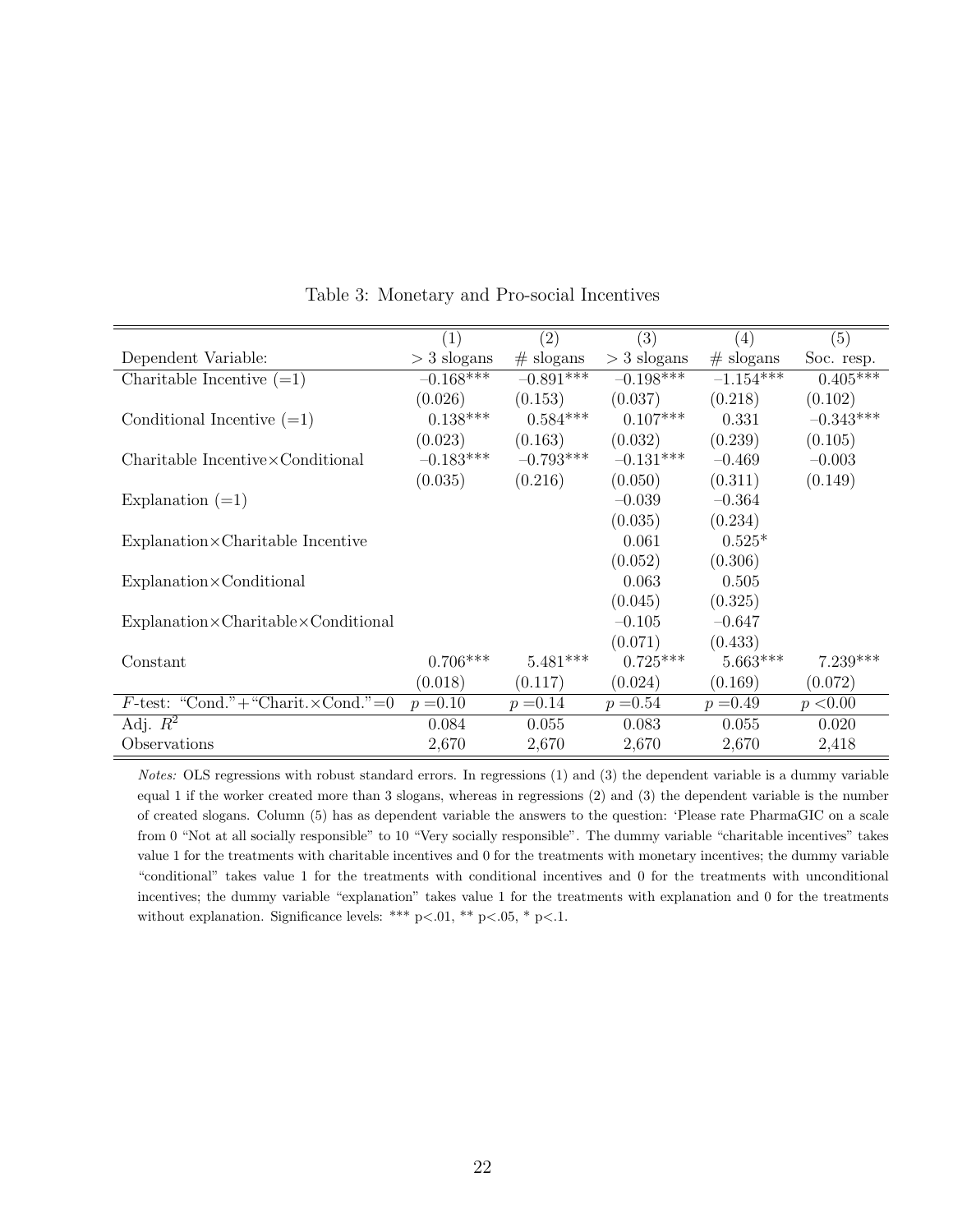Table 3: Monetary and Pro-social Incentives

| | (1) | (2) | (3) | (4) | (5) |
|---|---|---|---|---|---|
| Dependent Variable: | > 3 slogans | # slogans | > 3 slogans | # slogans | Soc. resp. |
| Charitable Incentive (=1) | −0.168*** | −0.891*** | −0.198*** | −1.154*** | 0.405*** |
| | (0.026) | (0.153) | (0.037) | (0.218) | (0.102) |
| Conditional Incentive (=1) | 0.138*** | 0.584*** | 0.107*** | 0.331 | −0.343*** |
| | (0.023) | (0.163) | (0.032) | (0.239) | (0.105) |
| Charitable Incentive×Conditional | −0.183*** | −0.793*** | −0.131*** | −0.469 | −0.003 |
| | (0.035) | (0.216) | (0.050) | (0.311) | (0.149) |
| Explanation (=1) | | | −0.039 | −0.364 | |
| | | | (0.035) | (0.234) | |
| Explanation×Charitable Incentive | | | 0.061 | 0.525* | |
| | | | (0.052) | (0.306) | |
| Explanation×Conditional | | | 0.063 | 0.505 | |
| | | | (0.045) | (0.325) | |
| Explanation×Charitable×Conditional | | | −0.105 | −0.647 | |
| | | | (0.071) | (0.433) | |
| Constant | 0.706*** | 5.481*** | 0.725*** | 5.663*** | 7.239*** |
| | (0.018) | (0.117) | (0.024) | (0.169) | (0.072) |
| $F$-test: "Cond."+"Charit.×Cond."=0 | $p$ =0.10 | $p$ =0.14 | $p$ =0.54 | $p$ =0.49 | $p$ <0.00 |
| Adj. $R^2$ | 0.084 | 0.055 | 0.083 | 0.055 | 0.020 |
| Observations | 2,670 | 2,670 | 2,670 | 2,670 | 2,418 |

*Notes:* OLS regressions with robust standard errors. In regressions (1) and (3) the dependent variable is a dummy variable equal 1 if the worker created more than 3 slogans, whereas in regressions (2) and (3) the dependent variable is the number of created slogans. Column (5) has as dependent variable the answers to the question: 'Please rate PharmaGIC on a scale from 0 "Not at all socially responsible" to 10 "Very socially responsible". The dummy variable "charitable incentives" takes value 1 for the treatments with charitable incentives and 0 for the treatments with monetary incentives; the dummy variable "conditional" takes value 1 for the treatments with conditional incentives and 0 for the treatments with unconditional incentives; the dummy variable "explanation" takes value 1 for the treatments with explanation and 0 for the treatments without explanation. Significance levels: *** p<.01, ** p<.05, * p<.1.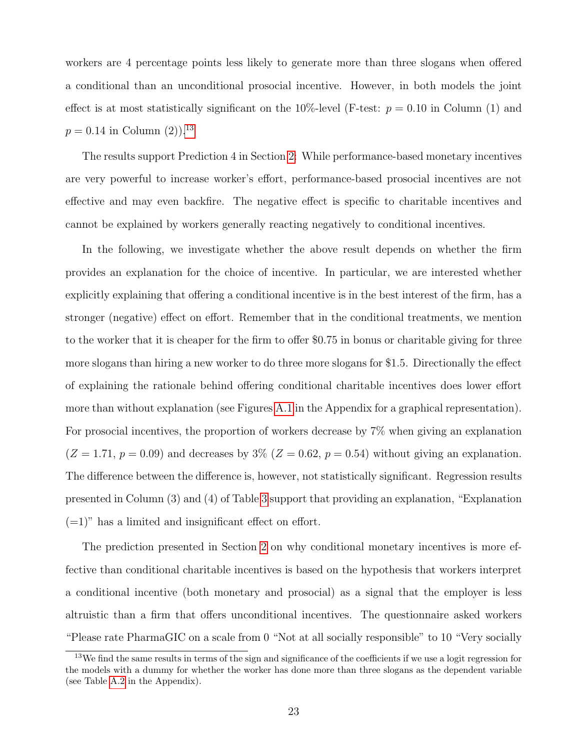workers are 4 percentage points less likely to generate more than three slogans when offered a conditional than an unconditional prosocial incentive. However, in both models the joint effect is at most statistically significant on the 10%-level (F-test: $p = 0.10$ in Column (1) and $p = 0.14$ in Column (2)).[13]

The results support Prediction 4 in Section 2: While performance-based monetary incentives are very powerful to increase worker's effort, performance-based prosocial incentives are not effective and may even backfire. The negative effect is specific to charitable incentives and cannot be explained by workers generally reacting negatively to conditional incentives.

In the following, we investigate whether the above result depends on whether the firm provides an explanation for the choice of incentive. In particular, we are interested whether explicitly explaining that offering a conditional incentive is in the best interest of the firm, has a stronger (negative) effect on effort. Remember that in the conditional treatments, we mention to the worker that it is cheaper for the firm to offer $0.75 in bonus or charitable giving for three more slogans than hiring a new worker to do three more slogans for $1.5. Directionally the effect of explaining the rationale behind offering conditional charitable incentives does lower effort more than without explanation (see Figures A.1 in the Appendix for a graphical representation). For prosocial incentives, the proportion of workers decrease by 7% when giving an explanation ($Z = 1.71$, $p = 0.09$) and decreases by 3% ($Z = 0.62$, $p = 0.54$) without giving an explanation. The difference between the difference is, however, not statistically significant. Regression results presented in Column (3) and (4) of Table 3 support that providing an explanation, "Explanation (=1)" has a limited and insignificant effect on effort.

The prediction presented in Section 2 on why conditional monetary incentives is more effective than conditional charitable incentives is based on the hypothesis that workers interpret a conditional incentive (both monetary and prosocial) as a signal that the employer is less altruistic than a firm that offers unconditional incentives. The questionnaire asked workers "Please rate PharmaGIC on a scale from 0 "Not at all socially responsible" to 10 "Very socially

[13] We find the same results in terms of the sign and significance of the coefficients if we use a logit regression for the models with a dummy for whether the worker has done more than three slogans as the dependent variable (see Table A.2 in the Appendix).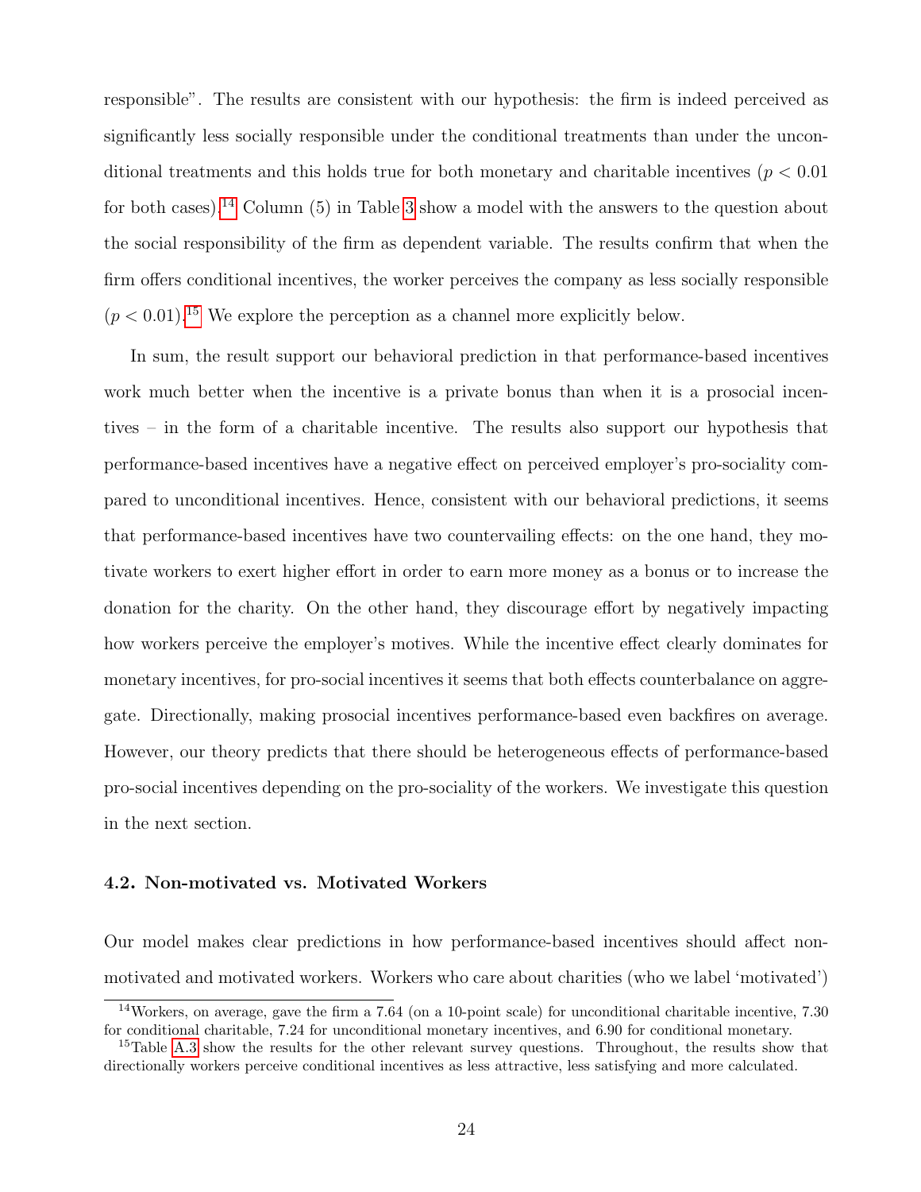responsible". The results are consistent with our hypothesis: the firm is indeed perceived as significantly less socially responsible under the conditional treatments than under the unconditional treatments and this holds true for both monetary and charitable incentives ($p < 0.01$ for both cases).[14] Column (5) in Table 3 show a model with the answers to the question about the social responsibility of the firm as dependent variable. The results confirm that when the firm offers conditional incentives, the worker perceives the company as less socially responsible ($p < 0.01$).[15] We explore the perception as a channel more explicitly below.

In sum, the result support our behavioral prediction in that performance-based incentives work much better when the incentive is a private bonus than when it is a prosocial incentives – in the form of a charitable incentive. The results also support our hypothesis that performance-based incentives have a negative effect on perceived employer's pro-sociality compared to unconditional incentives. Hence, consistent with our behavioral predictions, it seems that performance-based incentives have two countervailing effects: on the one hand, they motivate workers to exert higher effort in order to earn more money as a bonus or to increase the donation for the charity. On the other hand, they discourage effort by negatively impacting how workers perceive the employer's motives. While the incentive effect clearly dominates for monetary incentives, for pro-social incentives it seems that both effects counterbalance on aggregate. Directionally, making prosocial incentives performance-based even backfires on average. However, our theory predicts that there should be heterogeneous effects of performance-based pro-social incentives depending on the pro-sociality of the workers. We investigate this question in the next section.

### 4.2. Non-motivated vs. Motivated Workers

Our model makes clear predictions in how performance-based incentives should affect non-motivated and motivated workers. Workers who care about charities (who we label 'motivated')

[14] Workers, on average, gave the firm a 7.64 (on a 10-point scale) for unconditional charitable incentive, 7.30 for conditional charitable, 7.24 for unconditional monetary incentives, and 6.90 for conditional monetary.

[15] Table A.3 show the results for the other relevant survey questions. Throughout, the results show that directionally workers perceive conditional incentives as less attractive, less satisfying and more calculated.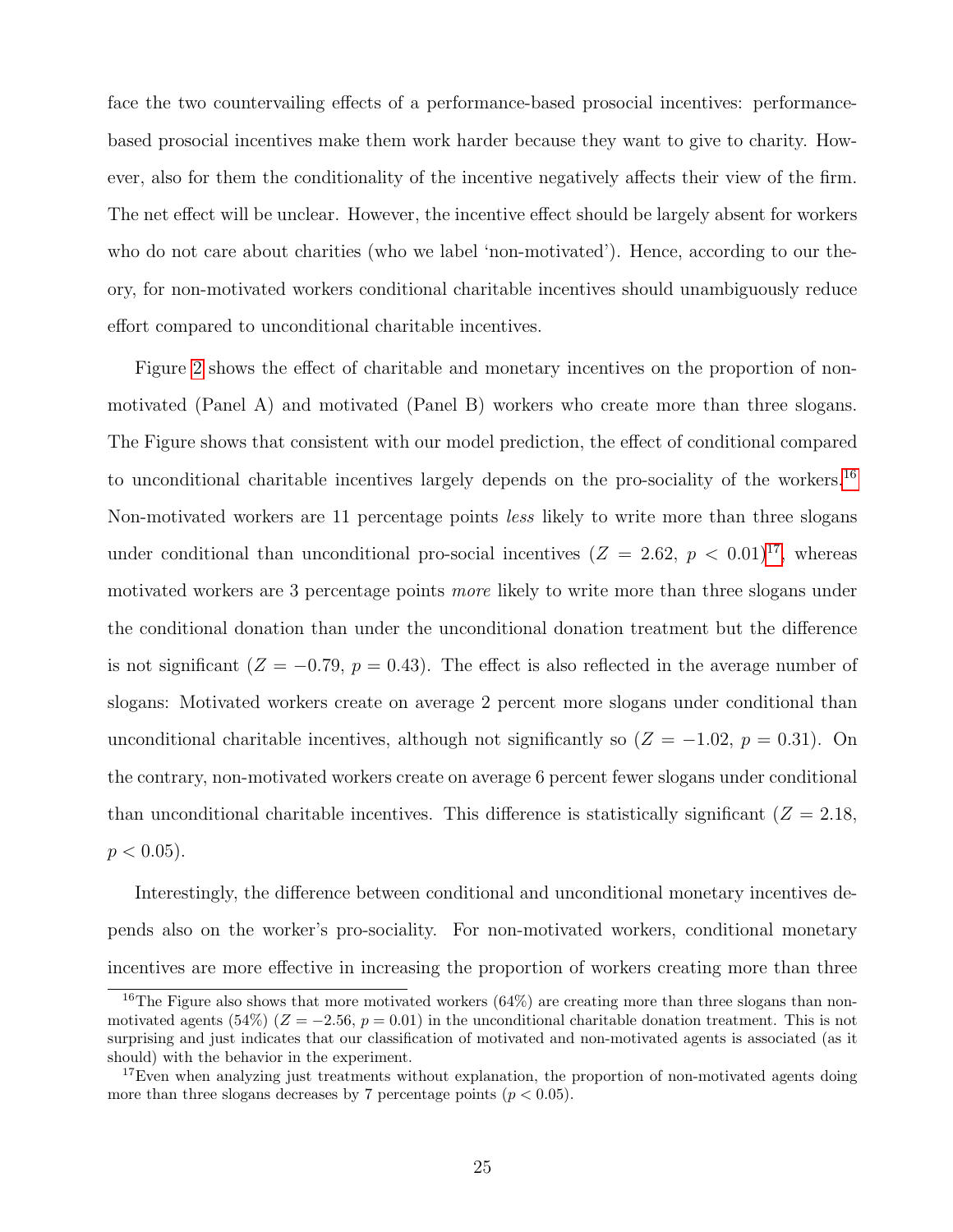face the two countervailing effects of a performance-based prosocial incentives: performance-based prosocial incentives make them work harder because they want to give to charity. However, also for them the conditionality of the incentive negatively affects their view of the firm. The net effect will be unclear. However, the incentive effect should be largely absent for workers who do not care about charities (who we label 'non-motivated'). Hence, according to our theory, for non-motivated workers conditional charitable incentives should unambiguously reduce effort compared to unconditional charitable incentives.

Figure 2 shows the effect of charitable and monetary incentives on the proportion of non-motivated (Panel A) and motivated (Panel B) workers who create more than three slogans. The Figure shows that consistent with our model prediction, the effect of conditional compared to unconditional charitable incentives largely depends on the pro-sociality of the workers.[16] Non-motivated workers are 11 percentage points *less* likely to write more than three slogans under conditional than unconditional pro-social incentives ($Z = 2.62$, $p < 0.01$)[17], whereas motivated workers are 3 percentage points *more* likely to write more than three slogans under the conditional donation than under the unconditional donation treatment but the difference is not significant ($Z = -0.79$, $p = 0.43$). The effect is also reflected in the average number of slogans: Motivated workers create on average 2 percent more slogans under conditional than unconditional charitable incentives, although not significantly so ($Z = -1.02$, $p = 0.31$). On the contrary, non-motivated workers create on average 6 percent fewer slogans under conditional than unconditional charitable incentives. This difference is statistically significant ($Z = 2.18$, $p < 0.05$).

Interestingly, the difference between conditional and unconditional monetary incentives depends also on the worker's pro-sociality. For non-motivated workers, conditional monetary incentives are more effective in increasing the proportion of workers creating more than three

[16] The Figure also shows that more motivated workers (64%) are creating more than three slogans than non-motivated agents (54%) ($Z = -2.56$, $p = 0.01$) in the unconditional charitable donation treatment. This is not surprising and just indicates that our classification of motivated and non-motivated agents is associated (as it should) with the behavior in the experiment.

[17] Even when analyzing just treatments without explanation, the proportion of non-motivated agents doing more than three slogans decreases by 7 percentage points ($p < 0.05$).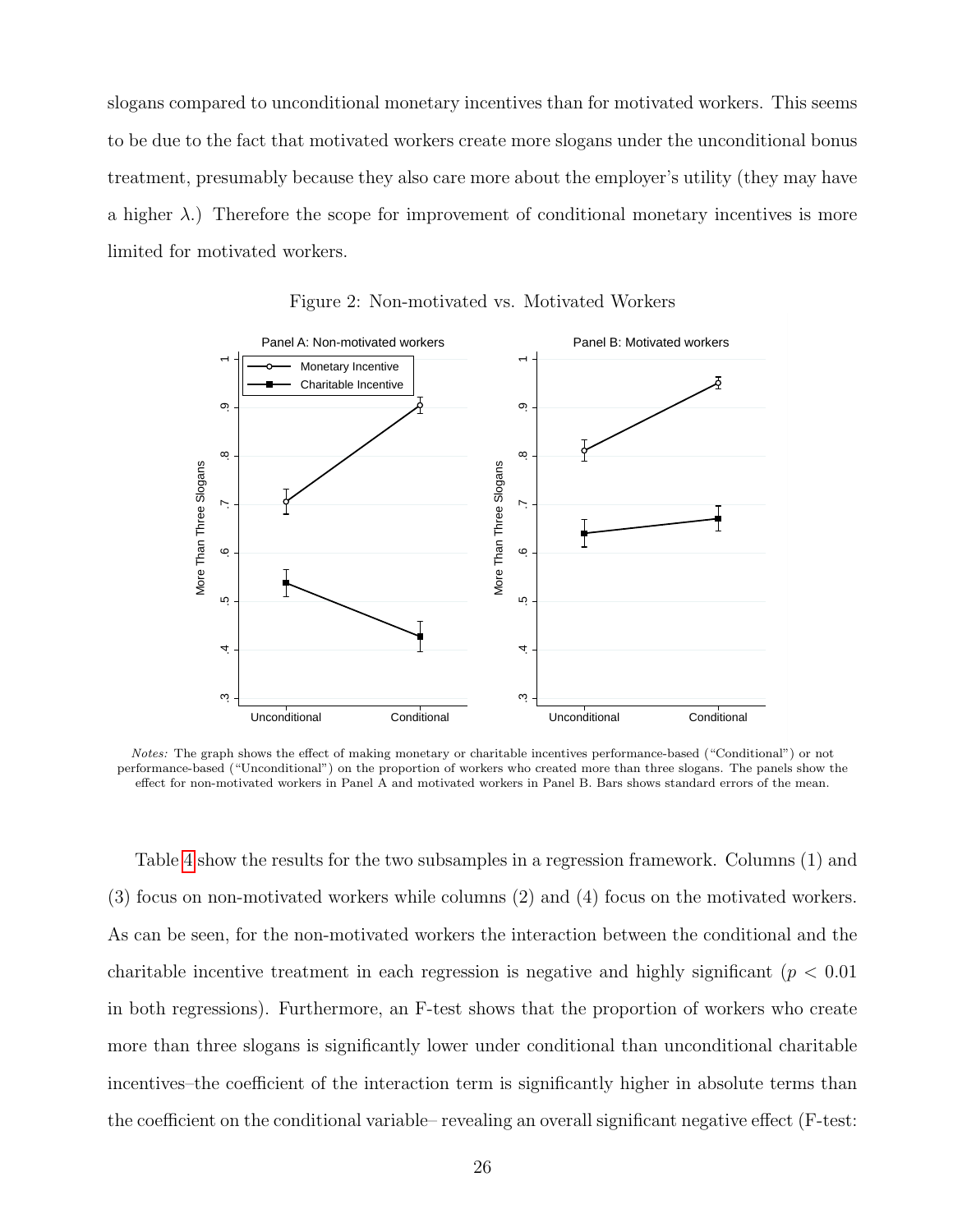slogans compared to unconditional monetary incentives than for motivated workers. This seems to be due to the fact that motivated workers create more slogans under the unconditional bonus treatment, presumably because they also care more about the employer's utility (they may have a higher $\lambda$.) Therefore the scope for improvement of conditional monetary incentives is more limited for motivated workers.

Figure 2: Non-motivated vs. Motivated Workers

*Notes:* The graph shows the effect of making monetary or charitable incentives performance-based ("Conditional") or not performance-based ("Unconditional") on the proportion of workers who created more than three slogans. The panels show the effect for non-motivated workers in Panel A and motivated workers in Panel B. Bars shows standard errors of the mean.

Table 4 show the results for the two subsamples in a regression framework. Columns (1) and (3) focus on non-motivated workers while columns (2) and (4) focus on the motivated workers. As can be seen, for the non-motivated workers the interaction between the conditional and the charitable incentive treatment in each regression is negative and highly significant ($p < 0.01$ in both regressions). Furthermore, an F-test shows that the proportion of workers who create more than three slogans is significantly lower under conditional than unconditional charitable incentives–the coefficient of the interaction term is significantly higher in absolute terms than the coefficient on the conditional variable– revealing an overall significant negative effect (F-test: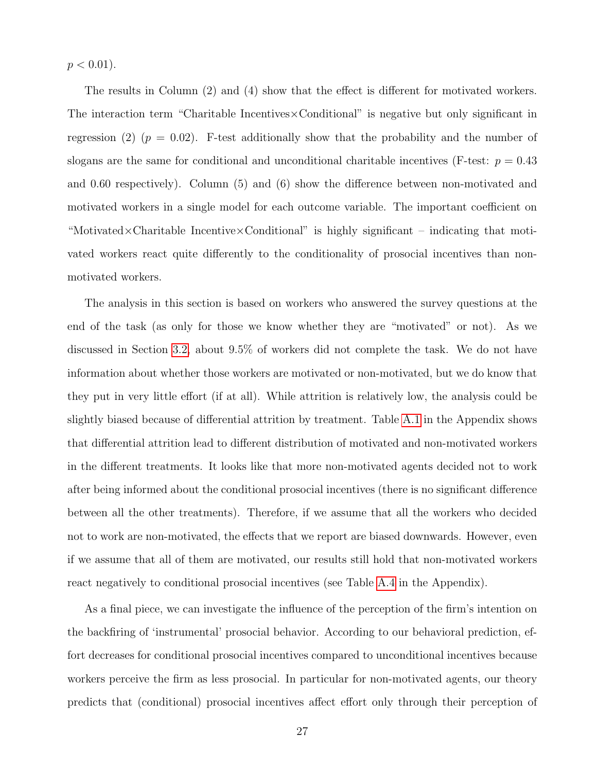$p < 0.01$).

The results in Column (2) and (4) show that the effect is different for motivated workers. The interaction term "Charitable Incentives×Conditional" is negative but only significant in regression (2) ($p = 0.02$). F-test additionally show that the probability and the number of slogans are the same for conditional and unconditional charitable incentives (F-test: $p = 0.43$ and 0.60 respectively). Column (5) and (6) show the difference between non-motivated and motivated workers in a single model for each outcome variable. The important coefficient on "Motivated×Charitable Incentive×Conditional" is highly significant – indicating that motivated workers react quite differently to the conditionality of prosocial incentives than non-motivated workers.

The analysis in this section is based on workers who answered the survey questions at the end of the task (as only for those we know whether they are "motivated" or not). As we discussed in Section 3.2, about 9.5% of workers did not complete the task. We do not have information about whether those workers are motivated or non-motivated, but we do know that they put in very little effort (if at all). While attrition is relatively low, the analysis could be slightly biased because of differential attrition by treatment. Table A.1 in the Appendix shows that differential attrition lead to different distribution of motivated and non-motivated workers in the different treatments. It looks like that more non-motivated agents decided not to work after being informed about the conditional prosocial incentives (there is no significant difference between all the other treatments). Therefore, if we assume that all the workers who decided not to work are non-motivated, the effects that we report are biased downwards. However, even if we assume that all of them are motivated, our results still hold that non-motivated workers react negatively to conditional prosocial incentives (see Table A.4 in the Appendix).

As a final piece, we can investigate the influence of the perception of the firm's intention on the backfiring of 'instrumental' prosocial behavior. According to our behavioral prediction, effort decreases for conditional prosocial incentives compared to unconditional incentives because workers perceive the firm as less prosocial. In particular for non-motivated agents, our theory predicts that (conditional) prosocial incentives affect effort only through their perception of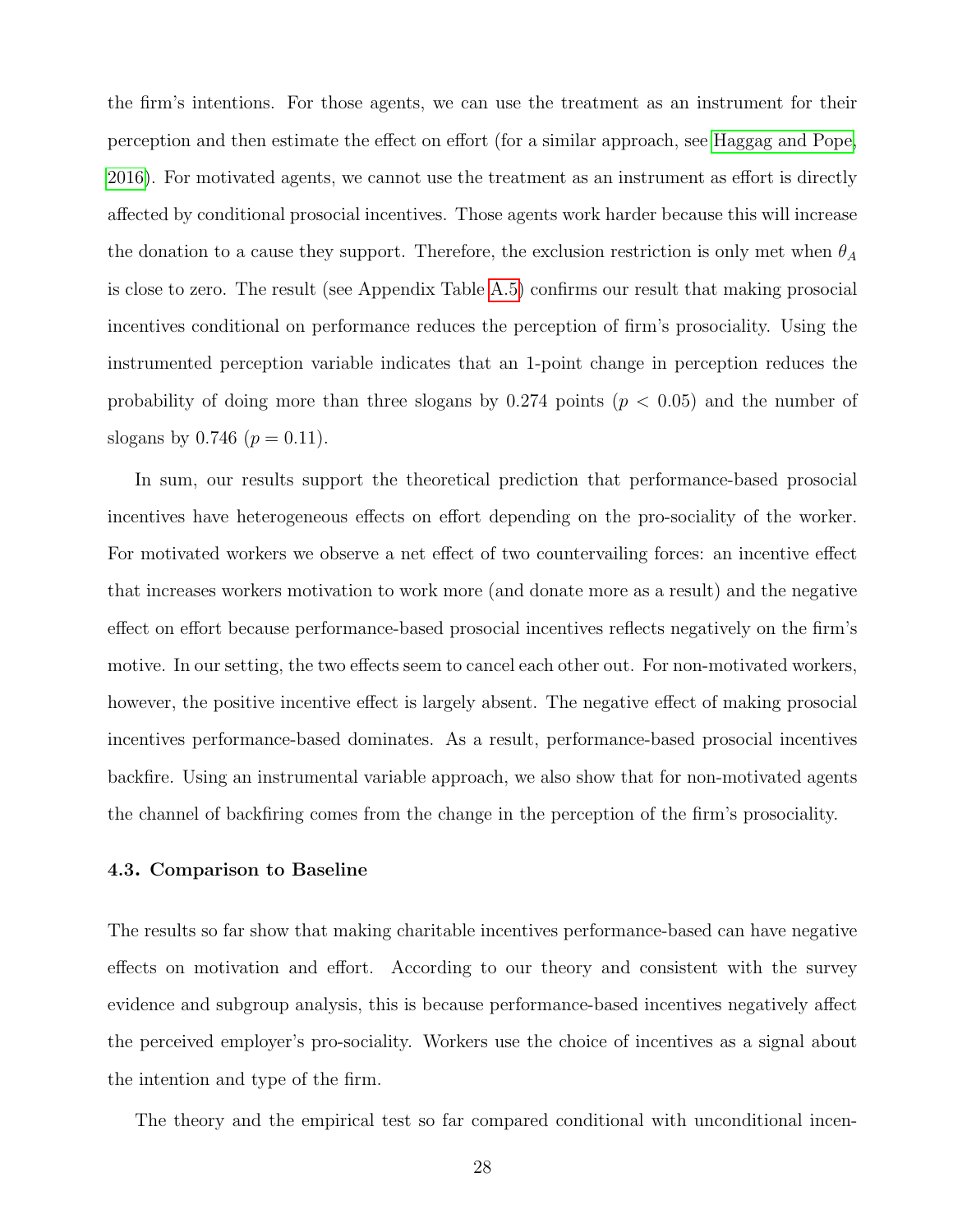the firm's intentions. For those agents, we can use the treatment as an instrument for their perception and then estimate the effect on effort (for a similar approach, see Haggag and Pope, 2016). For motivated agents, we cannot use the treatment as an instrument as effort is directly affected by conditional prosocial incentives. Those agents work harder because this will increase the donation to a cause they support. Therefore, the exclusion restriction is only met when $\theta_A$ is close to zero. The result (see Appendix Table A.5) confirms our result that making prosocial incentives conditional on performance reduces the perception of firm's prosociality. Using the instrumented perception variable indicates that an 1-point change in perception reduces the probability of doing more than three slogans by 0.274 points ($p < 0.05$) and the number of slogans by 0.746 ($p = 0.11$).

In sum, our results support the theoretical prediction that performance-based prosocial incentives have heterogeneous effects on effort depending on the pro-sociality of the worker. For motivated workers we observe a net effect of two countervailing forces: an incentive effect that increases workers motivation to work more (and donate more as a result) and the negative effect on effort because performance-based prosocial incentives reflects negatively on the firm's motive. In our setting, the two effects seem to cancel each other out. For non-motivated workers, however, the positive incentive effect is largely absent. The negative effect of making prosocial incentives performance-based dominates. As a result, performance-based prosocial incentives backfire. Using an instrumental variable approach, we also show that for non-motivated agents the channel of backfiring comes from the change in the perception of the firm's prosociality.

### 4.3. Comparison to Baseline

The results so far show that making charitable incentives performance-based can have negative effects on motivation and effort. According to our theory and consistent with the survey evidence and subgroup analysis, this is because performance-based incentives negatively affect the perceived employer's pro-sociality. Workers use the choice of incentives as a signal about the intention and type of the firm.

The theory and the empirical test so far compared conditional with unconditional incen-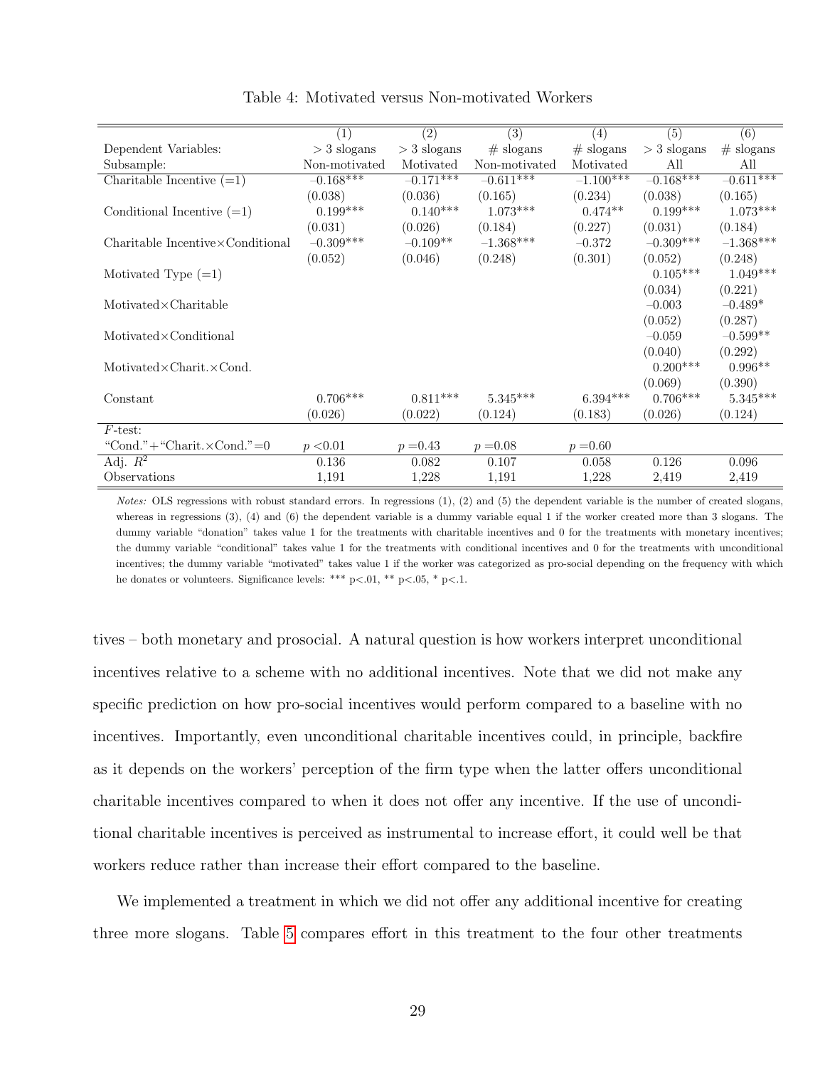Table 4: Motivated versus Non-motivated Workers

| | (1) | (2) | (3) | (4) | (5) | (6) |
|---|---|---|---|---|---|---|
| Dependent Variables: | > 3 slogans | > 3 slogans | # slogans | # slogans | > 3 slogans | # slogans |
| Subsample: | Non-motivated | Motivated | Non-motivated | Motivated | All | All |
| Charitable Incentive (=1) | −0.168*** | −0.171*** | −0.611*** | −1.100*** | −0.168*** | −0.611*** |
| | (0.038) | (0.036) | (0.165) | (0.234) | (0.038) | (0.165) |
| Conditional Incentive (=1) | 0.199*** | 0.140*** | 1.073*** | 0.474** | 0.199*** | 1.073*** |
| | (0.031) | (0.026) | (0.184) | (0.227) | (0.031) | (0.184) |
| Charitable Incentive×Conditional | −0.309*** | −0.109** | −1.368*** | −0.372 | −0.309*** | −1.368*** |
| | (0.052) | (0.046) | (0.248) | (0.301) | (0.052) | (0.248) |
| Motivated Type (=1) | | | | | 0.105*** | 1.049*** |
| | | | | | (0.034) | (0.221) |
| Motivated×Charitable | | | | | −0.003 | −0.489* |
| | | | | | (0.052) | (0.287) |
| Motivated×Conditional | | | | | −0.059 | −0.599** |
| | | | | | (0.040) | (0.292) |
| Motivated×Charit.×Cond. | | | | | 0.200*** | 0.996** |
| | | | | | (0.069) | (0.390) |
| Constant | 0.706*** | 0.811*** | 5.345*** | 6.394*** | 0.706*** | 5.345*** |
| | (0.026) | (0.022) | (0.124) | (0.183) | (0.026) | (0.124) |
| *F*-test: | | | | | | |
| "Cond."+"Charit.×Cond."=0 | $p<0.01$ | $p=0.43$ | $p=0.08$ | $p=0.60$ | | |
| Adj. $R^2$ | 0.136 | 0.082 | 0.107 | 0.058 | 0.126 | 0.096 |
| Observations | 1,191 | 1,228 | 1,191 | 1,228 | 2,419 | 2,419 |

*Notes:* OLS regressions with robust standard errors. In regressions (1), (2) and (5) the dependent variable is the number of created slogans, whereas in regressions (3), (4) and (6) the dependent variable is a dummy variable equal 1 if the worker created more than 3 slogans. The dummy variable "donation" takes value 1 for the treatments with charitable incentives and 0 for the treatments with monetary incentives; the dummy variable "conditional" takes value 1 for the treatments with conditional incentives and 0 for the treatments with unconditional incentives; the dummy variable "motivated" takes value 1 if the worker was categorized as pro-social depending on the frequency with which he donates or volunteers. Significance levels: *** p<.01, ** p<.05, * p<.1.

tives – both monetary and prosocial. A natural question is how workers interpret unconditional incentives relative to a scheme with no additional incentives. Note that we did not make any specific prediction on how pro-social incentives would perform compared to a baseline with no incentives. Importantly, even unconditional charitable incentives could, in principle, backfire as it depends on the workers' perception of the firm type when the latter offers unconditional charitable incentives compared to when it does not offer any incentive. If the use of unconditional charitable incentives is perceived as instrumental to increase effort, it could well be that workers reduce rather than increase their effort compared to the baseline.

We implemented a treatment in which we did not offer any additional incentive for creating three more slogans. Table 5 compares effort in this treatment to the four other treatments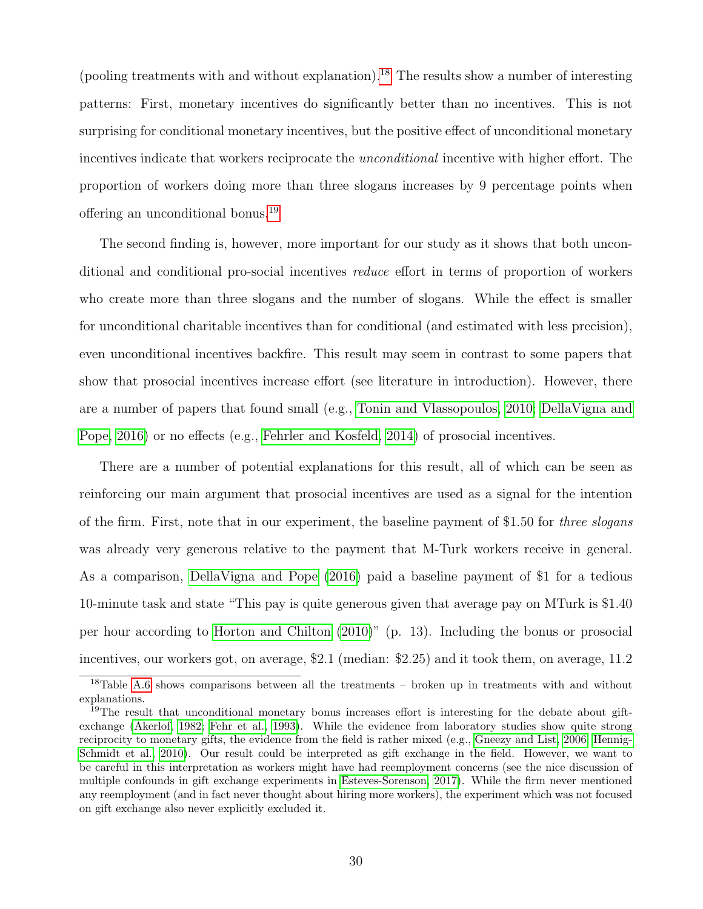(pooling treatments with and without explanation).[18] The results show a number of interesting patterns: First, monetary incentives do significantly better than no incentives. This is not surprising for conditional monetary incentives, but the positive effect of unconditional monetary incentives indicate that workers reciprocate the *unconditional* incentive with higher effort. The proportion of workers doing more than three slogans increases by 9 percentage points when offering an unconditional bonus.[19]

The second finding is, however, more important for our study as it shows that both unconditional and conditional pro-social incentives *reduce* effort in terms of proportion of workers who create more than three slogans and the number of slogans. While the effect is smaller for unconditional charitable incentives than for conditional (and estimated with less precision), even unconditional incentives backfire. This result may seem in contrast to some papers that show that prosocial incentives increase effort (see literature in introduction). However, there are a number of papers that found small (e.g., Tonin and Vlassopoulos, 2010; DellaVigna and Pope, 2016) or no effects (e.g., Fehrler and Kosfeld, 2014) of prosocial incentives.

There are a number of potential explanations for this result, all of which can be seen as reinforcing our main argument that prosocial incentives are used as a signal for the intention of the firm. First, note that in our experiment, the baseline payment of $1.50 for *three slogans* was already very generous relative to the payment that M-Turk workers receive in general. As a comparison, DellaVigna and Pope (2016) paid a baseline payment of $1 for a tedious 10-minute task and state "This pay is quite generous given that average pay on MTurk is $1.40 per hour according to Horton and Chilton (2010)" (p. 13). Including the bonus or prosocial incentives, our workers got, on average, $2.1 (median: $2.25) and it took them, on average, 11.2

[18] Table A.6 shows comparisons between all the treatments – broken up in treatments with and without explanations.

[19] The result that unconditional monetary bonus increases effort is interesting for the debate about gift-exchange (Akerlof, 1982; Fehr et al., 1993). While the evidence from laboratory studies show quite strong reciprocity to monetary gifts, the evidence from the field is rather mixed (e.g., Gneezy and List, 2006; Hennig-Schmidt et al., 2010). Our result could be interpreted as gift exchange in the field. However, we want to be careful in this interpretation as workers might have had reemployment concerns (see the nice discussion of multiple confounds in gift exchange experiments in Esteves-Sorenson, 2017). While the firm never mentioned any reemployment (and in fact never thought about hiring more workers), the experiment which was not focused on gift exchange also never explicitly excluded it.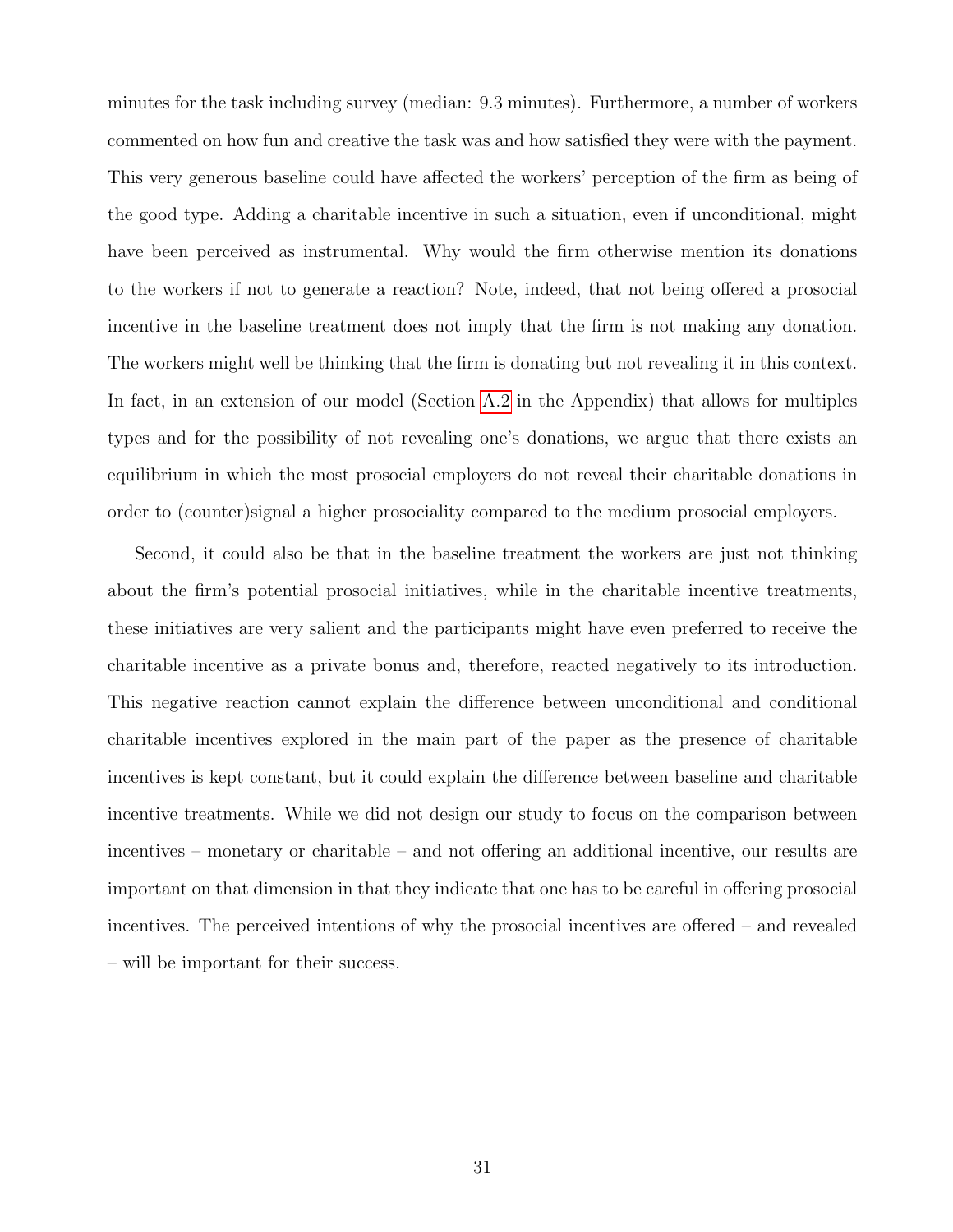minutes for the task including survey (median: 9.3 minutes). Furthermore, a number of workers commented on how fun and creative the task was and how satisfied they were with the payment. This very generous baseline could have affected the workers' perception of the firm as being of the good type. Adding a charitable incentive in such a situation, even if unconditional, might have been perceived as instrumental. Why would the firm otherwise mention its donations to the workers if not to generate a reaction? Note, indeed, that not being offered a prosocial incentive in the baseline treatment does not imply that the firm is not making any donation. The workers might well be thinking that the firm is donating but not revealing it in this context. In fact, in an extension of our model (Section A.2 in the Appendix) that allows for multiples types and for the possibility of not revealing one's donations, we argue that there exists an equilibrium in which the most prosocial employers do not reveal their charitable donations in order to (counter)signal a higher prosociality compared to the medium prosocial employers.

Second, it could also be that in the baseline treatment the workers are just not thinking about the firm's potential prosocial initiatives, while in the charitable incentive treatments, these initiatives are very salient and the participants might have even preferred to receive the charitable incentive as a private bonus and, therefore, reacted negatively to its introduction. This negative reaction cannot explain the difference between unconditional and conditional charitable incentives explored in the main part of the paper as the presence of charitable incentives is kept constant, but it could explain the difference between baseline and charitable incentive treatments. While we did not design our study to focus on the comparison between incentives – monetary or charitable – and not offering an additional incentive, our results are important on that dimension in that they indicate that one has to be careful in offering prosocial incentives. The perceived intentions of why the prosocial incentives are offered – and revealed – will be important for their success.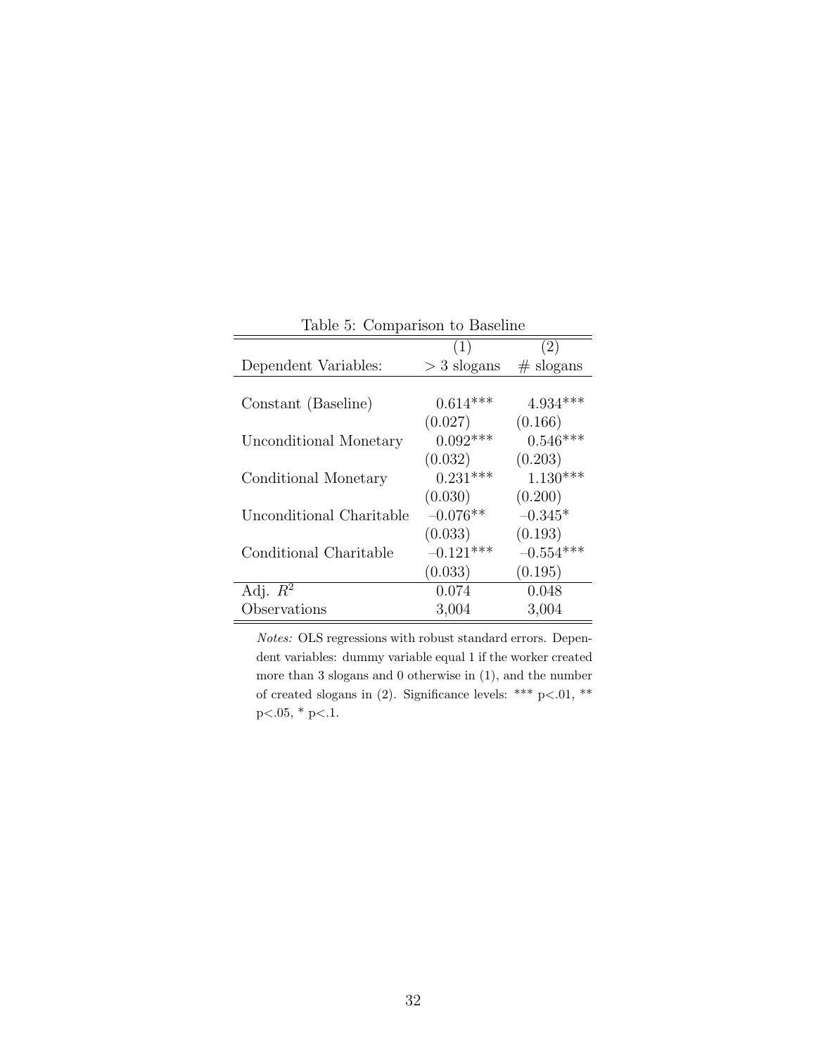Table 5: Comparison to Baseline

| | (1) | (2) |
|---|---|---|
| Dependent Variables: | $> 3$ slogans | # slogans |
| Constant (Baseline) | 0.614*** | 4.934*** |
| | (0.027) | (0.166) |
| Unconditional Monetary | 0.092*** | 0.546*** |
| | (0.032) | (0.203) |
| Conditional Monetary | 0.231*** | 1.130*** |
| | (0.030) | (0.200) |
| Unconditional Charitable | −0.076** | −0.345* |
| | (0.033) | (0.193) |
| Conditional Charitable | −0.121*** | −0.554*** |
| | (0.033) | (0.195) |
| Adj. $R^2$ | 0.074 | 0.048 |
| Observations | 3,004 | 3,004 |

*Notes:* OLS regressions with robust standard errors. Dependent variables: dummy variable equal 1 if the worker created more than 3 slogans and 0 otherwise in (1), and the number of created slogans in (2). Significance levels: *** p<.01, ** p<.05, * p<.1.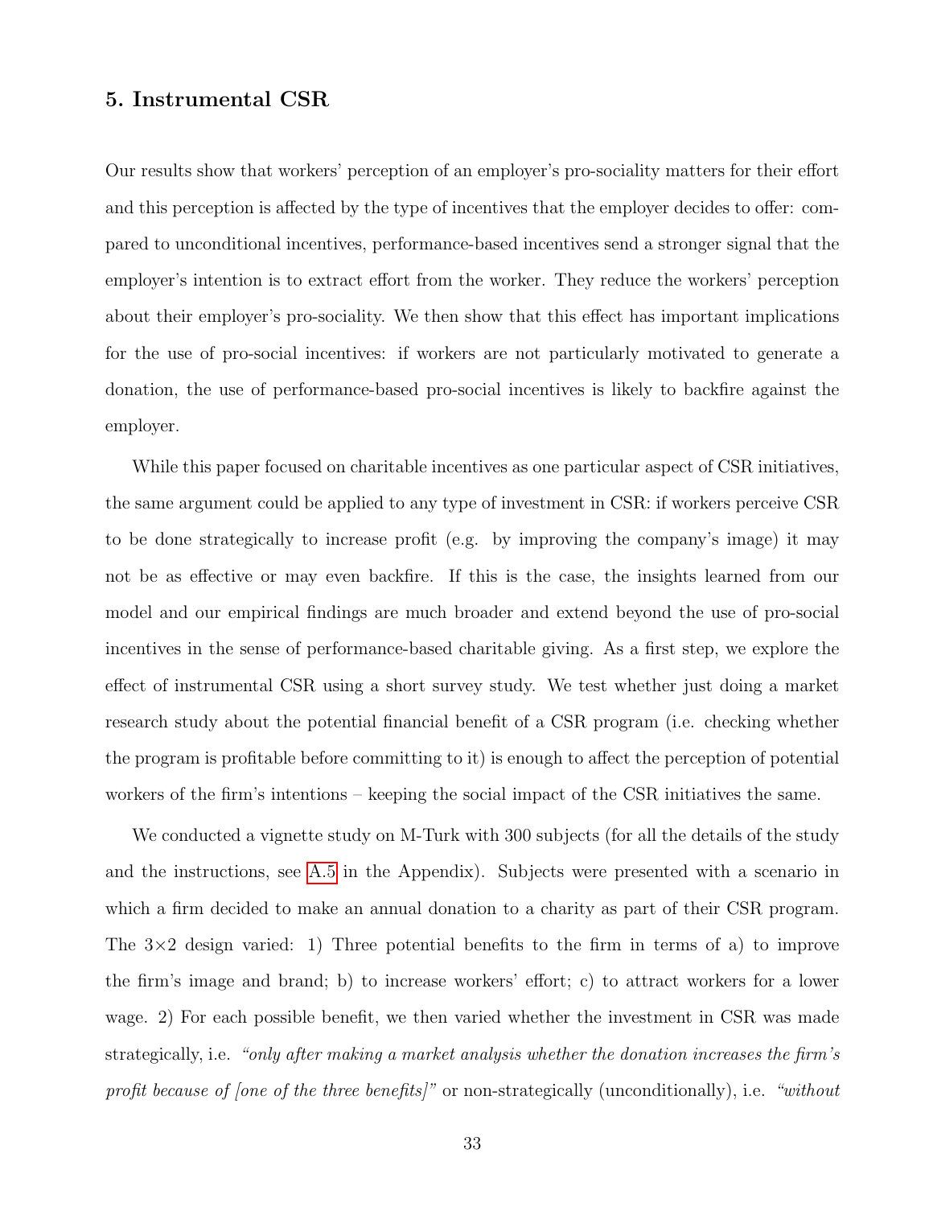## 5. Instrumental CSR

Our results show that workers' perception of an employer's pro-sociality matters for their effort and this perception is affected by the type of incentives that the employer decides to offer: compared to unconditional incentives, performance-based incentives send a stronger signal that the employer's intention is to extract effort from the worker. They reduce the workers' perception about their employer's pro-sociality. We then show that this effect has important implications for the use of pro-social incentives: if workers are not particularly motivated to generate a donation, the use of performance-based pro-social incentives is likely to backfire against the employer.

While this paper focused on charitable incentives as one particular aspect of CSR initiatives, the same argument could be applied to any type of investment in CSR: if workers perceive CSR to be done strategically to increase profit (e.g. by improving the company's image) it may not be as effective or may even backfire. If this is the case, the insights learned from our model and our empirical findings are much broader and extend beyond the use of pro-social incentives in the sense of performance-based charitable giving. As a first step, we explore the effect of instrumental CSR using a short survey study. We test whether just doing a market research study about the potential financial benefit of a CSR program (i.e. checking whether the program is profitable before committing to it) is enough to affect the perception of potential workers of the firm's intentions – keeping the social impact of the CSR initiatives the same.

We conducted a vignette study on M-Turk with 300 subjects (for all the details of the study and the instructions, see A.5 in the Appendix). Subjects were presented with a scenario in which a firm decided to make an annual donation to a charity as part of their CSR program. The 3×2 design varied: 1) Three potential benefits to the firm in terms of a) to improve the firm's image and brand; b) to increase workers' effort; c) to attract workers for a lower wage. 2) For each possible benefit, we then varied whether the investment in CSR was made strategically, i.e. *"only after making a market analysis whether the donation increases the firm's profit because of [one of the three benefits]"* or non-strategically (unconditionally), i.e. *"without*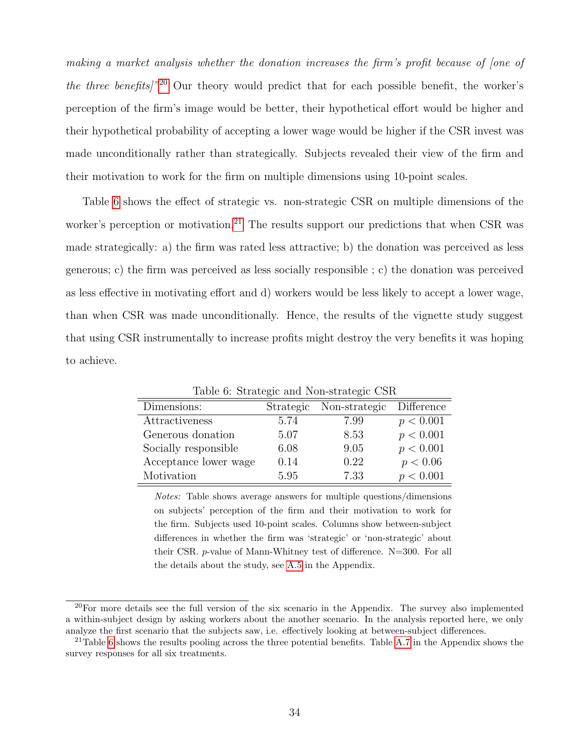*making a market analysis whether the donation increases the firm's profit because of [one of the three benefits]*"[20] Our theory would predict that for each possible benefit, the worker's perception of the firm's image would be better, their hypothetical effort would be higher and their hypothetical probability of accepting a lower wage would be higher if the CSR invest was made unconditionally rather than strategically. Subjects revealed their view of the firm and their motivation to work for the firm on multiple dimensions using 10-point scales.

Table 6 shows the effect of strategic vs. non-strategic CSR on multiple dimensions of the worker's perception or motivation.[21] The results support our predictions that when CSR was made strategically: a) the firm was rated less attractive; b) the donation was perceived as less generous; c) the firm was perceived as less socially responsible ; c) the donation was perceived as less effective in motivating effort and d) workers would be less likely to accept a lower wage, than when CSR was made unconditionally. Hence, the results of the vignette study suggest that using CSR instrumentally to increase profits might destroy the very benefits it was hoping to achieve.

Table 6: Strategic and Non-strategic CSR

| Dimensions: | Strategic | Non-strategic | Difference |
|---|---|---|---|
| Attractiveness | 5.74 | 7.99 | $p < 0.001$ |
| Generous donation | 5.07 | 8.53 | $p < 0.001$ |
| Socially responsible | 6.08 | 9.05 | $p < 0.001$ |
| Acceptance lower wage | 0.14 | 0.22 | $p < 0.06$ |
| Motivation | 5.95 | 7.33 | $p < 0.001$ |

*Notes:* Table shows average answers for multiple questions/dimensions on subjects' perception of the firm and their motivation to work for the firm. Subjects used 10-point scales. Columns show between-subject differences in whether the firm was 'strategic' or 'non-strategic' about their CSR. $p$-value of Mann-Whitney test of difference. N=300. For all the details about the study, see A.5 in the Appendix.

[20] For more details see the full version of the six scenario in the Appendix. The survey also implemented a within-subject design by asking workers about the another scenario. In the analysis reported here, we only analyze the first scenario that the subjects saw, i.e. effectively looking at between-subject differences.

[21] Table 6 shows the results pooling across the three potential benefits. Table A.7 in the Appendix shows the survey responses for all six treatments.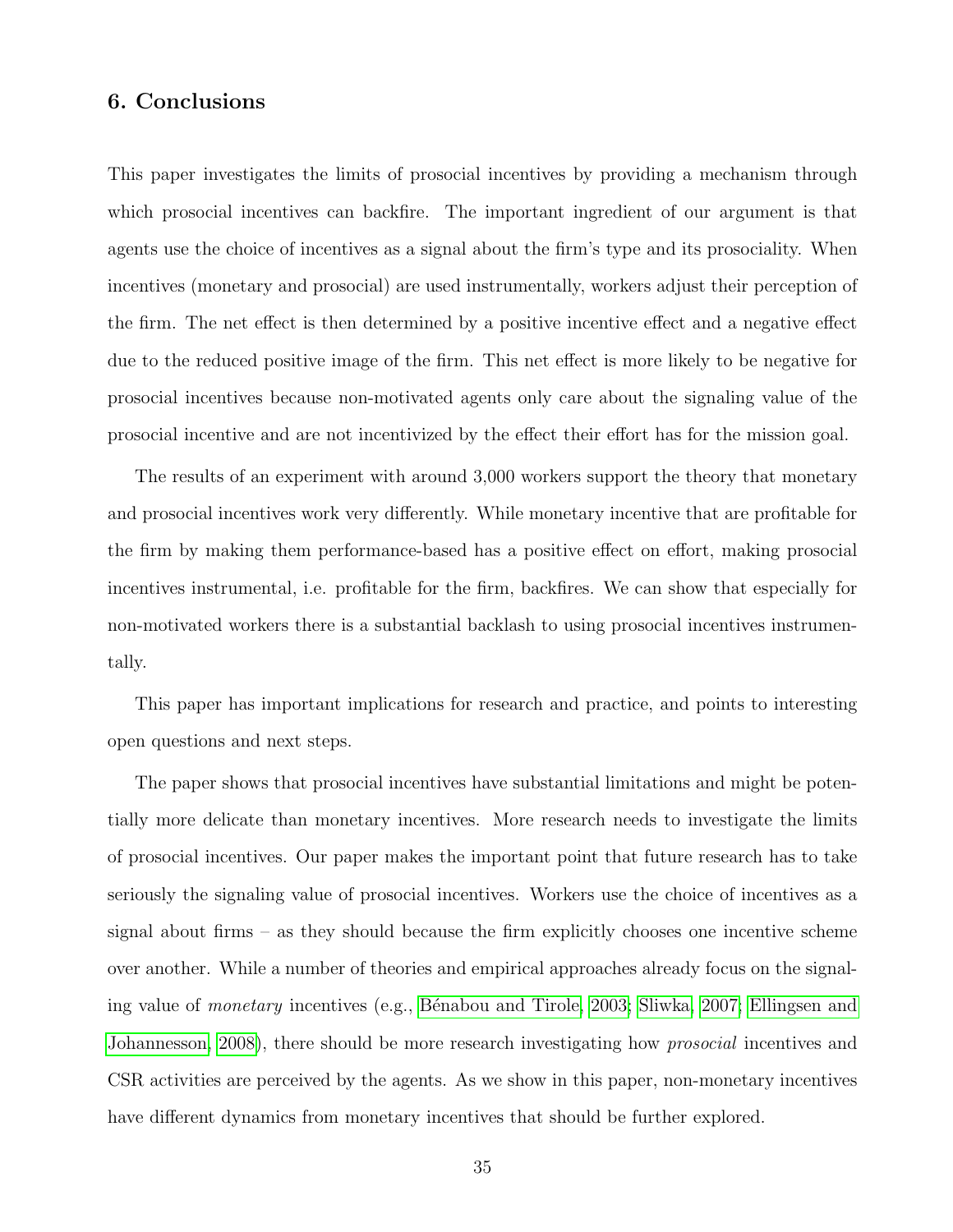## 6. Conclusions

This paper investigates the limits of prosocial incentives by providing a mechanism through which prosocial incentives can backfire. The important ingredient of our argument is that agents use the choice of incentives as a signal about the firm's type and its prosociality. When incentives (monetary and prosocial) are used instrumentally, workers adjust their perception of the firm. The net effect is then determined by a positive incentive effect and a negative effect due to the reduced positive image of the firm. This net effect is more likely to be negative for prosocial incentives because non-motivated agents only care about the signaling value of the prosocial incentive and are not incentivized by the effect their effort has for the mission goal.

The results of an experiment with around 3,000 workers support the theory that monetary and prosocial incentives work very differently. While monetary incentive that are profitable for the firm by making them performance-based has a positive effect on effort, making prosocial incentives instrumental, i.e. profitable for the firm, backfires. We can show that especially for non-motivated workers there is a substantial backlash to using prosocial incentives instrumentally.

This paper has important implications for research and practice, and points to interesting open questions and next steps.

The paper shows that prosocial incentives have substantial limitations and might be potentially more delicate than monetary incentives. More research needs to investigate the limits of prosocial incentives. Our paper makes the important point that future research has to take seriously the signaling value of prosocial incentives. Workers use the choice of incentives as a signal about firms – as they should because the firm explicitly chooses one incentive scheme over another. While a number of theories and empirical approaches already focus on the signaling value of *monetary* incentives (e.g., Bénabou and Tirole, 2003; Sliwka, 2007; Ellingsen and Johannesson, 2008), there should be more research investigating how *prosocial* incentives and CSR activities are perceived by the agents. As we show in this paper, non-monetary incentives have different dynamics from monetary incentives that should be further explored.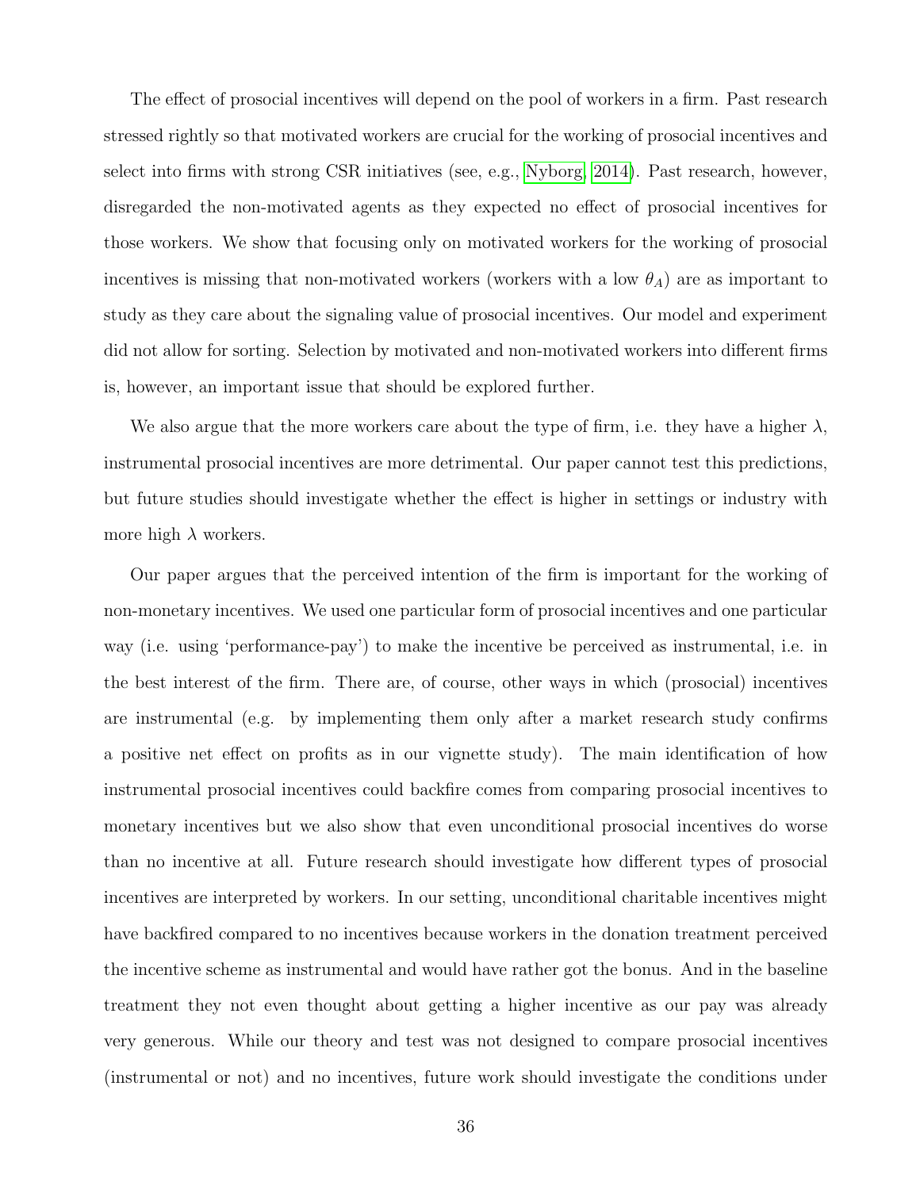The effect of prosocial incentives will depend on the pool of workers in a firm. Past research stressed rightly so that motivated workers are crucial for the working of prosocial incentives and select into firms with strong CSR initiatives (see, e.g., Nyborg, 2014). Past research, however, disregarded the non-motivated agents as they expected no effect of prosocial incentives for those workers. We show that focusing only on motivated workers for the working of prosocial incentives is missing that non-motivated workers (workers with a low $\theta_A$) are as important to study as they care about the signaling value of prosocial incentives. Our model and experiment did not allow for sorting. Selection by motivated and non-motivated workers into different firms is, however, an important issue that should be explored further.

We also argue that the more workers care about the type of firm, i.e. they have a higher $\lambda$, instrumental prosocial incentives are more detrimental. Our paper cannot test this predictions, but future studies should investigate whether the effect is higher in settings or industry with more high $\lambda$ workers.

Our paper argues that the perceived intention of the firm is important for the working of non-monetary incentives. We used one particular form of prosocial incentives and one particular way (i.e. using 'performance-pay') to make the incentive be perceived as instrumental, i.e. in the best interest of the firm. There are, of course, other ways in which (prosocial) incentives are instrumental (e.g. by implementing them only after a market research study confirms a positive net effect on profits as in our vignette study). The main identification of how instrumental prosocial incentives could backfire comes from comparing prosocial incentives to monetary incentives but we also show that even unconditional prosocial incentives do worse than no incentive at all. Future research should investigate how different types of prosocial incentives are interpreted by workers. In our setting, unconditional charitable incentives might have backfired compared to no incentives because workers in the donation treatment perceived the incentive scheme as instrumental and would have rather got the bonus. And in the baseline treatment they not even thought about getting a higher incentive as our pay was already very generous. While our theory and test was not designed to compare prosocial incentives (instrumental or not) and no incentives, future work should investigate the conditions under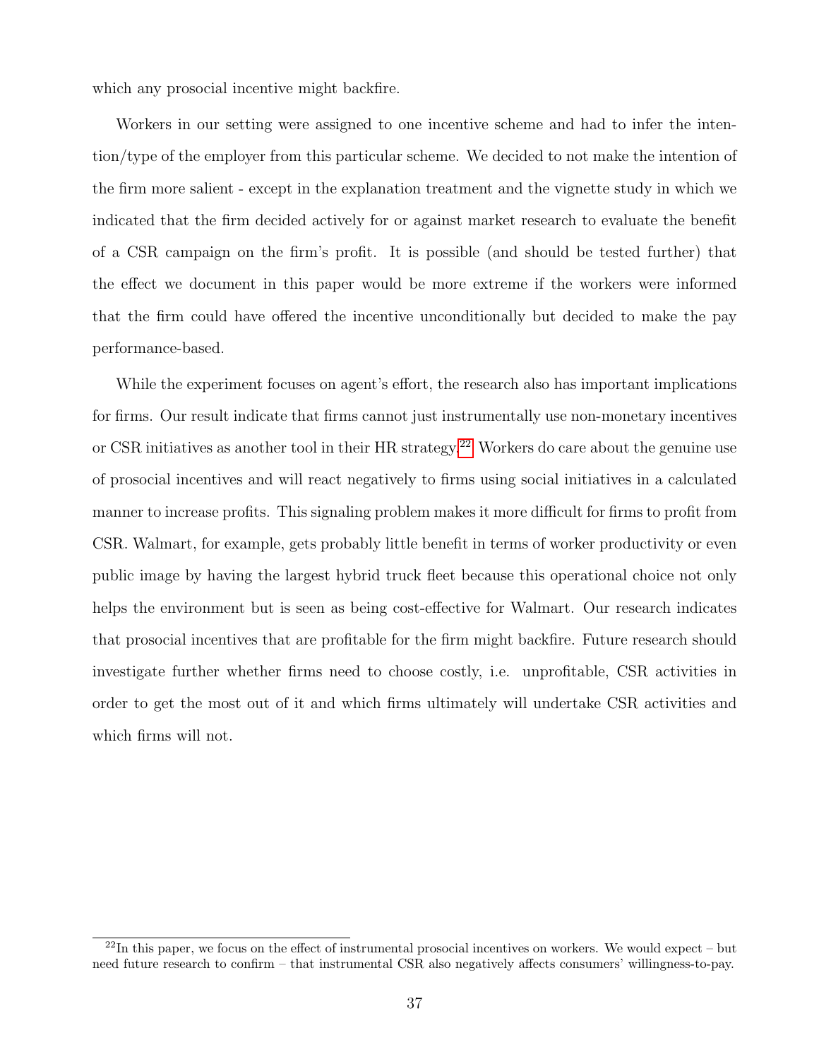which any prosocial incentive might backfire.

Workers in our setting were assigned to one incentive scheme and had to infer the intention/type of the employer from this particular scheme. We decided to not make the intention of the firm more salient - except in the explanation treatment and the vignette study in which we indicated that the firm decided actively for or against market research to evaluate the benefit of a CSR campaign on the firm's profit. It is possible (and should be tested further) that the effect we document in this paper would be more extreme if the workers were informed that the firm could have offered the incentive unconditionally but decided to make the pay performance-based.

While the experiment focuses on agent's effort, the research also has important implications for firms. Our result indicate that firms cannot just instrumentally use non-monetary incentives or CSR initiatives as another tool in their HR strategy.[22] Workers do care about the genuine use of prosocial incentives and will react negatively to firms using social initiatives in a calculated manner to increase profits. This signaling problem makes it more difficult for firms to profit from CSR. Walmart, for example, gets probably little benefit in terms of worker productivity or even public image by having the largest hybrid truck fleet because this operational choice not only helps the environment but is seen as being cost-effective for Walmart. Our research indicates that prosocial incentives that are profitable for the firm might backfire. Future research should investigate further whether firms need to choose costly, i.e. unprofitable, CSR activities in order to get the most out of it and which firms ultimately will undertake CSR activities and which firms will not.

[22] In this paper, we focus on the effect of instrumental prosocial incentives on workers. We would expect – but need future research to confirm – that instrumental CSR also negatively affects consumers' willingness-to-pay.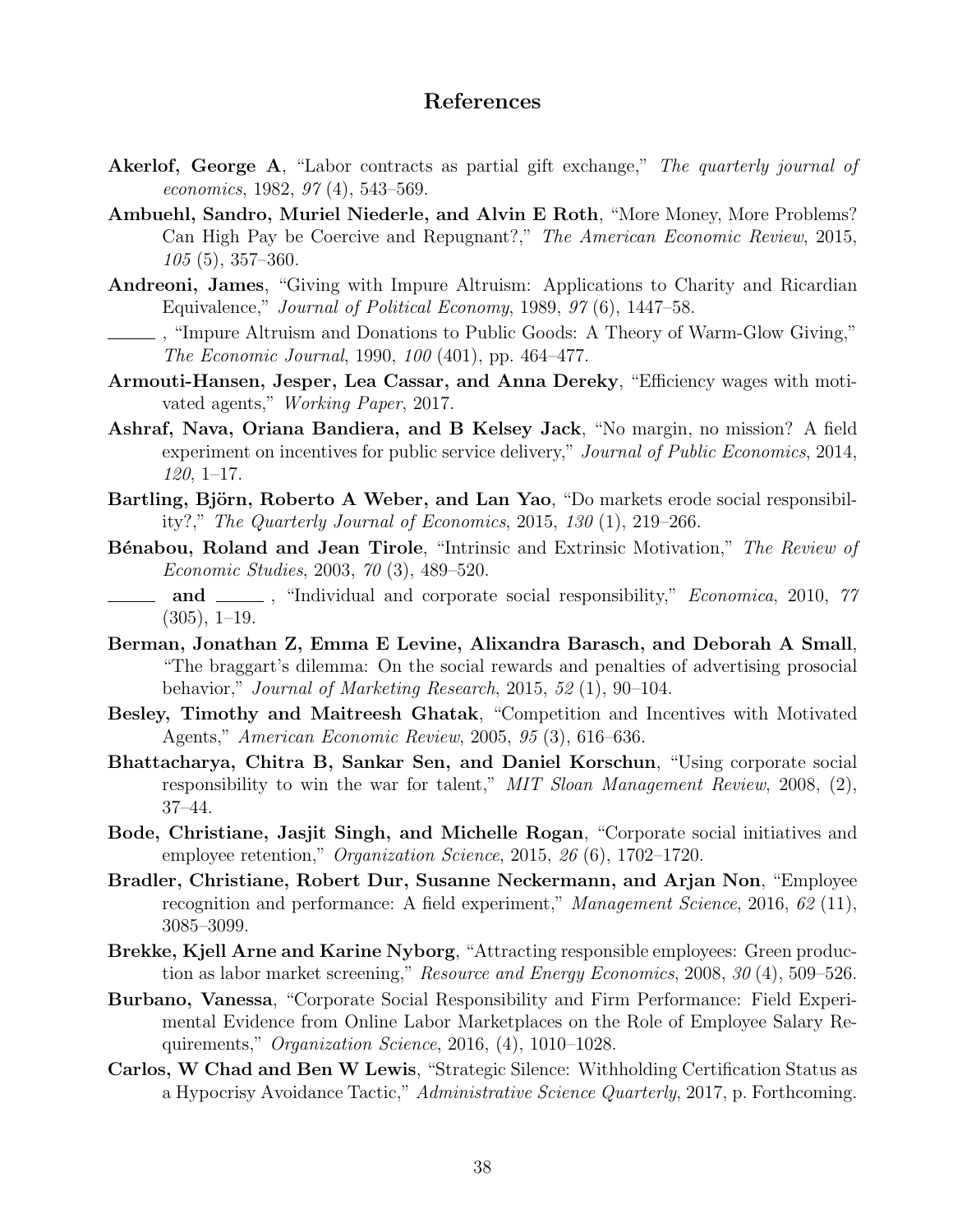## References

**Akerlof, George A**, "Labor contracts as partial gift exchange," *The quarterly journal of economics*, 1982, *97* (4), 543–569.

**Ambuehl, Sandro, Muriel Niederle, and Alvin E Roth**, "More Money, More Problems? Can High Pay be Coercive and Repugnant?," *The American Economic Review*, 2015, *105* (5), 357–360.

**Andreoni, James**, "Giving with Impure Altruism: Applications to Charity and Ricardian Equivalence," *Journal of Political Economy*, 1989, *97* (6), 1447–58.

______ , "Impure Altruism and Donations to Public Goods: A Theory of Warm-Glow Giving," *The Economic Journal*, 1990, *100* (401), pp. 464–477.

**Armouti-Hansen, Jesper, Lea Cassar, and Anna Dereky**, "Efficiency wages with motivated agents," *Working Paper*, 2017.

**Ashraf, Nava, Oriana Bandiera, and B Kelsey Jack**, "No margin, no mission? A field experiment on incentives for public service delivery," *Journal of Public Economics*, 2014, *120*, 1–17.

**Bartling, Björn, Roberto A Weber, and Lan Yao**, "Do markets erode social responsibility?," *The Quarterly Journal of Economics*, 2015, *130* (1), 219–266.

**Bénabou, Roland and Jean Tirole**, "Intrinsic and Extrinsic Motivation," *The Review of Economic Studies*, 2003, *70* (3), 489–520.

______ **and** ______ , "Individual and corporate social responsibility," *Economica*, 2010, *77* (305), 1–19.

**Berman, Jonathan Z, Emma E Levine, Alixandra Barasch, and Deborah A Small**, "The braggart's dilemma: On the social rewards and penalties of advertising prosocial behavior," *Journal of Marketing Research*, 2015, *52* (1), 90–104.

**Besley, Timothy and Maitreesh Ghatak**, "Competition and Incentives with Motivated Agents," *American Economic Review*, 2005, *95* (3), 616–636.

**Bhattacharya, Chitra B, Sankar Sen, and Daniel Korschun**, "Using corporate social responsibility to win the war for talent," *MIT Sloan Management Review*, 2008, (2), 37–44.

**Bode, Christiane, Jasjit Singh, and Michelle Rogan**, "Corporate social initiatives and employee retention," *Organization Science*, 2015, *26* (6), 1702–1720.

**Bradler, Christiane, Robert Dur, Susanne Neckermann, and Arjan Non**, "Employee recognition and performance: A field experiment," *Management Science*, 2016, *62* (11), 3085–3099.

**Brekke, Kjell Arne and Karine Nyborg**, "Attracting responsible employees: Green production as labor market screening," *Resource and Energy Economics*, 2008, *30* (4), 509–526.

**Burbano, Vanessa**, "Corporate Social Responsibility and Firm Performance: Field Experimental Evidence from Online Labor Marketplaces on the Role of Employee Salary Requirements," *Organization Science*, 2016, (4), 1010–1028.

**Carlos, W Chad and Ben W Lewis**, "Strategic Silence: Withholding Certification Status as a Hypocrisy Avoidance Tactic," *Administrative Science Quarterly*, 2017, p. Forthcoming.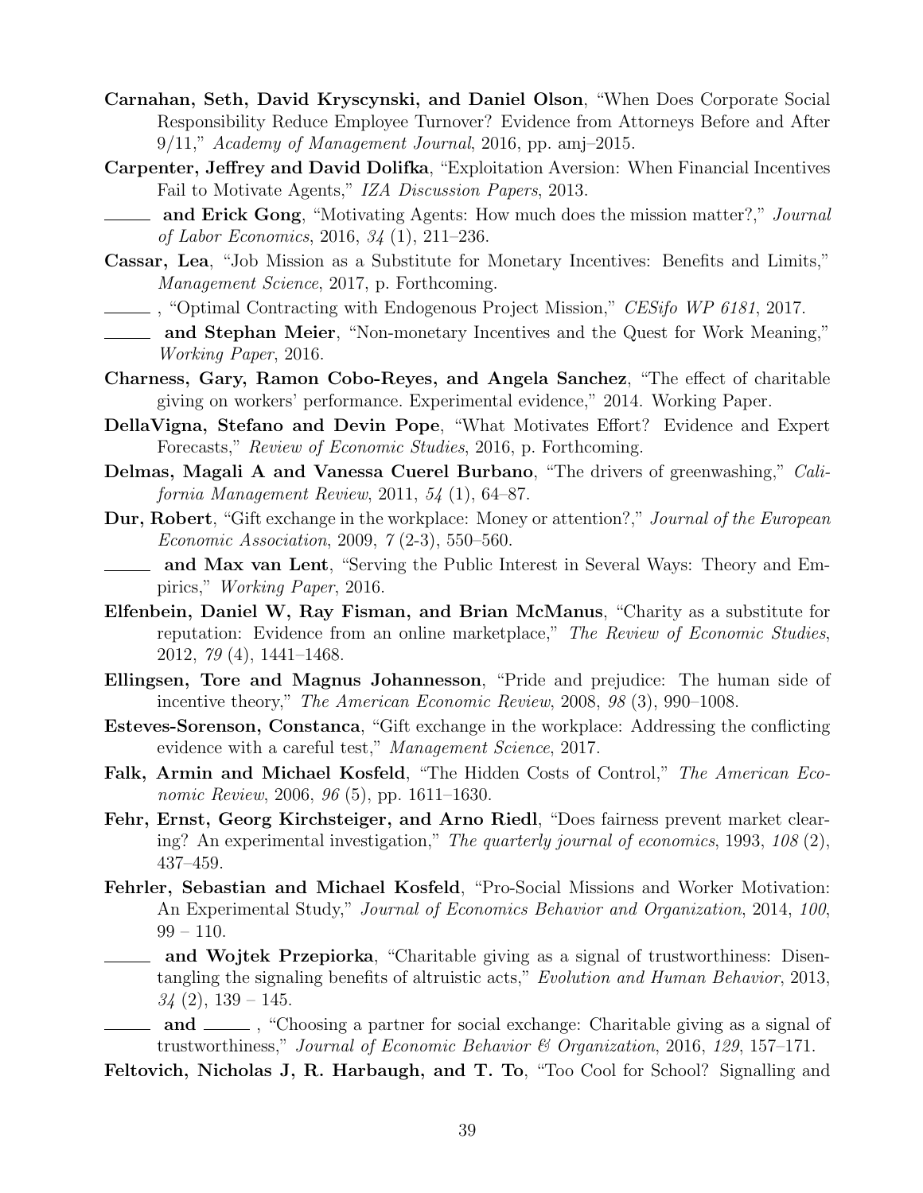**Carnahan, Seth, David Kryscynski, and Daniel Olson**, "When Does Corporate Social Responsibility Reduce Employee Turnover? Evidence from Attorneys Before and After 9/11," *Academy of Management Journal*, 2016, pp. amj–2015.

**Carpenter, Jeffrey and David Dolifka**, "Exploitation Aversion: When Financial Incentives Fail to Motivate Agents," *IZA Discussion Papers*, 2013.

______ **and Erick Gong**, "Motivating Agents: How much does the mission matter?," *Journal of Labor Economics*, 2016, *34* (1), 211–236.

**Cassar, Lea**, "Job Mission as a Substitute for Monetary Incentives: Benefits and Limits," *Management Science*, 2017, p. Forthcoming.

______ , "Optimal Contracting with Endogenous Project Mission," *CESifo WP 6181*, 2017.

______ **and Stephan Meier**, "Non-monetary Incentives and the Quest for Work Meaning," *Working Paper*, 2016.

**Charness, Gary, Ramon Cobo-Reyes, and Angela Sanchez**, "The effect of charitable giving on workers' performance. Experimental evidence," 2014. Working Paper.

**DellaVigna, Stefano and Devin Pope**, "What Motivates Effort? Evidence and Expert Forecasts," *Review of Economic Studies*, 2016, p. Forthcoming.

**Delmas, Magali A and Vanessa Cuerel Burbano**, "The drivers of greenwashing," *California Management Review*, 2011, *54* (1), 64–87.

**Dur, Robert**, "Gift exchange in the workplace: Money or attention?," *Journal of the European Economic Association*, 2009, *7* (2-3), 550–560.

______ **and Max van Lent**, "Serving the Public Interest in Several Ways: Theory and Empirics," *Working Paper*, 2016.

**Elfenbein, Daniel W, Ray Fisman, and Brian McManus**, "Charity as a substitute for reputation: Evidence from an online marketplace," *The Review of Economic Studies*, 2012, *79* (4), 1441–1468.

**Ellingsen, Tore and Magnus Johannesson**, "Pride and prejudice: The human side of incentive theory," *The American Economic Review*, 2008, *98* (3), 990–1008.

**Esteves-Sorenson, Constanca**, "Gift exchange in the workplace: Addressing the conflicting evidence with a careful test," *Management Science*, 2017.

**Falk, Armin and Michael Kosfeld**, "The Hidden Costs of Control," *The American Economic Review*, 2006, *96* (5), pp. 1611–1630.

**Fehr, Ernst, Georg Kirchsteiger, and Arno Riedl**, "Does fairness prevent market clearing? An experimental investigation," *The quarterly journal of economics*, 1993, *108* (2), 437–459.

**Fehrler, Sebastian and Michael Kosfeld**, "Pro-Social Missions and Worker Motivation: An Experimental Study," *Journal of Economics Behavior and Organization*, 2014, *100*, 99 – 110.

______ **and Wojtek Przepiorka**, "Charitable giving as a signal of trustworthiness: Disentangling the signaling benefits of altruistic acts," *Evolution and Human Behavior*, 2013, *34* (2), 139 – 145.

______ **and** ______ , "Choosing a partner for social exchange: Charitable giving as a signal of trustworthiness," *Journal of Economic Behavior & Organization*, 2016, *129*, 157–171.

**Feltovich, Nicholas J, R. Harbaugh, and T. To**, "Too Cool for School? Signalling and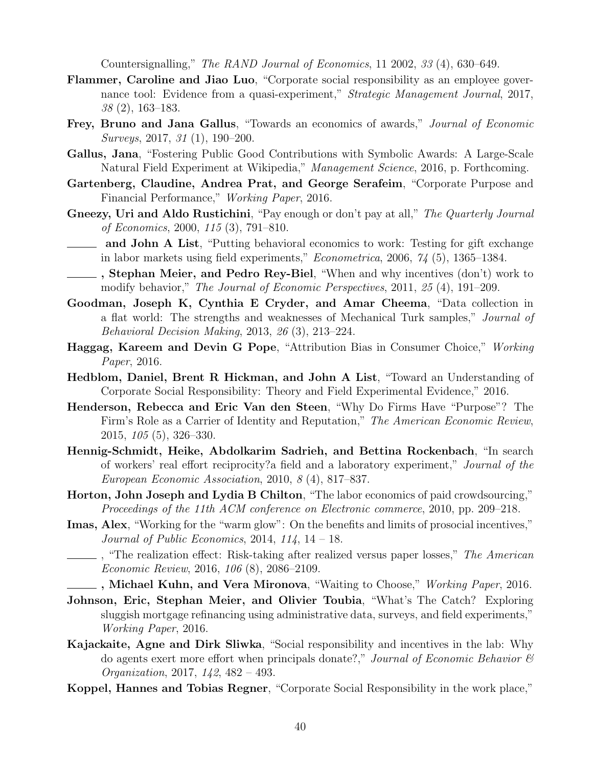Countersignalling," *The RAND Journal of Economics*, 11 2002, *33* (4), 630–649.

**Flammer, Caroline and Jiao Luo**, "Corporate social responsibility as an employee governance tool: Evidence from a quasi-experiment," *Strategic Management Journal*, 2017, *38* (2), 163–183.

**Frey, Bruno and Jana Gallus**, "Towards an economics of awards," *Journal of Economic Surveys*, 2017, *31* (1), 190–200.

**Gallus, Jana**, "Fostering Public Good Contributions with Symbolic Awards: A Large-Scale Natural Field Experiment at Wikipedia," *Management Science*, 2016, p. Forthcoming.

**Gartenberg, Claudine, Andrea Prat, and George Serafeim**, "Corporate Purpose and Financial Performance," *Working Paper*, 2016.

**Gneezy, Uri and Aldo Rustichini**, "Pay enough or don't pay at all," *The Quarterly Journal of Economics*, 2000, *115* (3), 791–810.

______ **and John A List**, "Putting behavioral economics to work: Testing for gift exchange in labor markets using field experiments," *Econometrica*, 2006, *74* (5), 1365–1384.

______ **, Stephan Meier, and Pedro Rey-Biel**, "When and why incentives (don't) work to modify behavior," *The Journal of Economic Perspectives*, 2011, *25* (4), 191–209.

**Goodman, Joseph K, Cynthia E Cryder, and Amar Cheema**, "Data collection in a flat world: The strengths and weaknesses of Mechanical Turk samples," *Journal of Behavioral Decision Making*, 2013, *26* (3), 213–224.

**Haggag, Kareem and Devin G Pope**, "Attribution Bias in Consumer Choice," *Working Paper*, 2016.

**Hedblom, Daniel, Brent R Hickman, and John A List**, "Toward an Understanding of Corporate Social Responsibility: Theory and Field Experimental Evidence," 2016.

**Henderson, Rebecca and Eric Van den Steen**, "Why Do Firms Have "Purpose"? The Firm's Role as a Carrier of Identity and Reputation," *The American Economic Review*, 2015, *105* (5), 326–330.

**Hennig-Schmidt, Heike, Abdolkarim Sadrieh, and Bettina Rockenbach**, "In search of workers' real effort reciprocity?a field and a laboratory experiment," *Journal of the European Economic Association*, 2010, *8* (4), 817–837.

**Horton, John Joseph and Lydia B Chilton**, "The labor economics of paid crowdsourcing," *Proceedings of the 11th ACM conference on Electronic commerce*, 2010, pp. 209–218.

**Imas, Alex**, "Working for the "warm glow": On the benefits and limits of prosocial incentives," *Journal of Public Economics*, 2014, *114*, 14 – 18.

______ , "The realization effect: Risk-taking after realized versus paper losses," *The American Economic Review*, 2016, *106* (8), 2086–2109.

______ **, Michael Kuhn, and Vera Mironova**, "Waiting to Choose," *Working Paper*, 2016.

**Johnson, Eric, Stephan Meier, and Olivier Toubia**, "What's The Catch? Exploring sluggish mortgage refinancing using administrative data, surveys, and field experiments," *Working Paper*, 2016.

**Kajackaite, Agne and Dirk Sliwka**, "Social responsibility and incentives in the lab: Why do agents exert more effort when principals donate?," *Journal of Economic Behavior & Organization*, 2017, *142*, 482 – 493.

**Koppel, Hannes and Tobias Regner**, "Corporate Social Responsibility in the work place,"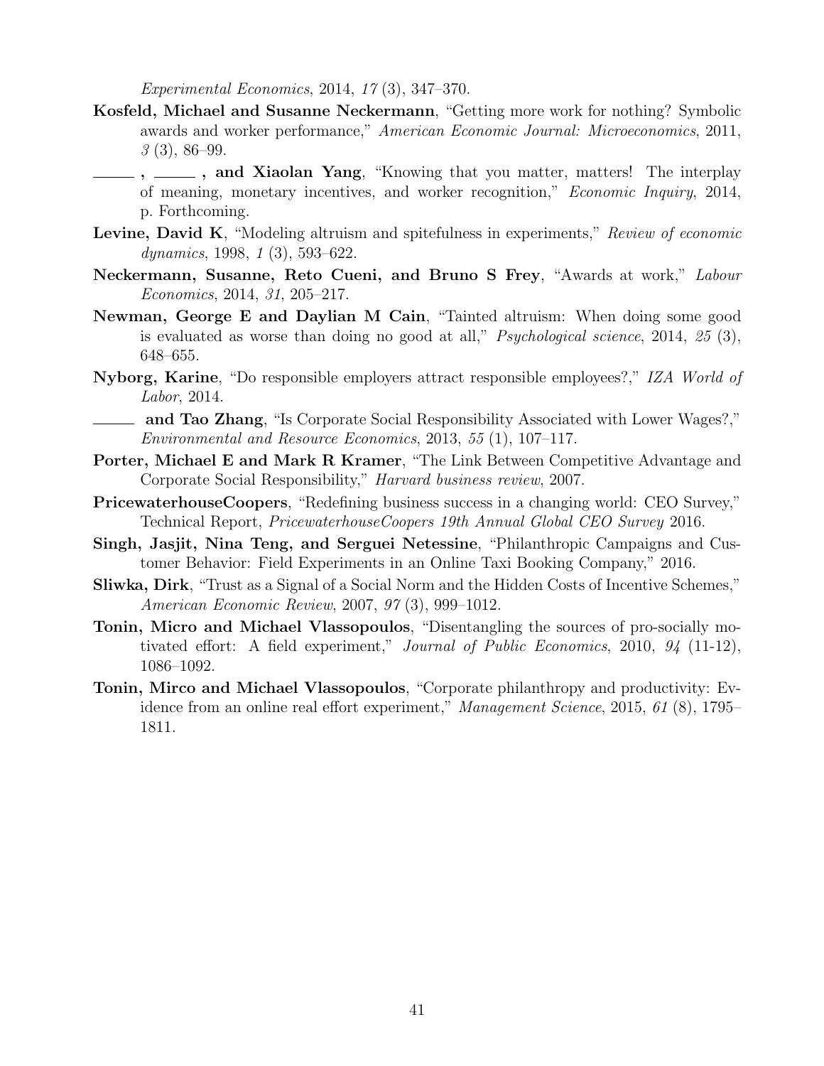*Experimental Economics*, 2014, *17* (3), 347–370.

**Kosfeld, Michael and Susanne Neckermann**, "Getting more work for nothing? Symbolic awards and worker performance," *American Economic Journal: Microeconomics*, 2011, *3* (3), 86–99.

**\_\_\_\_\_ , \_\_\_\_\_ , and Xiaolan Yang**, "Knowing that you matter, matters! The interplay of meaning, monetary incentives, and worker recognition," *Economic Inquiry*, 2014, p. Forthcoming.

**Levine, David K**, "Modeling altruism and spitefulness in experiments," *Review of economic dynamics*, 1998, *1* (3), 593–622.

**Neckermann, Susanne, Reto Cueni, and Bruno S Frey**, "Awards at work," *Labour Economics*, 2014, *31*, 205–217.

**Newman, George E and Daylian M Cain**, "Tainted altruism: When doing some good is evaluated as worse than doing no good at all," *Psychological science*, 2014, *25* (3), 648–655.

**Nyborg, Karine**, "Do responsible employers attract responsible employees?," *IZA World of Labor*, 2014.

**\_\_\_\_\_ and Tao Zhang**, "Is Corporate Social Responsibility Associated with Lower Wages?," *Environmental and Resource Economics*, 2013, *55* (1), 107–117.

**Porter, Michael E and Mark R Kramer**, "The Link Between Competitive Advantage and Corporate Social Responsibility," *Harvard business review*, 2007.

**PricewaterhouseCoopers**, "Redefining business success in a changing world: CEO Survey," Technical Report, *PricewaterhouseCoopers 19th Annual Global CEO Survey* 2016.

**Singh, Jasjit, Nina Teng, and Serguei Netessine**, "Philanthropic Campaigns and Customer Behavior: Field Experiments in an Online Taxi Booking Company," 2016.

**Sliwka, Dirk**, "Trust as a Signal of a Social Norm and the Hidden Costs of Incentive Schemes," *American Economic Review*, 2007, *97* (3), 999–1012.

**Tonin, Micro and Michael Vlassopoulos**, "Disentangling the sources of pro-socially motivated effort: A field experiment," *Journal of Public Economics*, 2010, *94* (11-12), 1086–1092.

**Tonin, Mirco and Michael Vlassopoulos**, "Corporate philanthropy and productivity: Evidence from an online real effort experiment," *Management Science*, 2015, *61* (8), 1795–1811.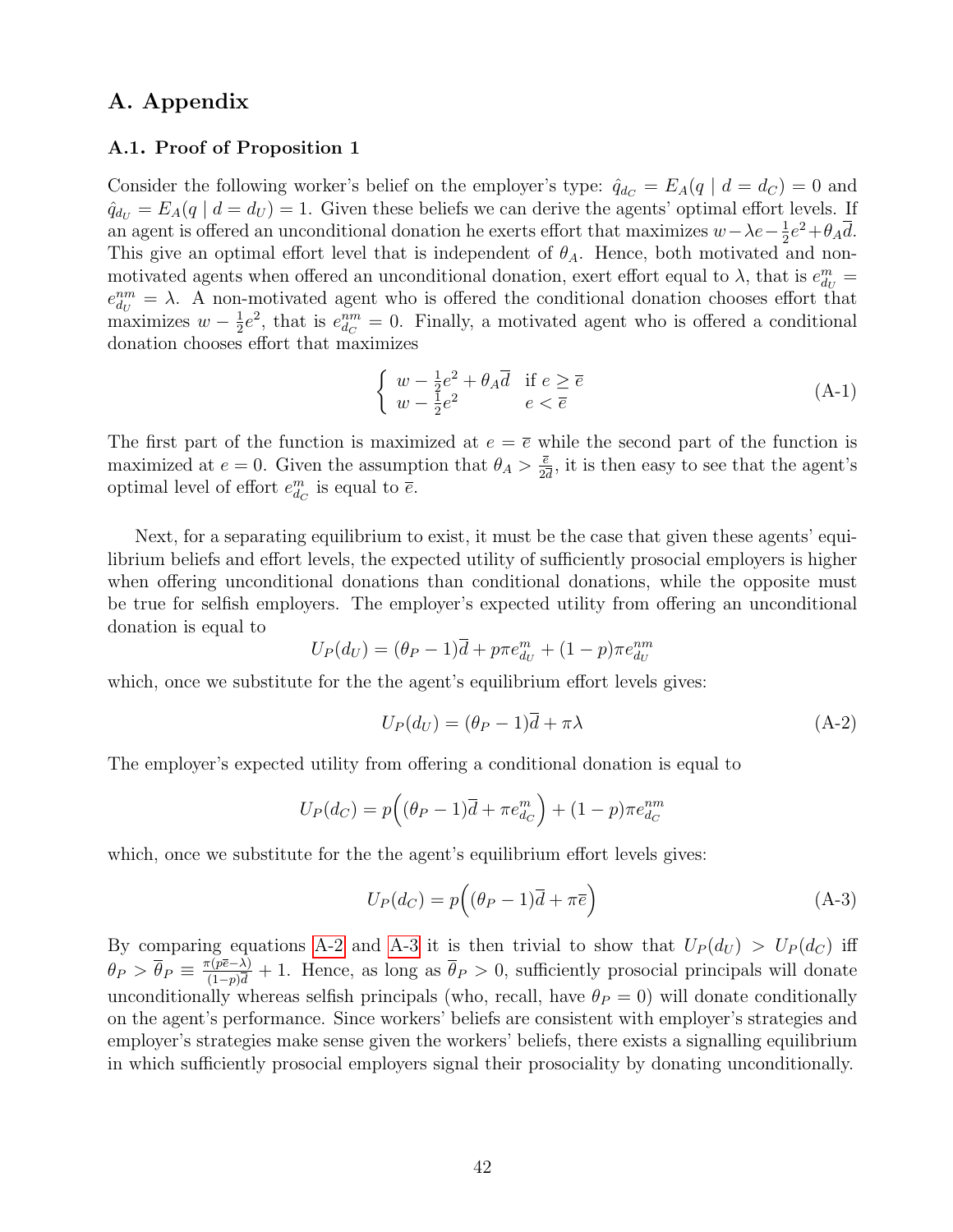## A. Appendix

### A.1. Proof of Proposition 1

Consider the following worker's belief on the employer's type: $\hat{q}_{d_C} = E_A(q \mid d = d_C) = 0$ and $\hat{q}_{d_U} = E_A(q \mid d = d_U) = 1$. Given these beliefs we can derive the agents' optimal effort levels. If an agent is offered an unconditional donation he exerts effort that maximizes $w - \lambda e - \frac{1}{2}e^2 + \theta_A \overline{d}$. This give an optimal effort level that is independent of $\theta_A$. Hence, both motivated and non-motivated agents when offered an unconditional donation, exert effort equal to $\lambda$, that is $e^m_{d_U} = e^{nm}_{d_U} = \lambda$. A non-motivated agent who is offered the conditional donation chooses effort that maximizes $w - \frac{1}{2}e^2$, that is $e^{nm}_{d_C} = 0$. Finally, a motivated agent who is offered a conditional donation chooses effort that maximizes

$$\begin{cases} w - \frac{1}{2}e^2 + \theta_A \overline{d} & \text{if } e \geq \overline{e} \\ w - \frac{1}{2}e^2 & e < \overline{e} \end{cases} \tag{A-1}$$

The first part of the function is maximized at $e = \overline{e}$ while the second part of the function is maximized at $e = 0$. Given the assumption that $\theta_A > \frac{\overline{e}}{2\overline{d}}$, it is then easy to see that the agent's optimal level of effort $e^m_{d_C}$ is equal to $\overline{e}$.

Next, for a separating equilibrium to exist, it must be the case that given these agents' equilibrium beliefs and effort levels, the expected utility of sufficiently prosocial employers is higher when offering unconditional donations than conditional donations, while the opposite must be true for selfish employers. The employer's expected utility from offering an unconditional donation is equal to

$$U_P(d_U) = (\theta_P - 1)\overline{d} + p\pi e^m_{d_U} + (1-p)\pi e^{nm}_{d_U}$$

which, once we substitute for the the agent's equilibrium effort levels gives:

$$U_P(d_U) = (\theta_P - 1)\overline{d} + \pi\lambda \tag{A-2}$$

The employer's expected utility from offering a conditional donation is equal to

$$U_P(d_C) = p\Big((\theta_P - 1)\overline{d} + \pi e^m_{d_C}\Big) + (1-p)\pi e^{nm}_{d_C}$$

which, once we substitute for the the agent's equilibrium effort levels gives:

$$U_P(d_C) = p\Big((\theta_P - 1)\overline{d} + \pi\overline{e}\Big) \tag{A-3}$$

By comparing equations A-2 and A-3 it is then trivial to show that $U_P(d_U) > U_P(d_C)$ iff $\theta_P > \overline{\theta}_P \equiv \frac{\pi(p\overline{e} - \lambda)}{(1-p)\overline{d}} + 1$. Hence, as long as $\overline{\theta}_P > 0$, sufficiently prosocial principals will donate unconditionally whereas selfish principals (who, recall, have $\theta_P = 0$) will donate conditionally on the agent's performance. Since workers' beliefs are consistent with employer's strategies and employer's strategies make sense given the workers' beliefs, there exists a signalling equilibrium in which sufficiently prosocial employers signal their prosociality by donating unconditionally.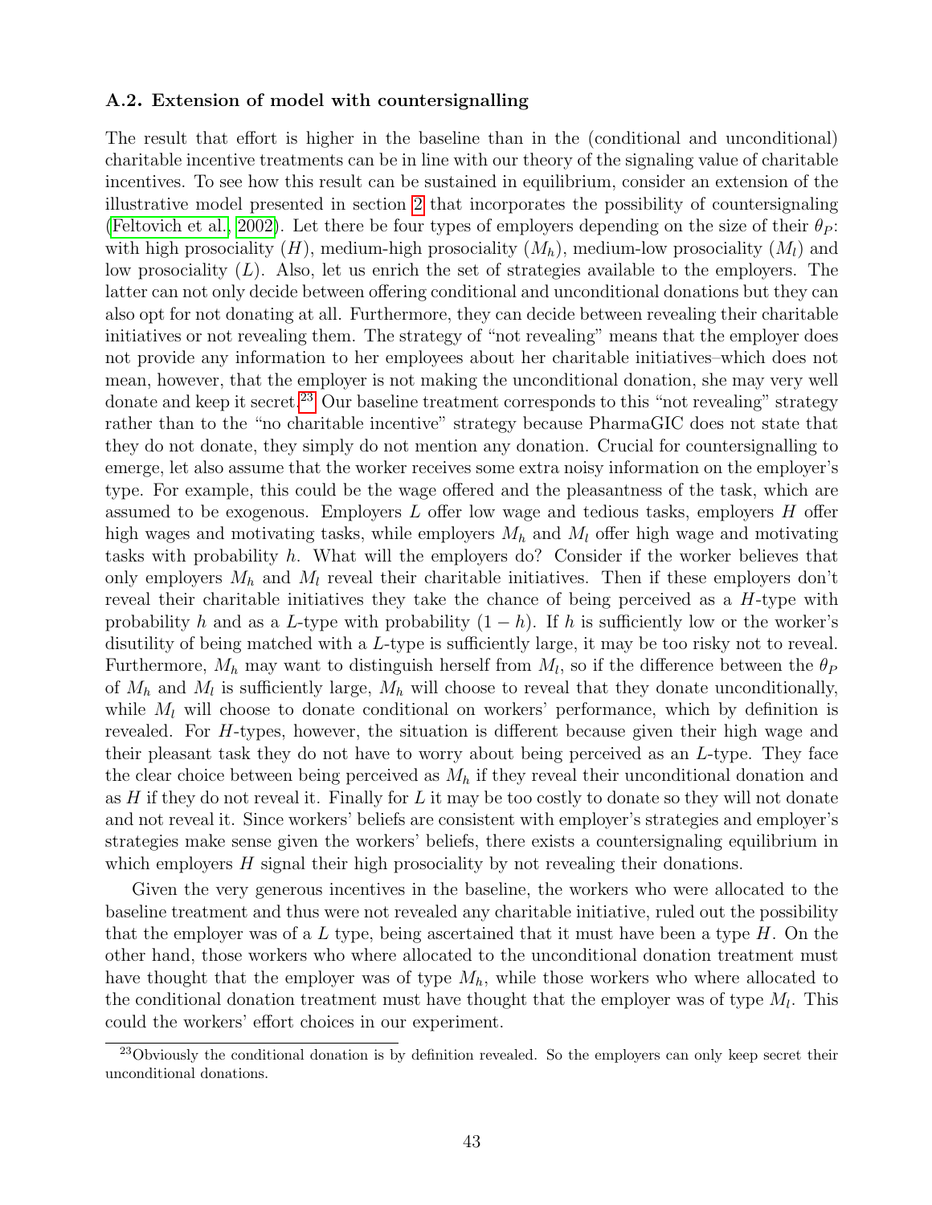### A.2. Extension of model with countersignalling

The result that effort is higher in the baseline than in the (conditional and unconditional) charitable incentive treatments can be in line with our theory of the signaling value of charitable incentives. To see how this result can be sustained in equilibrium, consider an extension of the illustrative model presented in section 2 that incorporates the possibility of countersignaling (Feltovich et al., 2002). Let there be four types of employers depending on the size of their $\theta_P$: with high prosociality ($H$), medium-high prosociality ($M_h$), medium-low prosociality ($M_l$) and low prosociality ($L$). Also, let us enrich the set of strategies available to the employers. The latter can not only decide between offering conditional and unconditional donations but they can also opt for not donating at all. Furthermore, they can decide between revealing their charitable initiatives or not revealing them. The strategy of "not revealing" means that the employer does not provide any information to her employees about her charitable initiatives–which does not mean, however, that the employer is not making the unconditional donation, she may very well donate and keep it secret.[23] Our baseline treatment corresponds to this "not revealing" strategy rather than to the "no charitable incentive" strategy because PharmaGIC does not state that they do not donate, they simply do not mention any donation. Crucial for countersignalling to emerge, let also assume that the worker receives some extra noisy information on the employer's type. For example, this could be the wage offered and the pleasantness of the task, which are assumed to be exogenous. Employers $L$ offer low wage and tedious tasks, employers $H$ offer high wages and motivating tasks, while employers $M_h$ and $M_l$ offer high wage and motivating tasks with probability $h$. What will the employers do? Consider if the worker believes that only employers $M_h$ and $M_l$ reveal their charitable initiatives. Then if these employers don't reveal their charitable initiatives they take the chance of being perceived as a $H$-type with probability $h$ and as a $L$-type with probability $(1-h)$. If $h$ is sufficiently low or the worker's disutility of being matched with a $L$-type is sufficiently large, it may be too risky not to reveal. Furthermore, $M_h$ may want to distinguish herself from $M_l$, so if the difference between the $\theta_P$ of $M_h$ and $M_l$ is sufficiently large, $M_h$ will choose to reveal that they donate unconditionally, while $M_l$ will choose to donate conditional on workers' performance, which by definition is revealed. For $H$-types, however, the situation is different because given their high wage and their pleasant task they do not have to worry about being perceived as an $L$-type. They face the clear choice between being perceived as $M_h$ if they reveal their unconditional donation and as $H$ if they do not reveal it. Finally for $L$ it may be too costly to donate so they will not donate and not reveal it. Since workers' beliefs are consistent with employer's strategies and employer's strategies make sense given the workers' beliefs, there exists a countersignaling equilibrium in which employers $H$ signal their high prosociality by not revealing their donations.

Given the very generous incentives in the baseline, the workers who were allocated to the baseline treatment and thus were not revealed any charitable initiative, ruled out the possibility that the employer was of a $L$ type, being ascertained that it must have been a type $H$. On the other hand, those workers who where allocated to the unconditional donation treatment must have thought that the employer was of type $M_h$, while those workers who where allocated to the conditional donation treatment must have thought that the employer was of type $M_l$. This could the workers' effort choices in our experiment.

[23] Obviously the conditional donation is by definition revealed. So the employers can only keep secret their unconditional donations.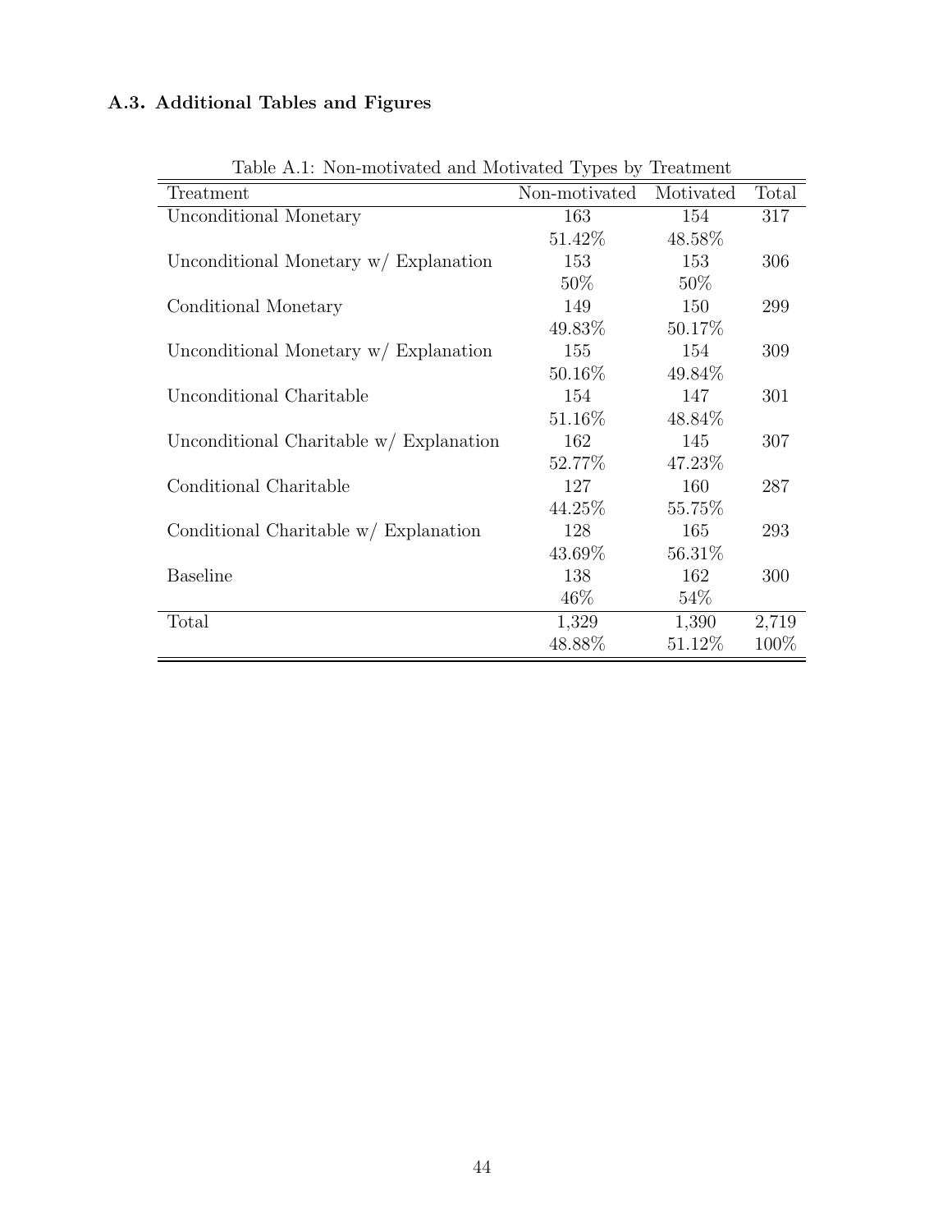### A.3. Additional Tables and Figures

Table A.1: Non-motivated and Motivated Types by Treatment

| Treatment | Non-motivated | Motivated | Total |
|---|---|---|---|
| Unconditional Monetary | 163 | 154 | 317 |
| | 51.42% | 48.58% | |
| Unconditional Monetary w/ Explanation | 153 | 153 | 306 |
| | 50% | 50% | |
| Conditional Monetary | 149 | 150 | 299 |
| | 49.83% | 50.17% | |
| Unconditional Monetary w/ Explanation | 155 | 154 | 309 |
| | 50.16% | 49.84% | |
| Unconditional Charitable | 154 | 147 | 301 |
| | 51.16% | 48.84% | |
| Unconditional Charitable w/ Explanation | 162 | 145 | 307 |
| | 52.77% | 47.23% | |
| Conditional Charitable | 127 | 160 | 287 |
| | 44.25% | 55.75% | |
| Conditional Charitable w/ Explanation | 128 | 165 | 293 |
| | 43.69% | 56.31% | |
| Baseline | 138 | 162 | 300 |
| | 46% | 54% | |
| Total | 1,329 | 1,390 | 2,719 |
| | 48.88% | 51.12% | 100% |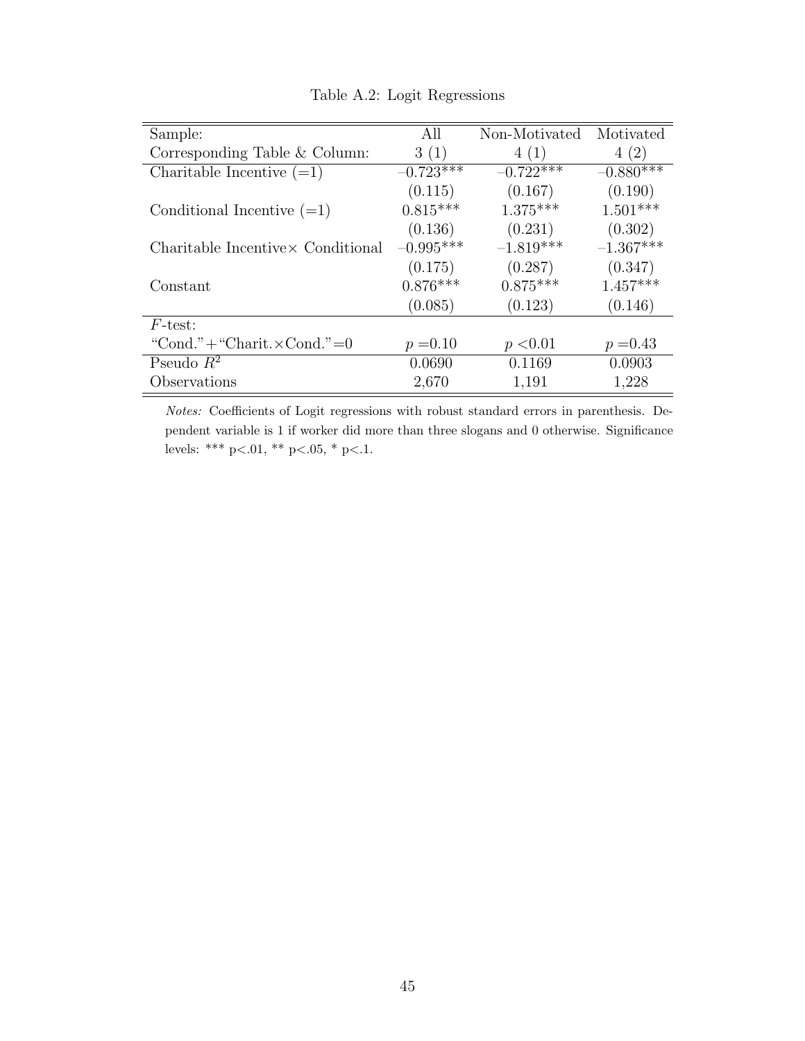Table A.2: Logit Regressions

| Sample: | All | Non-Motivated | Motivated |
|---|---|---|---|
| Corresponding Table & Column: | 3 (1) | 4 (1) | 4 (2) |
| Charitable Incentive (=1) | –0.723*** | –0.722*** | –0.880*** |
| | (0.115) | (0.167) | (0.190) |
| Conditional Incentive (=1) | 0.815*** | 1.375*** | 1.501*** |
| | (0.136) | (0.231) | (0.302) |
| Charitable Incentive× Conditional | –0.995*** | –1.819*** | –1.367*** |
| | (0.175) | (0.287) | (0.347) |
| Constant | 0.876*** | 0.875*** | 1.457*** |
| | (0.085) | (0.123) | (0.146) |
| *F*-test: | | | |
| "Cond."+"Charit.×Cond."=0 | $p = 0.10$ | $p < 0.01$ | $p = 0.43$ |
| Pseudo $R^2$ | 0.0690 | 0.1169 | 0.0903 |
| Observations | 2,670 | 1,191 | 1,228 |

*Notes:* Coefficients of Logit regressions with robust standard errors in parenthesis. Dependent variable is 1 if worker did more than three slogans and 0 otherwise. Significance levels: *** p<.01, ** p<.05, * p<.1.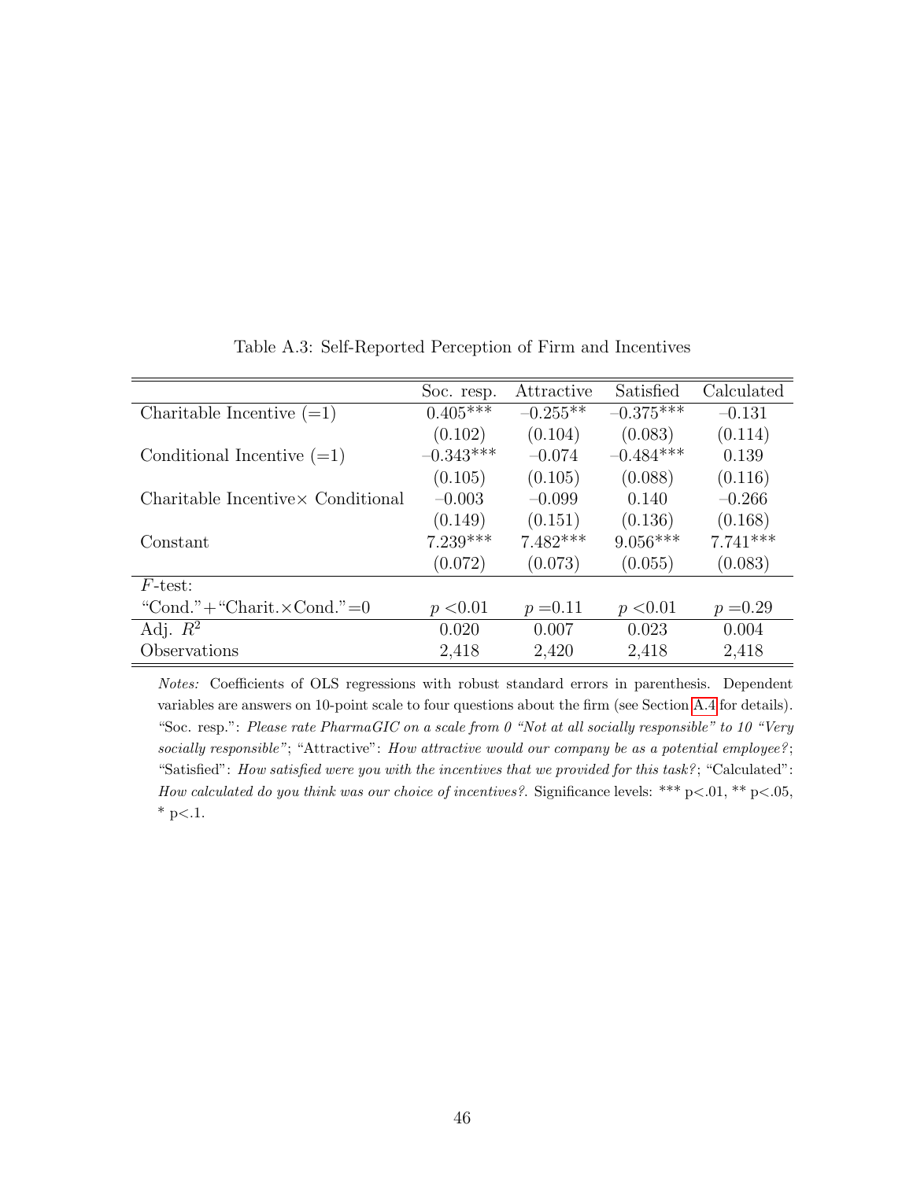Table A.3: Self-Reported Perception of Firm and Incentives

| | Soc. resp. | Attractive | Satisfied | Calculated |
|---|---|---|---|---|
| Charitable Incentive (=1) | 0.405*** | −0.255** | −0.375*** | −0.131 |
| | (0.102) | (0.104) | (0.083) | (0.114) |
| Conditional Incentive (=1) | −0.343*** | −0.074 | −0.484*** | 0.139 |
| | (0.105) | (0.105) | (0.088) | (0.116) |
| Charitable Incentive× Conditional | −0.003 | −0.099 | 0.140 | −0.266 |
| | (0.149) | (0.151) | (0.136) | (0.168) |
| Constant | 7.239*** | 7.482*** | 9.056*** | 7.741*** |
| | (0.072) | (0.073) | (0.055) | (0.083) |
| *F*-test: | | | | |
| "Cond."+"Charit.×Cond."=0 | $p<0.01$ | $p=0.11$ | $p<0.01$ | $p=0.29$ |
| Adj. $R^2$ | 0.020 | 0.007 | 0.023 | 0.004 |
| Observations | 2,418 | 2,420 | 2,418 | 2,418 |

*Notes:* Coefficients of OLS regressions with robust standard errors in parenthesis. Dependent variables are answers on 10-point scale to four questions about the firm (see Section A.4 for details). "Soc. resp.": *Please rate PharmaGIC on a scale from 0 "Not at all socially responsible" to 10 "Very socially responsible"*; "Attractive": *How attractive would our company be as a potential employee?*; "Satisfied": *How satisfied were you with the incentives that we provided for this task?*; "Calculated": *How calculated do you think was our choice of incentives?*. Significance levels: *** p<.01, ** p<.05, * p<.1.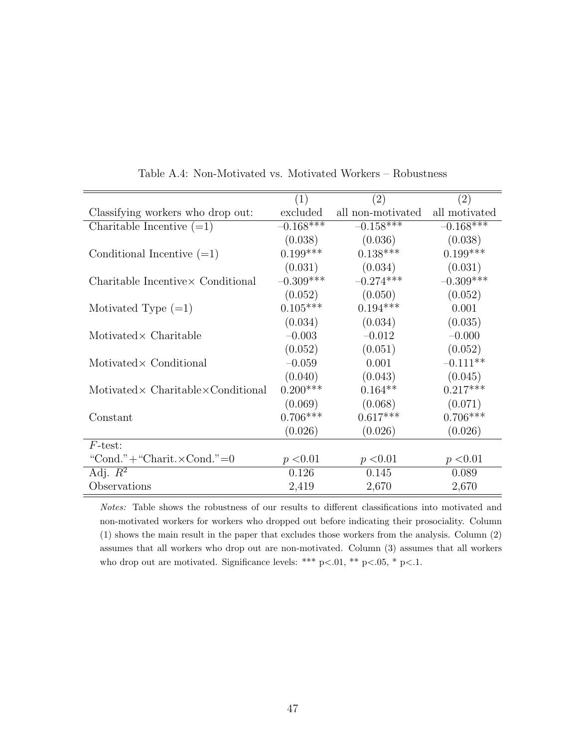Table A.4: Non-Motivated vs. Motivated Workers – Robustness

| | (1) | (2) | (2) |
|---|---|---|---|
| Classifying workers who drop out: | excluded | all non-motivated | all motivated |
| Charitable Incentive (=1) | –0.168*** | –0.158*** | –0.168*** |
| | (0.038) | (0.036) | (0.038) |
| Conditional Incentive (=1) | 0.199*** | 0.138*** | 0.199*** |
| | (0.031) | (0.034) | (0.031) |
| Charitable Incentive× Conditional | –0.309*** | –0.274*** | –0.309*** |
| | (0.052) | (0.050) | (0.052) |
| Motivated Type (=1) | 0.105*** | 0.194*** | 0.001 |
| | (0.034) | (0.034) | (0.035) |
| Motivated× Charitable | –0.003 | –0.012 | –0.000 |
| | (0.052) | (0.051) | (0.052) |
| Motivated× Conditional | –0.059 | 0.001 | –0.111** |
| | (0.040) | (0.043) | (0.045) |
| Motivated× Charitable×Conditional | 0.200*** | 0.164** | 0.217*** |
| | (0.069) | (0.068) | (0.071) |
| Constant | 0.706*** | 0.617*** | 0.706*** |
| | (0.026) | (0.026) | (0.026) |
| $F$-test: | | | |
| "Cond."+"Charit.×Cond."=0 | $p<0.01$ | $p<0.01$ | $p<0.01$ |
| Adj. $R^2$ | 0.126 | 0.145 | 0.089 |
| Observations | 2,419 | 2,670 | 2,670 |

*Notes:* Table shows the robustness of our results to different classifications into motivated and non-motivated workers for workers who dropped out before indicating their prosociality. Column (1) shows the main result in the paper that excludes those workers from the analysis. Column (2) assumes that all workers who drop out are non-motivated. Column (3) assumes that all workers who drop out are motivated. Significance levels: *** p<.01, ** p<.05, * p<.1.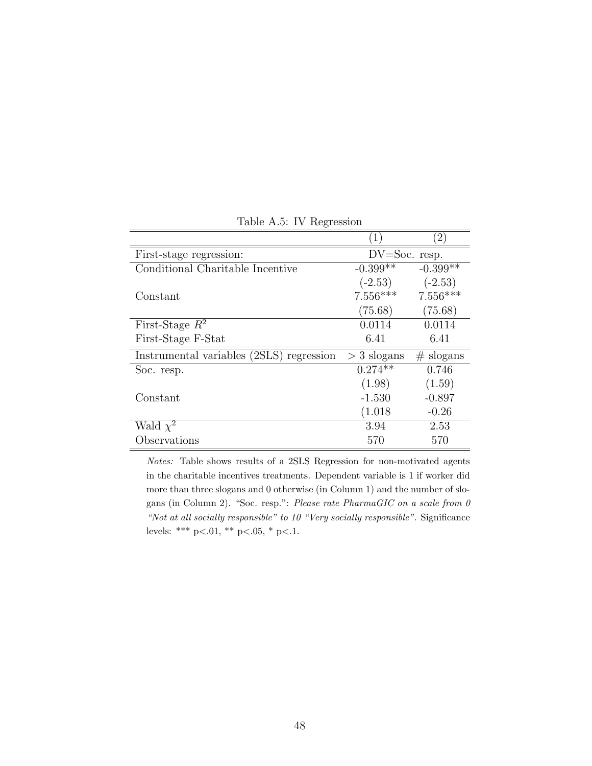Table A.5: IV Regression

| | (1) | (2) |
|---|---|---|
| First-stage regression: | DV=Soc. resp. | |
| Conditional Charitable Incentive | -0.399** | -0.399** |
| | (-2.53) | (-2.53) |
| Constant | 7.556*** | 7.556*** |
| | (75.68) | (75.68) |
| First-Stage $R^2$ | 0.0114 | 0.0114 |
| First-Stage F-Stat | 6.41 | 6.41 |
| Instrumental variables (2SLS) regression | $> 3$ slogans | # slogans |
| Soc. resp. | 0.274** | 0.746 |
| | (1.98) | (1.59) |
| Constant | -1.530 | -0.897 |
| | (1.018 | -0.26 |
| Wald $\chi^2$ | 3.94 | 2.53 |
| Observations | 570 | 570 |

*Notes:* Table shows results of a 2SLS Regression for non-motivated agents in the charitable incentives treatments. Dependent variable is 1 if worker did more than three slogans and 0 otherwise (in Column 1) and the number of slogans (in Column 2). "Soc. resp.": *Please rate PharmaGIC on a scale from 0 "Not at all socially responsible" to 10 "Very socially responsible"*. Significance levels: *** p<.01, ** p<.05, * p<.1.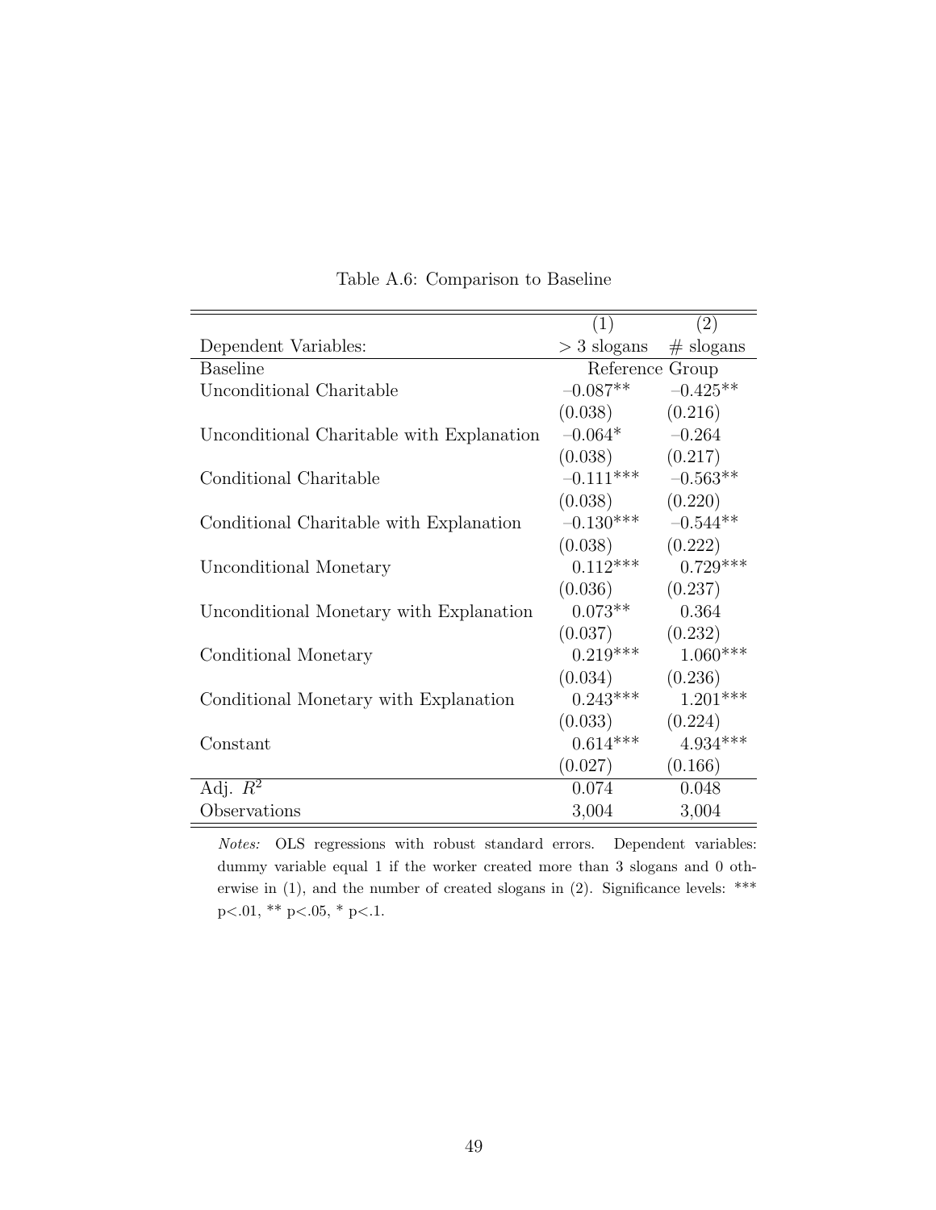Table A.6: Comparison to Baseline

| | (1) | (2) |
|---|---|---|
| Dependent Variables: | $> 3$ slogans | # slogans |
| Baseline | Reference Group | |
| Unconditional Charitable | $-0.087^{**}$ | $-0.425^{**}$ |
| | (0.038) | (0.216) |
| Unconditional Charitable with Explanation | $-0.064^{*}$ | $-0.264$ |
| | (0.038) | (0.217) |
| Conditional Charitable | $-0.111^{***}$ | $-0.563^{**}$ |
| | (0.038) | (0.220) |
| Conditional Charitable with Explanation | $-0.130^{***}$ | $-0.544^{**}$ |
| | (0.038) | (0.222) |
| Unconditional Monetary | $0.112^{***}$ | $0.729^{***}$ |
| | (0.036) | (0.237) |
| Unconditional Monetary with Explanation | $0.073^{**}$ | 0.364 |
| | (0.037) | (0.232) |
| Conditional Monetary | $0.219^{***}$ | $1.060^{***}$ |
| | (0.034) | (0.236) |
| Conditional Monetary with Explanation | $0.243^{***}$ | $1.201^{***}$ |
| | (0.033) | (0.224) |
| Constant | $0.614^{***}$ | $4.934^{***}$ |
| | (0.027) | (0.166) |
| Adj. $R^2$ | 0.074 | 0.048 |
| Observations | 3,004 | 3,004 |

*Notes:* OLS regressions with robust standard errors. Dependent variables: dummy variable equal 1 if the worker created more than 3 slogans and 0 otherwise in (1), and the number of created slogans in (2). Significance levels: *** p<.01, ** p<.05, * p<.1.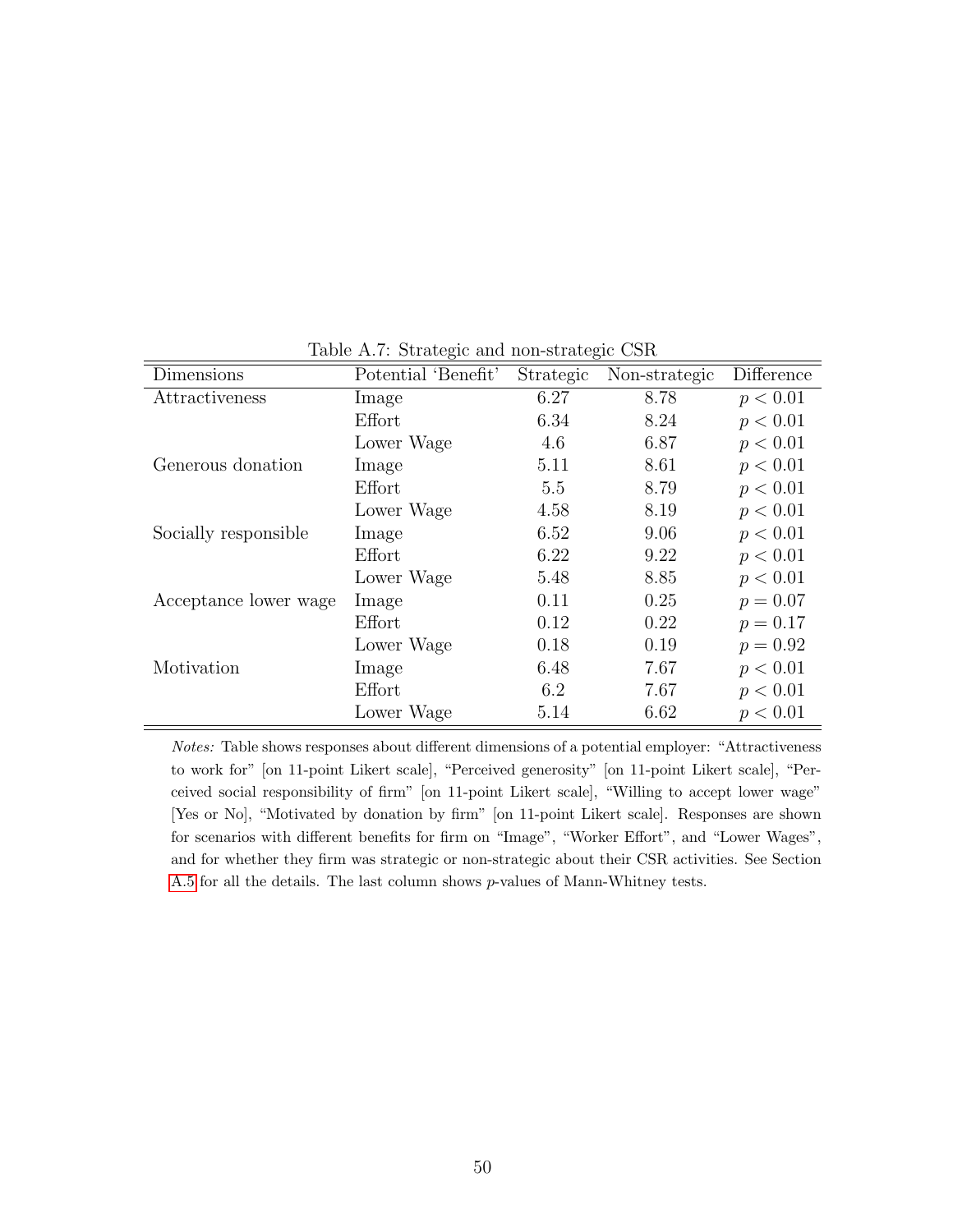Table A.7: Strategic and non-strategic CSR

| Dimensions | Potential 'Benefit' | Strategic | Non-strategic | Difference |
|---|---|---|---|---|
| Attractiveness | Image | 6.27 | 8.78 | $p < 0.01$ |
| | Effort | 6.34 | 8.24 | $p < 0.01$ |
| | Lower Wage | 4.6 | 6.87 | $p < 0.01$ |
| Generous donation | Image | 5.11 | 8.61 | $p < 0.01$ |
| | Effort | 5.5 | 8.79 | $p < 0.01$ |
| | Lower Wage | 4.58 | 8.19 | $p < 0.01$ |
| Socially responsible | Image | 6.52 | 9.06 | $p < 0.01$ |
| | Effort | 6.22 | 9.22 | $p < 0.01$ |
| | Lower Wage | 5.48 | 8.85 | $p < 0.01$ |
| Acceptance lower wage | Image | 0.11 | 0.25 | $p = 0.07$ |
| | Effort | 0.12 | 0.22 | $p = 0.17$ |
| | Lower Wage | 0.18 | 0.19 | $p = 0.92$ |
| Motivation | Image | 6.48 | 7.67 | $p < 0.01$ |
| | Effort | 6.2 | 7.67 | $p < 0.01$ |
| | Lower Wage | 5.14 | 6.62 | $p < 0.01$ |

*Notes:* Table shows responses about different dimensions of a potential employer: "Attractiveness to work for" [on 11-point Likert scale], "Perceived generosity" [on 11-point Likert scale], "Perceived social responsibility of firm" [on 11-point Likert scale], "Willing to accept lower wage" [Yes or No], "Motivated by donation by firm" [on 11-point Likert scale]. Responses are shown for scenarios with different benefits for firm on "Image", "Worker Effort", and "Lower Wages", and for whether they firm was strategic or non-strategic about their CSR activities. See Section A.5 for all the details. The last column shows $p$-values of Mann-Whitney tests.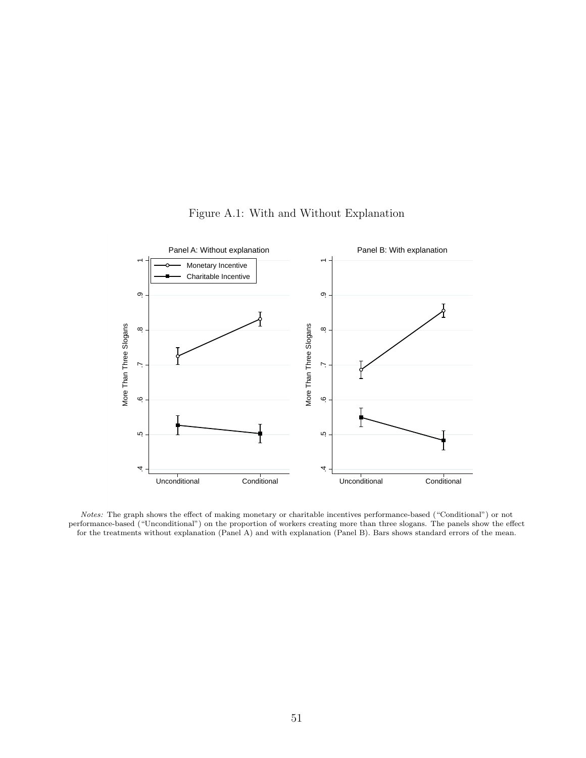Figure A.1: With and Without Explanation

*Notes:* The graph shows the effect of making monetary or charitable incentives performance-based ("Conditional") or not performance-based ("Unconditional") on the proportion of workers creating more than three slogans. The panels show the effect for the treatments without explanation (Panel A) and with explanation (Panel B). Bars shows standard errors of the mean.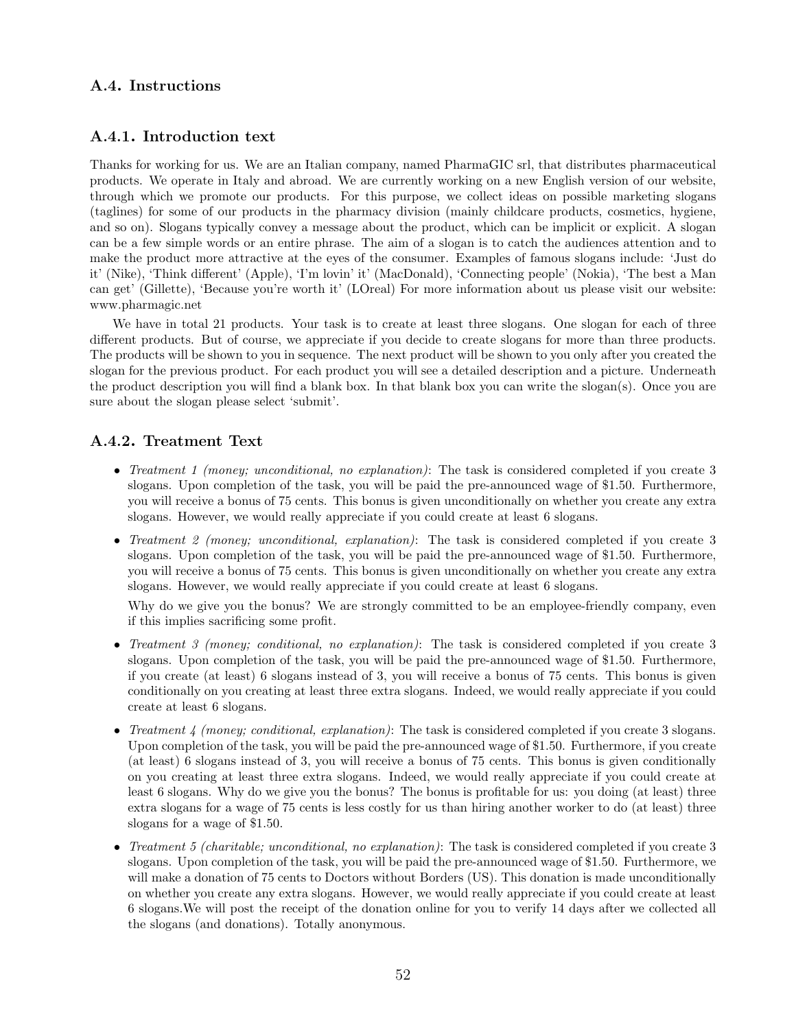### A.4. Instructions

#### A.4.1. Introduction text

Thanks for working for us. We are an Italian company, named PharmaGIC srl, that distributes pharmaceutical products. We operate in Italy and abroad. We are currently working on a new English version of our website, through which we promote our products. For this purpose, we collect ideas on possible marketing slogans (taglines) for some of our products in the pharmacy division (mainly childcare products, cosmetics, hygiene, and so on). Slogans typically convey a message about the product, which can be implicit or explicit. A slogan can be a few simple words or an entire phrase. The aim of a slogan is to catch the audiences attention and to make the product more attractive at the eyes of the consumer. Examples of famous slogans include: 'Just do it' (Nike), 'Think different' (Apple), 'I'm lovin' it' (MacDonald), 'Connecting people' (Nokia), 'The best a Man can get' (Gillette), 'Because you're worth it' (LOreal) For more information about us please visit our website: www.pharmagic.net

We have in total 21 products. Your task is to create at least three slogans. One slogan for each of three different products. But of course, we appreciate if you decide to create slogans for more than three products. The products will be shown to you in sequence. The next product will be shown to you only after you created the slogan for the previous product. For each product you will see a detailed description and a picture. Underneath the product description you will find a blank box. In that blank box you can write the slogan(s). Once you are sure about the slogan please select 'submit'.

#### A.4.2. Treatment Text

- *Treatment 1 (money; unconditional, no explanation)*: The task is considered completed if you create 3 slogans. Upon completion of the task, you will be paid the pre-announced wage of $1.50. Furthermore, you will receive a bonus of 75 cents. This bonus is given unconditionally on whether you create any extra slogans. However, we would really appreciate if you could create at least 6 slogans.

- *Treatment 2 (money; unconditional, explanation)*: The task is considered completed if you create 3 slogans. Upon completion of the task, you will be paid the pre-announced wage of $1.50. Furthermore, you will receive a bonus of 75 cents. This bonus is given unconditionally on whether you create any extra slogans. However, we would really appreciate if you could create at least 6 slogans.

  Why do we give you the bonus? We are strongly committed to be an employee-friendly company, even if this implies sacrificing some profit.

- *Treatment 3 (money; conditional, no explanation)*: The task is considered completed if you create 3 slogans. Upon completion of the task, you will be paid the pre-announced wage of $1.50. Furthermore, if you create (at least) 6 slogans instead of 3, you will receive a bonus of 75 cents. This bonus is given conditionally on you creating at least three extra slogans. Indeed, we would really appreciate if you could create at least 6 slogans.

- *Treatment 4 (money; conditional, explanation)*: The task is considered completed if you create 3 slogans. Upon completion of the task, you will be paid the pre-announced wage of $1.50. Furthermore, if you create (at least) 6 slogans instead of 3, you will receive a bonus of 75 cents. This bonus is given conditionally on you creating at least three extra slogans. Indeed, we would really appreciate if you could create at least 6 slogans. Why do we give you the bonus? The bonus is profitable for us: you doing (at least) three extra slogans for a wage of 75 cents is less costly for us than hiring another worker to do (at least) three slogans for a wage of $1.50.

- *Treatment 5 (charitable; unconditional, no explanation)*: The task is considered completed if you create 3 slogans. Upon completion of the task, you will be paid the pre-announced wage of $1.50. Furthermore, we will make a donation of 75 cents to Doctors without Borders (US). This donation is made unconditionally on whether you create any extra slogans. However, we would really appreciate if you could create at least 6 slogans.We will post the receipt of the donation online for you to verify 14 days after we collected all the slogans (and donations). Totally anonymous.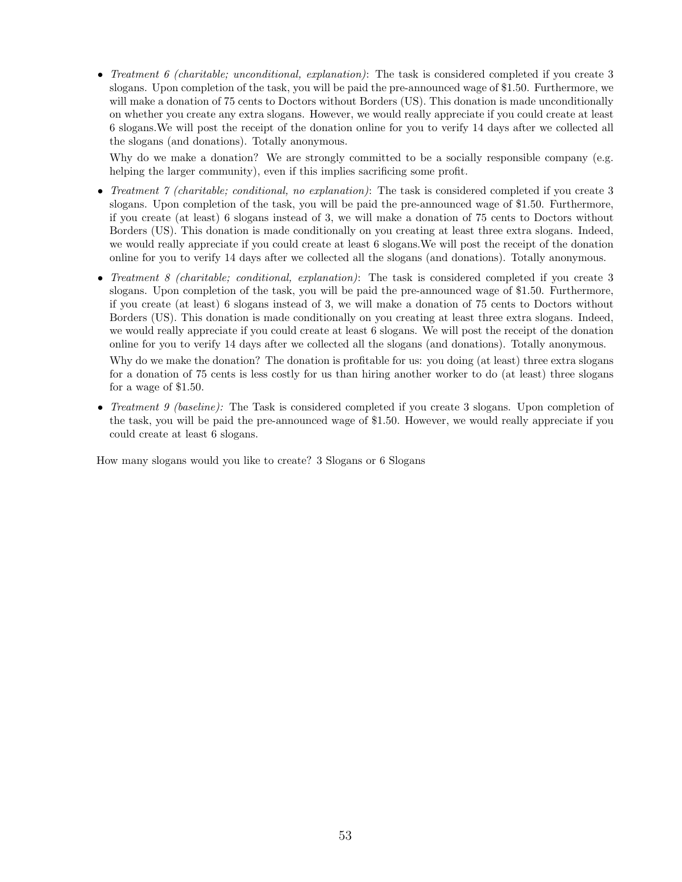- *Treatment 6 (charitable; unconditional, explanation)*: The task is considered completed if you create 3 slogans. Upon completion of the task, you will be paid the pre-announced wage of $1.50. Furthermore, we will make a donation of 75 cents to Doctors without Borders (US). This donation is made unconditionally on whether you create any extra slogans. However, we would really appreciate if you could create at least 6 slogans.We will post the receipt of the donation online for you to verify 14 days after we collected all the slogans (and donations). Totally anonymous.

  Why do we make a donation? We are strongly committed to be a socially responsible company (e.g. helping the larger community), even if this implies sacrificing some profit.

- *Treatment 7 (charitable; conditional, no explanation)*: The task is considered completed if you create 3 slogans. Upon completion of the task, you will be paid the pre-announced wage of $1.50. Furthermore, if you create (at least) 6 slogans instead of 3, we will make a donation of 75 cents to Doctors without Borders (US). This donation is made conditionally on you creating at least three extra slogans. Indeed, we would really appreciate if you could create at least 6 slogans.We will post the receipt of the donation online for you to verify 14 days after we collected all the slogans (and donations). Totally anonymous.

- *Treatment 8 (charitable; conditional, explanation)*: The task is considered completed if you create 3 slogans. Upon completion of the task, you will be paid the pre-announced wage of $1.50. Furthermore, if you create (at least) 6 slogans instead of 3, we will make a donation of 75 cents to Doctors without Borders (US). This donation is made conditionally on you creating at least three extra slogans. Indeed, we would really appreciate if you could create at least 6 slogans. We will post the receipt of the donation online for you to verify 14 days after we collected all the slogans (and donations). Totally anonymous.

  Why do we make the donation? The donation is profitable for us: you doing (at least) three extra slogans for a donation of 75 cents is less costly for us than hiring another worker to do (at least) three slogans for a wage of $1.50.

- *Treatment 9 (baseline):* The Task is considered completed if you create 3 slogans. Upon completion of the task, you will be paid the pre-announced wage of $1.50. However, we would really appreciate if you could create at least 6 slogans.

How many slogans would you like to create? 3 Slogans or 6 Slogans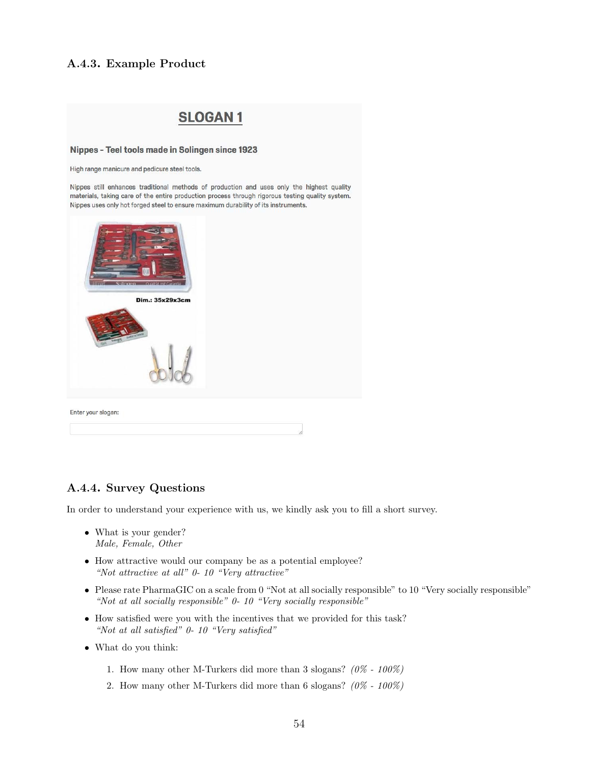### A.4.3. Example Product

**SLOGAN 1**

**Nippes - Teel tools made in Solingen since 1923**

High range manicure and pedicure steel tools.

Nippes still enhances traditional methods of production and uses only the highest quality materials, taking care of the entire production process through rigorous testing quality system. Nippes uses only hot forged steel to ensure maximum durability of its instruments.

**Dim.: 35x29x3cm**

Enter your slogan:

### A.4.4. Survey Questions

In order to understand your experience with us, we kindly ask you to fill a short survey.

- What is your gender?
  *Male, Female, Other*
- How attractive would our company be as a potential employee?
  *"Not attractive at all" 0- 10 "Very attractive"*
- Please rate PharmaGIC on a scale from 0 "Not at all socially responsible" to 10 "Very socially responsible"
  *"Not at all socially responsible" 0- 10 "Very socially responsible"*
- How satisfied were you with the incentives that we provided for this task?
  *"Not at all satisfied" 0- 10 "Very satisfied"*
- What do you think:
  1. How many other M-Turkers did more than 3 slogans? *(0% - 100%)*
  2. How many other M-Turkers did more than 6 slogans? *(0% - 100%)*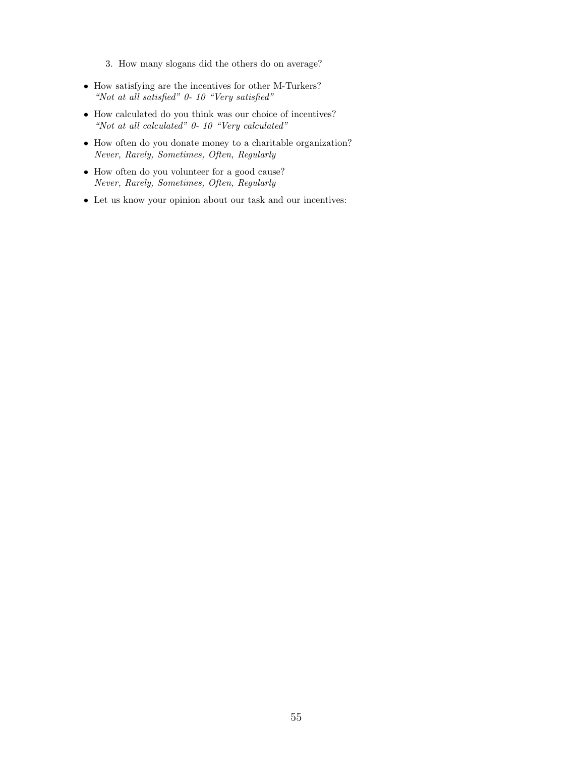3. How many slogans did the others do on average?

- How satisfying are the incentives for other M-Turkers?
  *"Not at all satisfied" 0- 10 "Very satisfied"*
- How calculated do you think was our choice of incentives?
  *"Not at all calculated" 0- 10 "Very calculated"*
- How often do you donate money to a charitable organization?
  *Never, Rarely, Sometimes, Often, Regularly*
- How often do you volunteer for a good cause?
  *Never, Rarely, Sometimes, Often, Regularly*
- Let us know your opinion about our task and our incentives: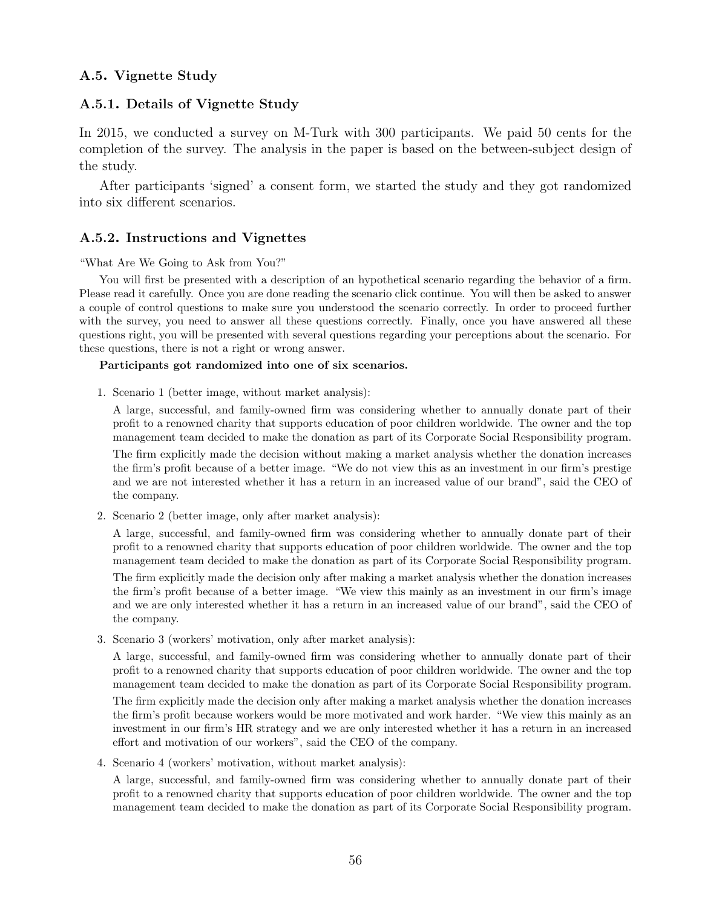### A.5. Vignette Study

### A.5.1. Details of Vignette Study

In 2015, we conducted a survey on M-Turk with 300 participants. We paid 50 cents for the completion of the survey. The analysis in the paper is based on the between-subject design of the study.

After participants 'signed' a consent form, we started the study and they got randomized into six different scenarios.

### A.5.2. Instructions and Vignettes

"What Are We Going to Ask from You?"

You will first be presented with a description of an hypothetical scenario regarding the behavior of a firm. Please read it carefully. Once you are done reading the scenario click continue. You will then be asked to answer a couple of control questions to make sure you understood the scenario correctly. In order to proceed further with the survey, you need to answer all these questions correctly. Finally, once you have answered all these questions right, you will be presented with several questions regarding your perceptions about the scenario. For these questions, there is not a right or wrong answer.

**Participants got randomized into one of six scenarios.**

1. Scenario 1 (better image, without market analysis):

   A large, successful, and family-owned firm was considering whether to annually donate part of their profit to a renowned charity that supports education of poor children worldwide. The owner and the top management team decided to make the donation as part of its Corporate Social Responsibility program.

   The firm explicitly made the decision without making a market analysis whether the donation increases the firm's profit because of a better image. "We do not view this as an investment in our firm's prestige and we are not interested whether it has a return in an increased value of our brand", said the CEO of the company.

2. Scenario 2 (better image, only after market analysis):

   A large, successful, and family-owned firm was considering whether to annually donate part of their profit to a renowned charity that supports education of poor children worldwide. The owner and the top management team decided to make the donation as part of its Corporate Social Responsibility program.

   The firm explicitly made the decision only after making a market analysis whether the donation increases the firm's profit because of a better image. "We view this mainly as an investment in our firm's image and we are only interested whether it has a return in an increased value of our brand", said the CEO of the company.

3. Scenario 3 (workers' motivation, only after market analysis):

   A large, successful, and family-owned firm was considering whether to annually donate part of their profit to a renowned charity that supports education of poor children worldwide. The owner and the top management team decided to make the donation as part of its Corporate Social Responsibility program.

   The firm explicitly made the decision only after making a market analysis whether the donation increases the firm's profit because workers would be more motivated and work harder. "We view this mainly as an investment in our firm's HR strategy and we are only interested whether it has a return in an increased effort and motivation of our workers", said the CEO of the company.

4. Scenario 4 (workers' motivation, without market analysis):

   A large, successful, and family-owned firm was considering whether to annually donate part of their profit to a renowned charity that supports education of poor children worldwide. The owner and the top management team decided to make the donation as part of its Corporate Social Responsibility program.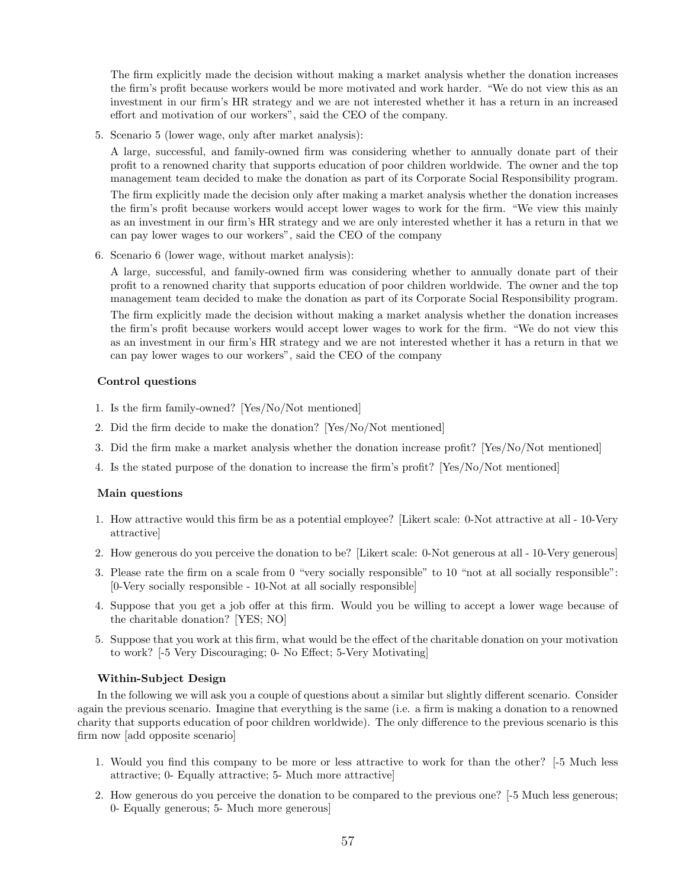The firm explicitly made the decision without making a market analysis whether the donation increases the firm's profit because workers would be more motivated and work harder. "We do not view this as an investment in our firm's HR strategy and we are not interested whether it has a return in an increased effort and motivation of our workers", said the CEO of the company.

5. Scenario 5 (lower wage, only after market analysis):

   A large, successful, and family-owned firm was considering whether to annually donate part of their profit to a renowned charity that supports education of poor children worldwide. The owner and the top management team decided to make the donation as part of its Corporate Social Responsibility program.

   The firm explicitly made the decision only after making a market analysis whether the donation increases the firm's profit because workers would accept lower wages to work for the firm. "We view this mainly as an investment in our firm's HR strategy and we are only interested whether it has a return in that we can pay lower wages to our workers", said the CEO of the company

6. Scenario 6 (lower wage, without market analysis):

   A large, successful, and family-owned firm was considering whether to annually donate part of their profit to a renowned charity that supports education of poor children worldwide. The owner and the top management team decided to make the donation as part of its Corporate Social Responsibility program.

   The firm explicitly made the decision without making a market analysis whether the donation increases the firm's profit because workers would accept lower wages to work for the firm. "We do not view this as an investment in our firm's HR strategy and we are not interested whether it has a return in that we can pay lower wages to our workers", said the CEO of the company

**Control questions**

1. Is the firm family-owned? [Yes/No/Not mentioned]
2. Did the firm decide to make the donation? [Yes/No/Not mentioned]
3. Did the firm make a market analysis whether the donation increase profit? [Yes/No/Not mentioned]
4. Is the stated purpose of the donation to increase the firm's profit? [Yes/No/Not mentioned]

**Main questions**

1. How attractive would this firm be as a potential employee? [Likert scale: 0-Not attractive at all - 10-Very attractive]
2. How generous do you perceive the donation to be? [Likert scale: 0-Not generous at all - 10-Very generous]
3. Please rate the firm on a scale from 0 "very socially responsible" to 10 "not at all socially responsible": [0-Very socially responsible - 10-Not at all socially responsible]
4. Suppose that you get a job offer at this firm. Would you be willing to accept a lower wage because of the charitable donation? [YES; NO]
5. Suppose that you work at this firm, what would be the effect of the charitable donation on your motivation to work? [-5 Very Discouraging; 0- No Effect; 5-Very Motivating]

**Within-Subject Design**

In the following we will ask you a couple of questions about a similar but slightly different scenario. Consider again the previous scenario. Imagine that everything is the same (i.e. a firm is making a donation to a renowned charity that supports education of poor children worldwide). The only difference to the previous scenario is this firm now [add opposite scenario]

1. Would you find this company to be more or less attractive to work for than the other? [-5 Much less attractive; 0- Equally attractive; 5- Much more attractive]
2. How generous do you perceive the donation to be compared to the previous one? [-5 Much less generous; 0- Equally generous; 5- Much more generous]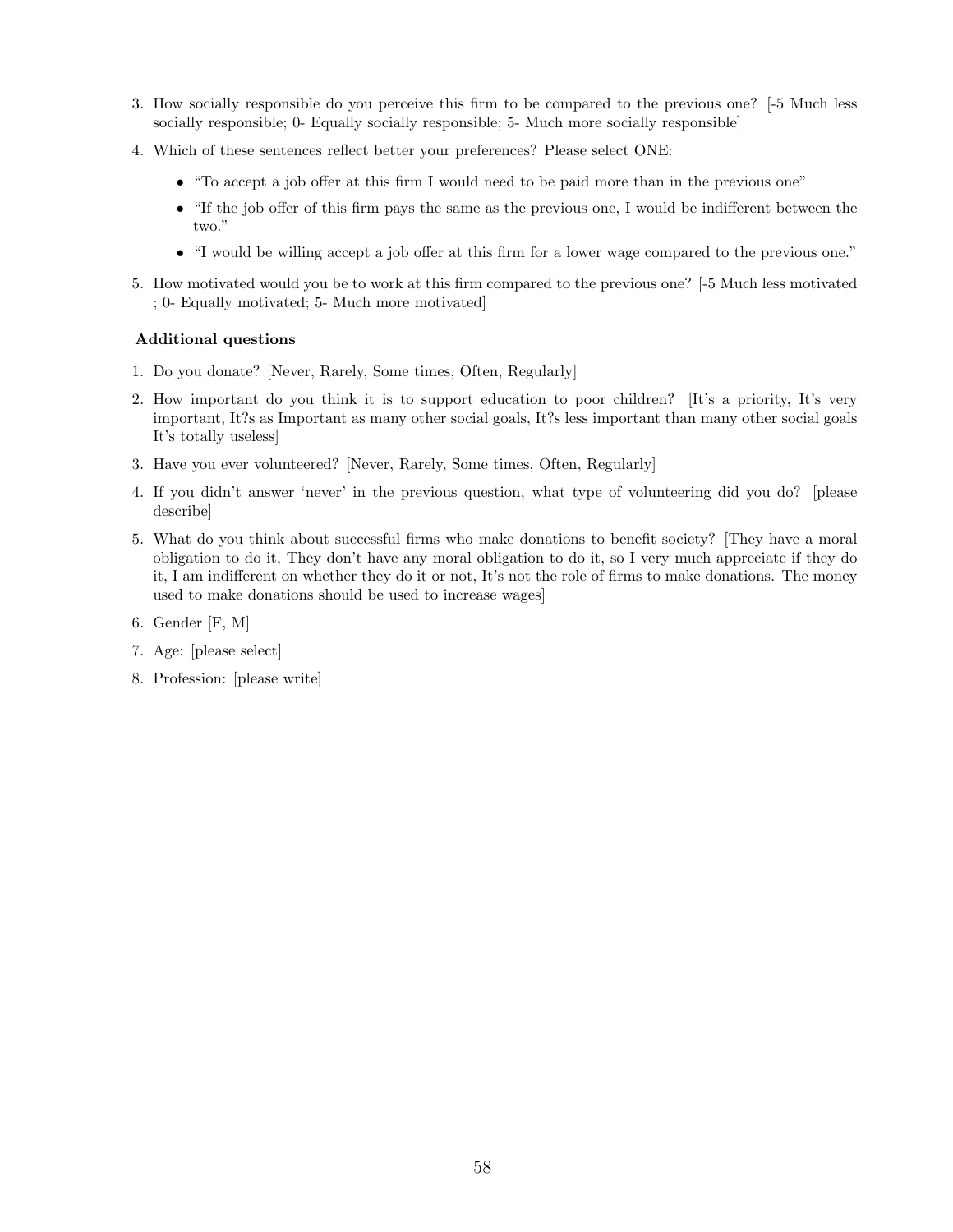3. How socially responsible do you perceive this firm to be compared to the previous one? [-5 Much less socially responsible; 0- Equally socially responsible; 5- Much more socially responsible]

4. Which of these sentences reflect better your preferences? Please select ONE:

   - "To accept a job offer at this firm I would need to be paid more than in the previous one"
   - "If the job offer of this firm pays the same as the previous one, I would be indifferent between the two."
   - "I would be willing accept a job offer at this firm for a lower wage compared to the previous one."

5. How motivated would you be to work at this firm compared to the previous one? [-5 Much less motivated ; 0- Equally motivated; 5- Much more motivated]

**Additional questions**

1. Do you donate? [Never, Rarely, Some times, Often, Regularly]

2. How important do you think it is to support education to poor children? [It's a priority, It's very important, It?s as Important as many other social goals, It?s less important than many other social goals It's totally useless]

3. Have you ever volunteered? [Never, Rarely, Some times, Often, Regularly]

4. If you didn't answer 'never' in the previous question, what type of volunteering did you do? [please describe]

5. What do you think about successful firms who make donations to benefit society? [They have a moral obligation to do it, They don't have any moral obligation to do it, so I very much appreciate if they do it, I am indifferent on whether they do it or not, It's not the role of firms to make donations. The money used to make donations should be used to increase wages]

6. Gender [F, M]

7. Age: [please select]

8. Profession: [please write]